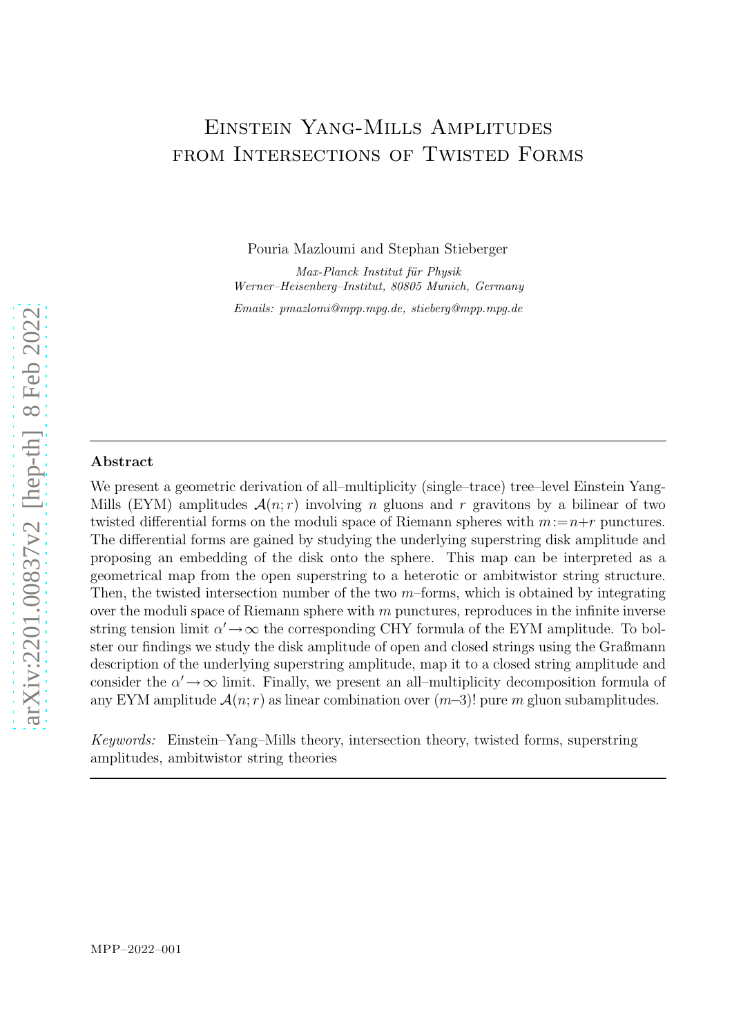# Einstein Yang-Mills Amplitudes from Intersections of Twisted Forms

Pouria Mazloumi and Stephan Stieberger

*Max-Planck Institut für Physik*
*Werner–Heisenberg–Institut, 80805 Munich, Germany*

*Emails: pmazlomi@mpp.mpg.de, stieberg@mpp.mpg.de*

---

**Abstract**

We present a geometric derivation of all–multiplicity (single–trace) tree–level Einstein Yang-Mills (EYM) amplitudes $\mathcal{A}(n;r)$ involving $n$ gluons and $r$ gravitons by a bilinear of two twisted differential forms on the moduli space of Riemann spheres with $m:=n+r$ punctures. The differential forms are gained by studying the underlying superstring disk amplitude and proposing an embedding of the disk onto the sphere. This map can be interpreted as a geometrical map from the open superstring to a heterotic or ambitwistor string structure. Then, the twisted intersection number of the two $m$–forms, which is obtained by integrating over the moduli space of Riemann sphere with $m$ punctures, reproduces in the infinite inverse string tension limit $\alpha'\to\infty$ the corresponding CHY formula of the EYM amplitude. To bolster our findings we study the disk amplitude of open and closed strings using the Graßmann description of the underlying superstring amplitude, map it to a closed string amplitude and consider the $\alpha'\to\infty$ limit. Finally, we present an all–multiplicity decomposition formula of any EYM amplitude $\mathcal{A}(n;r)$ as linear combination over $(m–3)!$ pure $m$ gluon subamplitudes.

*Keywords:* Einstein–Yang–Mills theory, intersection theory, twisted forms, superstring amplitudes, ambitwistor string theories

---

MPP–2022–001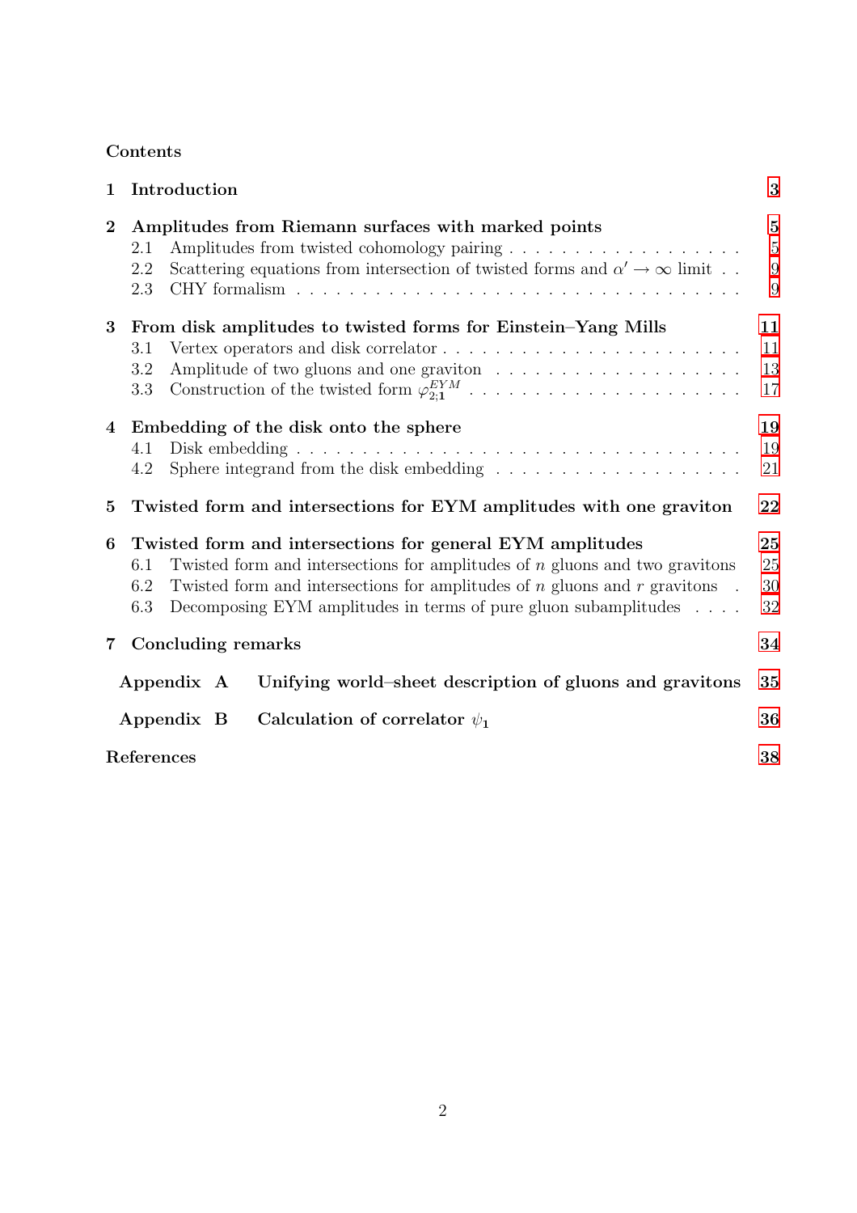Contents

| | | |
|---|---|---|
| **1** | **Introduction** | **3** |
| **2** | **Amplitudes from Riemann surfaces with marked points** | **5** |
| | 2.1 Amplitudes from twisted cohomology pairing | 5 |
| | 2.2 Scattering equations from intersection of twisted forms and $\alpha' \to \infty$ limit | 9 |
| | 2.3 CHY formalism | 9 |
| **3** | **From disk amplitudes to twisted forms for Einstein–Yang Mills** | **11** |
| | 3.1 Vertex operators and disk correlator | 11 |
| | 3.2 Amplitude of two gluons and one graviton | 13 |
| | 3.3 Construction of the twisted form $\varphi^{EYM}_{2;\mathbf{1}}$ | 17 |
| **4** | **Embedding of the disk onto the sphere** | **19** |
| | 4.1 Disk embedding | 19 |
| | 4.2 Sphere integrand from the disk embedding | 21 |
| **5** | **Twisted form and intersections for EYM amplitudes with one graviton** | **22** |
| **6** | **Twisted form and intersections for general EYM amplitudes** | **25** |
| | 6.1 Twisted form and intersections for amplitudes of $n$ gluons and two gravitons | 25 |
| | 6.2 Twisted form and intersections for amplitudes of $n$ gluons and $r$ gravitons | 30 |
| | 6.3 Decomposing EYM amplitudes in terms of pure gluon subamplitudes | 32 |
| **7** | **Concluding remarks** | **34** |
| | **Appendix A Unifying world–sheet description of gluons and gravitons** | **35** |
| | **Appendix B Calculation of correlator $\psi_1$** | **36** |
| | **References** | **38** |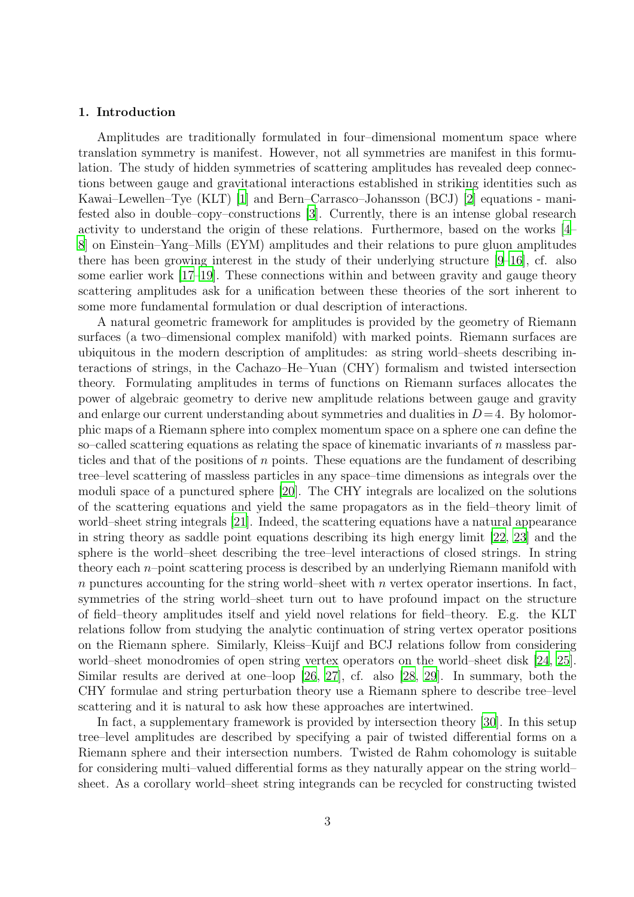# 1. Introduction

Amplitudes are traditionally formulated in four–dimensional momentum space where translation symmetry is manifest. However, not all symmetries are manifest in this formulation. The study of hidden symmetries of scattering amplitudes has revealed deep connections between gauge and gravitational interactions established in striking identities such as Kawai–Lewellen–Tye (KLT) [1] and Bern–Carrasco–Johansson (BCJ) [2] equations - manifested also in double–copy–constructions [3]. Currently, there is an intense global research activity to understand the origin of these relations. Furthermore, based on the works [4–8] on Einstein–Yang–Mills (EYM) amplitudes and their relations to pure gluon amplitudes there has been growing interest in the study of their underlying structure [9–16], cf. also some earlier work [17–19]. These connections within and between gravity and gauge theory scattering amplitudes ask for a unification between these theories of the sort inherent to some more fundamental formulation or dual description of interactions.

A natural geometric framework for amplitudes is provided by the geometry of Riemann surfaces (a two–dimensional complex manifold) with marked points. Riemann surfaces are ubiquitous in the modern description of amplitudes: as string world–sheets describing interactions of strings, in the Cachazo–He–Yuan (CHY) formalism and twisted intersection theory. Formulating amplitudes in terms of functions on Riemann surfaces allocates the power of algebraic geometry to derive new amplitude relations between gauge and gravity and enlarge our current understanding about symmetries and dualities in $D=4$. By holomorphic maps of a Riemann sphere into complex momentum space on a sphere one can define the so–called scattering equations as relating the space of kinematic invariants of $n$ massless particles and that of the positions of $n$ points. These equations are the fundament of describing tree–level scattering of massless particles in any space–time dimensions as integrals over the moduli space of a punctured sphere [20]. The CHY integrals are localized on the solutions of the scattering equations and yield the same propagators as in the field–theory limit of world–sheet string integrals [21]. Indeed, the scattering equations have a natural appearance in string theory as saddle point equations describing its high energy limit [22, 23] and the sphere is the world–sheet describing the tree–level interactions of closed strings. In string theory each $n$–point scattering process is described by an underlying Riemann manifold with $n$ punctures accounting for the string world–sheet with $n$ vertex operator insertions. In fact, symmetries of the string world–sheet turn out to have profound impact on the structure of field–theory amplitudes itself and yield novel relations for field–theory. E.g. the KLT relations follow from studying the analytic continuation of string vertex operator positions on the Riemann sphere. Similarly, Kleiss–Kuijf and BCJ relations follow from considering world–sheet monodromies of open string vertex operators on the world–sheet disk [24, 25]. Similar results are derived at one–loop [26, 27], cf. also [28, 29]. In summary, both the CHY formulae and string perturbation theory use a Riemann sphere to describe tree–level scattering and it is natural to ask how these approaches are intertwined.

In fact, a supplementary framework is provided by intersection theory [30]. In this setup tree–level amplitudes are described by specifying a pair of twisted differential forms on a Riemann sphere and their intersection numbers. Twisted de Rahm cohomology is suitable for considering multi–valued differential forms as they naturally appear on the string world–sheet. As a corollary world–sheet string integrands can be recycled for constructing twisted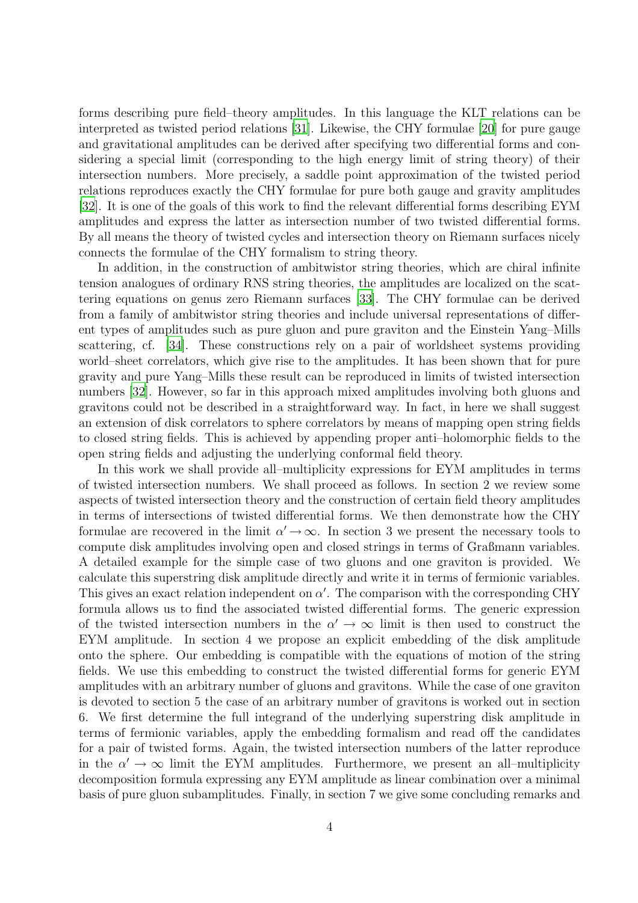forms describing pure field–theory amplitudes. In this language the KLT relations can be interpreted as twisted period relations [31]. Likewise, the CHY formulae [20] for pure gauge and gravitational amplitudes can be derived after specifying two differential forms and considering a special limit (corresponding to the high energy limit of string theory) of their intersection numbers. More precisely, a saddle point approximation of the twisted period relations reproduces exactly the CHY formulae for pure both gauge and gravity amplitudes [32]. It is one of the goals of this work to find the relevant differential forms describing EYM amplitudes and express the latter as intersection number of two twisted differential forms. By all means the theory of twisted cycles and intersection theory on Riemann surfaces nicely connects the formulae of the CHY formalism to string theory.

In addition, in the construction of ambitwistor string theories, which are chiral infinite tension analogues of ordinary RNS string theories, the amplitudes are localized on the scattering equations on genus zero Riemann surfaces [33]. The CHY formulae can be derived from a family of ambitwistor string theories and include universal representations of different types of amplitudes such as pure gluon and pure graviton and the Einstein Yang–Mills scattering, cf. [34]. These constructions rely on a pair of worldsheet systems providing world–sheet correlators, which give rise to the amplitudes. It has been shown that for pure gravity and pure Yang–Mills these result can be reproduced in limits of twisted intersection numbers [32]. However, so far in this approach mixed amplitudes involving both gluons and gravitons could not be described in a straightforward way. In fact, in here we shall suggest an extension of disk correlators to sphere correlators by means of mapping open string fields to closed string fields. This is achieved by appending proper anti–holomorphic fields to the open string fields and adjusting the underlying conformal field theory.

In this work we shall provide all–multiplicity expressions for EYM amplitudes in terms of twisted intersection numbers. We shall proceed as follows. In section 2 we review some aspects of twisted intersection theory and the construction of certain field theory amplitudes in terms of intersections of twisted differential forms. We then demonstrate how the CHY formulae are recovered in the limit $\alpha' \to \infty$. In section 3 we present the necessary tools to compute disk amplitudes involving open and closed strings in terms of Graßmann variables. A detailed example for the simple case of two gluons and one graviton is provided. We calculate this superstring disk amplitude directly and write it in terms of fermionic variables. This gives an exact relation independent on $\alpha'$. The comparison with the corresponding CHY formula allows us to find the associated twisted differential forms. The generic expression of the twisted intersection numbers in the $\alpha' \to \infty$ limit is then used to construct the EYM amplitude. In section 4 we propose an explicit embedding of the disk amplitude onto the sphere. Our embedding is compatible with the equations of motion of the string fields. We use this embedding to construct the twisted differential forms for generic EYM amplitudes with an arbitrary number of gluons and gravitons. While the case of one graviton is devoted to section 5 the case of an arbitrary number of gravitons is worked out in section 6. We first determine the full integrand of the underlying superstring disk amplitude in terms of fermionic variables, apply the embedding formalism and read off the candidates for a pair of twisted forms. Again, the twisted intersection numbers of the latter reproduce in the $\alpha' \to \infty$ limit the EYM amplitudes. Furthermore, we present an all–multiplicity decomposition formula expressing any EYM amplitude as linear combination over a minimal basis of pure gluon subamplitudes. Finally, in section 7 we give some concluding remarks and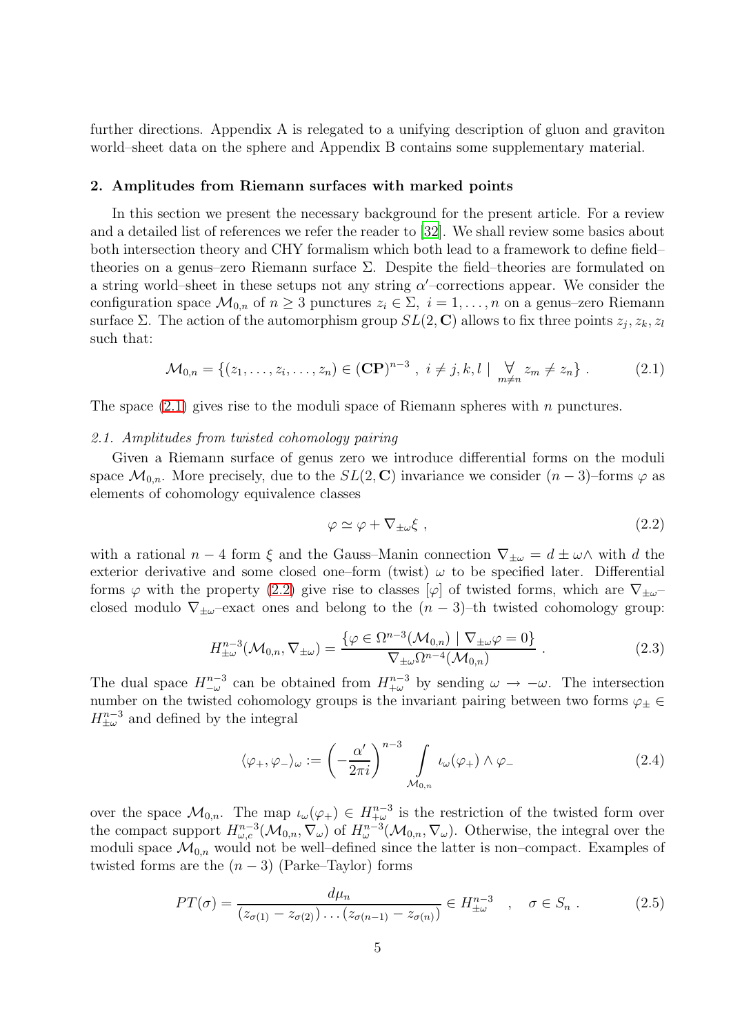further directions. Appendix A is relegated to a unifying description of gluon and graviton world–sheet data on the sphere and Appendix B contains some supplementary material.

## 2. Amplitudes from Riemann surfaces with marked points

In this section we present the necessary background for the present article. For a review and a detailed list of references we refer the reader to [32]. We shall review some basics about both intersection theory and CHY formalism which both lead to a framework to define field–theories on a genus–zero Riemann surface $\Sigma$. Despite the field–theories are formulated on a string world–sheet in these setups not any string $\alpha'$–corrections appear. We consider the configuration space $\mathcal{M}_{0,n}$ of $n \geq 3$ punctures $z_i \in \Sigma,\ i = 1, \ldots, n$ on a genus–zero Riemann surface $\Sigma$. The action of the automorphism group $SL(2, \mathbf{C})$ allows to fix three points $z_j, z_k, z_l$ such that:

$$
\mathcal{M}_{0,n} = \{(z_1, \ldots, z_i, \ldots, z_n) \in (\mathbf{CP})^{n-3}\ ,\ i \neq j,k,l \mid \underset{m \neq n}{\forall}\, z_m \neq z_n\}\ . \tag{2.1}
$$

The space (2.1) gives rise to the moduli space of Riemann spheres with $n$ punctures.

### *2.1. Amplitudes from twisted cohomology pairing*

Given a Riemann surface of genus zero we introduce differential forms on the moduli space $\mathcal{M}_{0,n}$. More precisely, due to the $SL(2, \mathbf{C})$ invariance we consider $(n-3)$–forms $\varphi$ as elements of cohomology equivalence classes

$$
\varphi \simeq \varphi + \nabla_{\pm\omega}\xi\ , \tag{2.2}
$$

with a rational $n-4$ form $\xi$ and the Gauss–Manin connection $\nabla_{\pm\omega} = d \pm \omega\wedge$ with $d$ the exterior derivative and some closed one–form (twist) $\omega$ to be specified later. Differential forms $\varphi$ with the property (2.2) give rise to classes $[\varphi]$ of twisted forms, which are $\nabla_{\pm\omega}$–closed modulo $\nabla_{\pm\omega}$–exact ones and belong to the $(n-3)$–th twisted cohomology group:

$$
H^{n-3}_{\pm\omega}(\mathcal{M}_{0,n}, \nabla_{\pm\omega}) = \frac{\{\varphi \in \Omega^{n-3}(\mathcal{M}_{0,n}) \mid \nabla_{\pm\omega}\varphi = 0\}}{\nabla_{\pm\omega}\Omega^{n-4}(\mathcal{M}_{0,n})}\ . \tag{2.3}
$$

The dual space $H^{n-3}_{-\omega}$ can be obtained from $H^{n-3}_{+\omega}$ by sending $\omega \to -\omega$. The intersection number on the twisted cohomology groups is the invariant pairing between two forms $\varphi_\pm \in H^{n-3}_{\pm\omega}$ and defined by the integral

$$
\langle \varphi_+, \varphi_- \rangle_\omega := \left(-\frac{\alpha'}{2\pi i}\right)^{n-3} \int\limits_{\mathcal{M}_{0,n}} \iota_\omega(\varphi_+) \wedge \varphi_- \tag{2.4}
$$

over the space $\mathcal{M}_{0,n}$. The map $\iota_\omega(\varphi_+) \in H^{n-3}_{+\omega}$ is the restriction of the twisted form over the compact support $H^{n-3}_{\omega,c}(\mathcal{M}_{0,n}, \nabla_\omega)$ of $H^{n-3}_{\omega}(\mathcal{M}_{0,n}, \nabla_\omega)$. Otherwise, the integral over the moduli space $\mathcal{M}_{0,n}$ would not be well–defined since the latter is non–compact. Examples of twisted forms are the $(n-3)$ (Parke–Taylor) forms

$$
PT(\sigma) = \frac{d\mu_n}{(z_{\sigma(1)} - z_{\sigma(2)}) \ldots (z_{\sigma(n-1)} - z_{\sigma(n)})} \in H^{n-3}_{\pm\omega} \quad , \quad \sigma \in S_n\ . \tag{2.5}
$$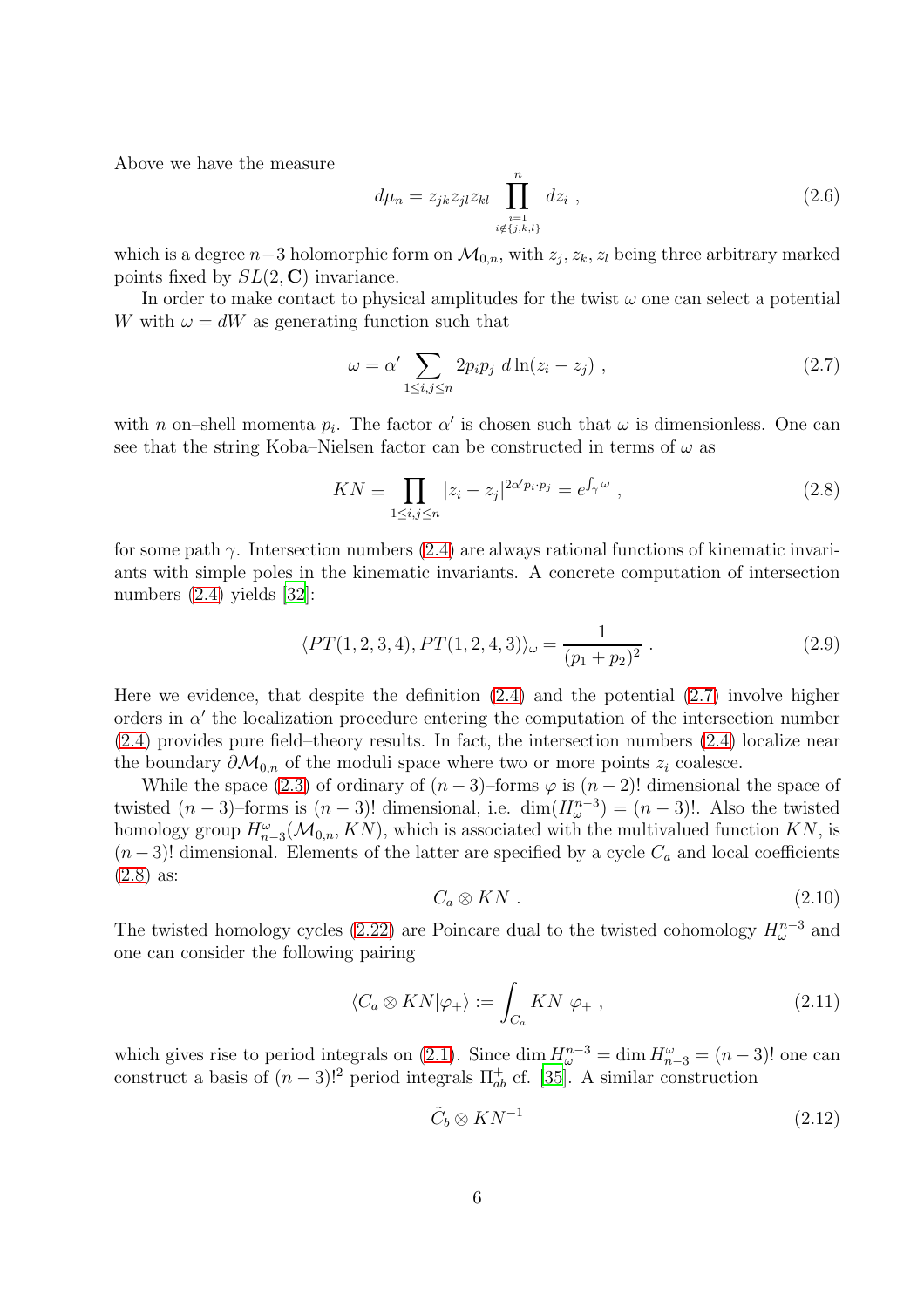Above we have the measure

$$d\mu_n = z_{jk} z_{jl} z_{kl} \prod_{\substack{i=1 \\ i \notin \{j,k,l\}}}^{n} dz_i \ , \tag{2.6}$$

which is a degree $n-3$ holomorphic form on $\mathcal{M}_{0,n}$, with $z_j$, $z_k$, $z_l$ being three arbitrary marked points fixed by $SL(2, \mathbf{C})$ invariance.

In order to make contact to physical amplitudes for the twist $\omega$ one can select a potential $W$ with $\omega = dW$ as generating function such that

$$\omega = \alpha' \sum_{1 \leq i,j \leq n} 2 p_i p_j \ d \ln(z_i - z_j) \ , \tag{2.7}$$

with $n$ on–shell momenta $p_i$. The factor $\alpha'$ is chosen such that $\omega$ is dimensionless. One can see that the string Koba–Nielsen factor can be constructed in terms of $\omega$ as

$$KN \equiv \prod_{1 \leq i,j \leq n} |z_i - z_j|^{2\alpha' p_i \cdot p_j} = e^{\int_\gamma \omega} \ , \tag{2.8}$$

for some path $\gamma$. Intersection numbers (2.4) are always rational functions of kinematic invariants with simple poles in the kinematic invariants. A concrete computation of intersection numbers (2.4) yields [32]:

$$\langle PT(1,2,3,4), PT(1,2,4,3) \rangle_\omega = \frac{1}{(p_1 + p_2)^2} \ . \tag{2.9}$$

Here we evidence, that despite the definition (2.4) and the potential (2.7) involve higher orders in $\alpha'$ the localization procedure entering the computation of the intersection number (2.4) provides pure field–theory results. In fact, the intersection numbers (2.4) localize near the boundary $\partial \mathcal{M}_{0,n}$ of the moduli space where two or more points $z_i$ coalesce.

While the space (2.3) of ordinary of $(n-3)$–forms $\varphi$ is $(n-2)!$ dimensional the space of twisted $(n-3)$–forms is $(n-3)!$ dimensional, i.e. $\dim(H^{n-3}_\omega) = (n-3)!$. Also the twisted homology group $H^\omega_{n-3}(\mathcal{M}_{0,n}, KN)$, which is associated with the multivalued function $KN$, is $(n-3)!$ dimensional. Elements of the latter are specified by a cycle $C_a$ and local coefficients (2.8) as:

$$C_a \otimes KN \ . \tag{2.10}$$

The twisted homology cycles (2.22) are Poincare dual to the twisted cohomology $H^{n-3}_\omega$ and one can consider the following pairing

$$\langle C_a \otimes KN | \varphi_+ \rangle := \int_{C_a} KN \ \varphi_+ \ , \tag{2.11}$$

which gives rise to period integrals on (2.1). Since $\dim H^{n-3}_\omega = \dim H^\omega_{n-3} = (n-3)!$ one can construct a basis of $(n-3)!^2$ period integrals $\Pi^+_{ab}$ cf. [35]. A similar construction

$$\tilde{C}_b \otimes KN^{-1} \tag{2.12}$$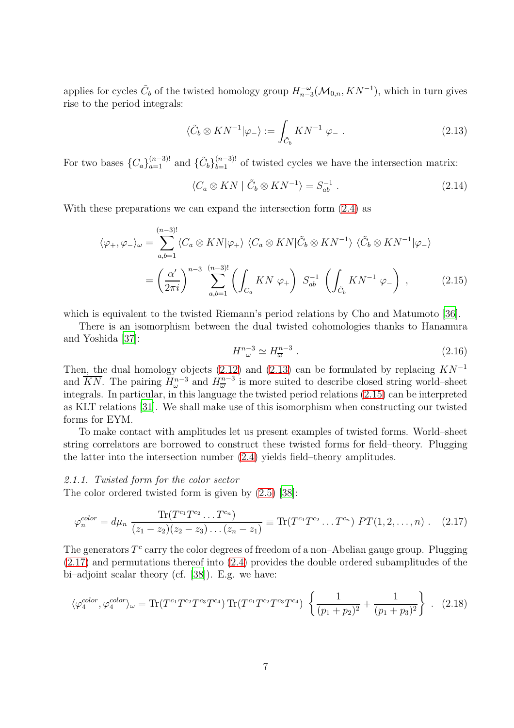applies for cycles $\tilde{C}_b$ of the twisted homology group $H^{-\omega}_{n-3}(\mathcal{M}_{0,n}, KN^{-1})$, which in turn gives rise to the period integrals:

$$\langle \tilde{C}_b \otimes KN^{-1} | \varphi_- \rangle := \int_{\tilde{C}_b} KN^{-1} \ \varphi_- \ . \tag{2.13}$$

For two bases $\{C_a\}_{a=1}^{(n-3)!}$ and $\{\tilde{C}_b\}_{b=1}^{(n-3)!}$ of twisted cycles we have the intersection matrix:

$$\langle C_a \otimes KN \mid \tilde{C}_b \otimes KN^{-1} \rangle = S^{-1}_{ab} \ . \tag{2.14}$$

With these preparations we can expand the intersection form (2.4) as

$$\begin{aligned}
\langle \varphi_+, \varphi_- \rangle_\omega &= \sum_{a,b=1}^{(n-3)!} \langle C_a \otimes KN | \varphi_+ \rangle \ \langle C_a \otimes KN | \tilde{C}_b \otimes KN^{-1} \rangle \ \langle \tilde{C}_b \otimes KN^{-1} | \varphi_- \rangle \\
&= \left( \frac{\alpha'}{2\pi i} \right)^{n-3} \sum_{a,b=1}^{(n-3)!} \left( \int_{C_a} KN \ \varphi_+ \right) \ S^{-1}_{ab} \ \left( \int_{\tilde{C}_b} KN^{-1} \ \varphi_- \right) \ ,
\end{aligned} \tag{2.15}$$

which is equivalent to the twisted Riemann's period relations by Cho and Matumoto [36].

There is an isomorphism between the dual twisted cohomologies thanks to Hanamura and Yoshida [37]:

$$H^{n-3}_{-\omega} \simeq H^{n-3}_{\overline{\omega}} \ . \tag{2.16}$$

Then, the dual homology objects (2.12) and (2.13) can be formulated by replacing $KN^{-1}$ and $\overline{KN}$. The pairing $H^{n-3}_{\omega}$ and $H^{n-3}_{\overline{\omega}}$ is more suited to describe closed string world–sheet integrals. In particular, in this language the twisted period relations (2.15) can be interpreted as KLT relations [31]. We shall make use of this isomorphism when constructing our twisted forms for EYM.

To make contact with amplitudes let us present examples of twisted forms. World–sheet string correlators are borrowed to construct these twisted forms for field–theory. Plugging the latter into the intersection number (2.4) yields field–theory amplitudes.

#### *2.1.1. Twisted form for the color sector*

The color ordered twisted form is given by (2.5) [38]:

$$\varphi^{color}_n = d\mu_n \ \frac{\mathrm{Tr}(T^{c_1} T^{c_2} \ldots T^{c_n})}{(z_1 - z_2)(z_2 - z_3) \ldots (z_n - z_1)} \equiv \mathrm{Tr}(T^{c_1} T^{c_2} \ldots T^{c_n}) \ PT(1, 2, \ldots, n) \ . \tag{2.17}$$

The generators $T^c$ carry the color degrees of freedom of a non–Abelian gauge group. Plugging (2.17) and permutations thereof into (2.4) provides the double ordered subamplitudes of the bi–adjoint scalar theory (cf. [38]). E.g. we have:

$$\langle \varphi^{color}_4, \varphi^{color}_4 \rangle_\omega = \mathrm{Tr}(T^{c_1} T^{c_2} T^{c_3} T^{c_4}) \, \mathrm{Tr}(T^{c_1} T^{c_2} T^{c_3} T^{c_4}) \ \left\{ \frac{1}{(p_1 + p_2)^2} + \frac{1}{(p_1 + p_3)^2} \right\} \ . \tag{2.18}$$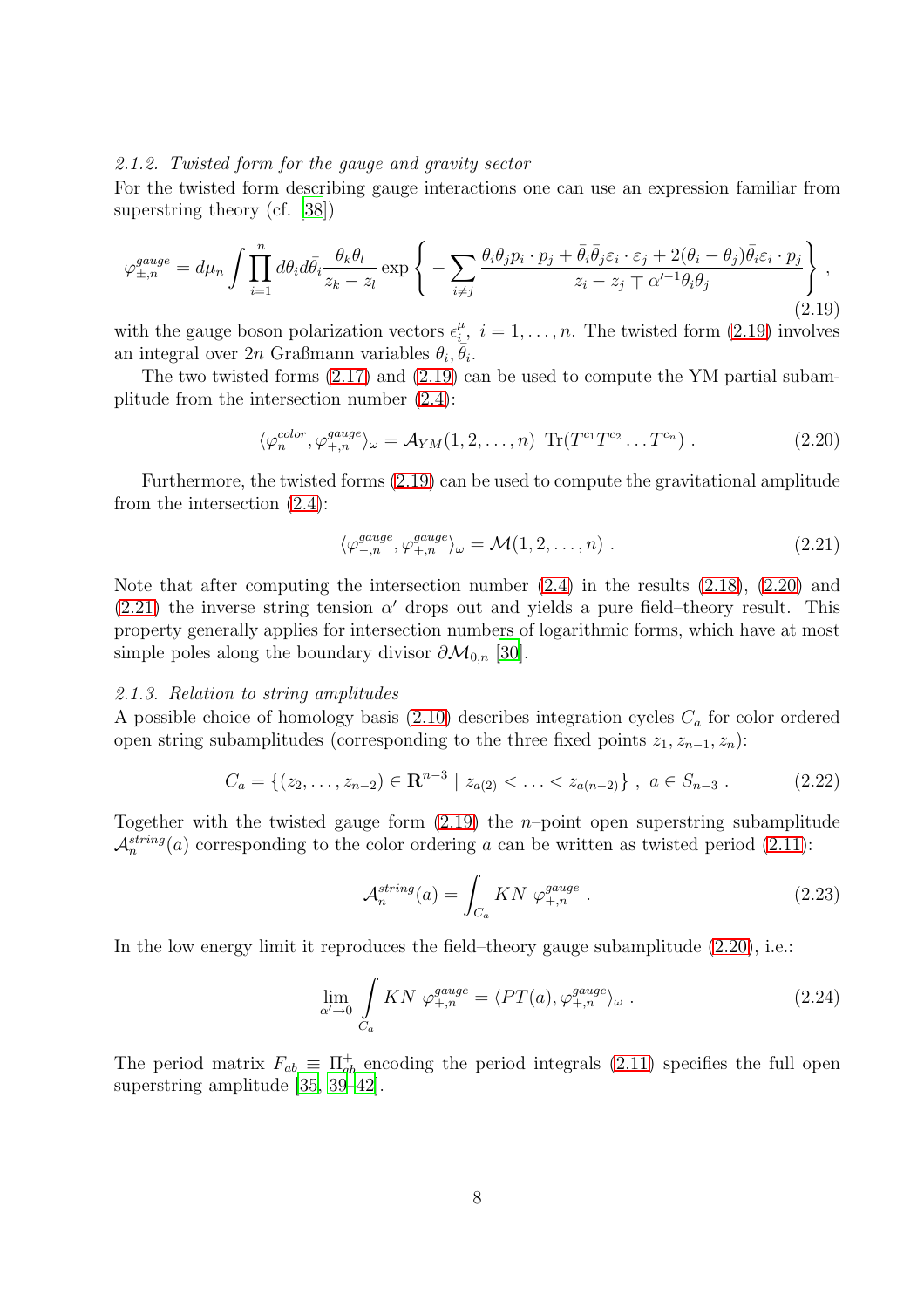*2.1.2. Twisted form for the gauge and gravity sector*

For the twisted form describing gauge interactions one can use an expression familiar from superstring theory (cf. [38])

$$\varphi^{gauge}_{\pm,n} = d\mu_n \int \prod_{i=1}^{n} d\theta_i d\bar{\theta}_i \frac{\theta_k \theta_l}{z_k - z_l} \exp\left\{ -\sum_{i \neq j} \frac{\theta_i \theta_j p_i \cdot p_j + \bar{\theta}_i \bar{\theta}_j \varepsilon_i \cdot \varepsilon_j + 2(\theta_i - \theta_j)\bar{\theta}_i \varepsilon_i \cdot p_j}{z_i - z_j \mp \alpha'^{-1} \theta_i \theta_j} \right\}, \tag{2.19}$$

with the gauge boson polarization vectors $\epsilon^\mu_i,\ i = 1, \ldots, n$. The twisted form (2.19) involves an integral over $2n$ Graßmann variables $\theta_i, \bar{\theta}_i$.

The two twisted forms (2.17) and (2.19) can be used to compute the YM partial subamplitude from the intersection number (2.4):

$$\langle \varphi^{color}_n, \varphi^{gauge}_{+,n} \rangle_\omega = \mathcal{A}_{YM}(1, 2, \ldots, n)\ \ \mathrm{Tr}(T^{c_1} T^{c_2} \ldots T^{c_n})\ . \tag{2.20}$$

Furthermore, the twisted forms (2.19) can be used to compute the gravitational amplitude from the intersection (2.4):

$$\langle \varphi^{gauge}_{-,n}, \varphi^{gauge}_{+,n} \rangle_\omega = \mathcal{M}(1, 2, \ldots, n)\ . \tag{2.21}$$

Note that after computing the intersection number (2.4) in the results (2.18), (2.20) and (2.21) the inverse string tension $\alpha'$ drops out and yields a pure field–theory result. This property generally applies for intersection numbers of logarithmic forms, which have at most simple poles along the boundary divisor $\partial\mathcal{M}_{0,n}$ [30].

*2.1.3. Relation to string amplitudes*

A possible choice of homology basis (2.10) describes integration cycles $C_a$ for color ordered open string subamplitudes (corresponding to the three fixed points $z_1, z_{n-1}, z_n$):

$$C_a = \{(z_2, \ldots, z_{n-2}) \in \mathbf{R}^{n-3} \mid z_{a(2)} < \ldots < z_{a(n-2)}\}\ ,\ a \in S_{n-3}\ . \tag{2.22}$$

Together with the twisted gauge form (2.19) the $n$–point open superstring subamplitude $\mathcal{A}^{string}_n(a)$ corresponding to the color ordering $a$ can be written as twisted period (2.11):

$$\mathcal{A}^{string}_n(a) = \int_{C_a} KN\ \varphi^{gauge}_{+,n}\ . \tag{2.23}$$

In the low energy limit it reproduces the field–theory gauge subamplitude (2.20), i.e.:

$$\lim_{\alpha' \to 0} \int\limits_{C_a} KN\ \varphi^{gauge}_{+,n} = \langle PT(a), \varphi^{gauge}_{+,n} \rangle_\omega\ . \tag{2.24}$$

The period matrix $F_{ab} \equiv \Pi^+_{ab}$ encoding the period integrals (2.11) specifies the full open superstring amplitude [35, 39–42].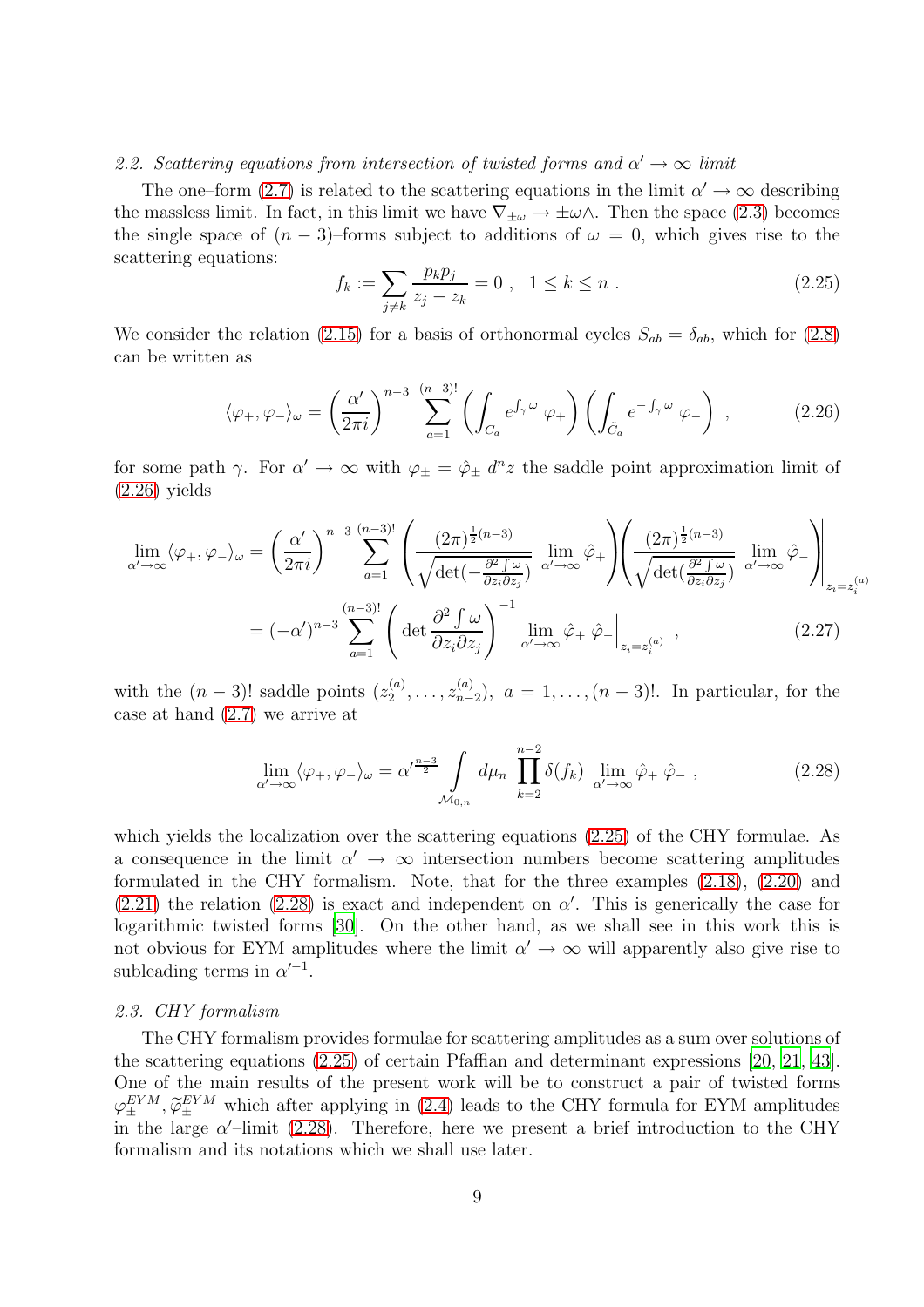*2.2. Scattering equations from intersection of twisted forms and $\alpha' \to \infty$ limit*

The one–form (2.7) is related to the scattering equations in the limit $\alpha' \to \infty$ describing the massless limit. In fact, in this limit we have $\nabla_{\pm\omega} \to \pm\omega\wedge$. Then the space (2.3) becomes the single space of $(n-3)$–forms subject to additions of $\omega = 0$, which gives rise to the scattering equations:

$$f_k := \sum_{j \neq k} \frac{p_k p_j}{z_j - z_k} = 0 \ , \quad 1 \leq k \leq n \ . \tag{2.25}$$

We consider the relation (2.15) for a basis of orthonormal cycles $S_{ab} = \delta_{ab}$, which for (2.8) can be written as

$$\langle \varphi_+, \varphi_- \rangle_\omega = \left( \frac{\alpha'}{2\pi i} \right)^{n-3} \sum_{a=1}^{(n-3)!} \left( \int_{C_a} e^{\int_\gamma \omega} \ \varphi_+ \right) \left( \int_{\tilde{C}_a} e^{-\int_\gamma \omega} \ \varphi_- \right) \ , \tag{2.26}$$

for some path $\gamma$. For $\alpha' \to \infty$ with $\varphi_\pm = \hat{\varphi}_\pm \ d^n z$ the saddle point approximation limit of (2.26) yields

$$\begin{aligned}
\lim_{\alpha' \to \infty} \langle \varphi_+, \varphi_- \rangle_\omega &= \left( \frac{\alpha'}{2\pi i} \right)^{n-3} \sum_{a=1}^{(n-3)!} \left( \frac{(2\pi)^{\frac{1}{2}(n-3)}}{\sqrt{\det(-\frac{\partial^2 \int \omega}{\partial z_i \partial z_j})}} \lim_{\alpha' \to \infty} \hat{\varphi}_+ \right) \left( \frac{(2\pi)^{\frac{1}{2}(n-3)}}{\sqrt{\det(\frac{\partial^2 \int \omega}{\partial z_i \partial z_j})}} \lim_{\alpha' \to \infty} \hat{\varphi}_- \right) \Bigg|_{z_i = z_i^{(a)}} \\
&= (-\alpha')^{n-3} \sum_{a=1}^{(n-3)!} \left( \det \frac{\partial^2 \int \omega}{\partial z_i \partial z_j} \right)^{-1} \lim_{\alpha' \to \infty} \hat{\varphi}_+ \ \hat{\varphi}_- \Big|_{z_i = z_i^{(a)}} \ ,
\end{aligned} \tag{2.27}$$

with the $(n-3)!$ saddle points $(z_2^{(a)}, \ldots, z_{n-2}^{(a)})$, $a = 1, \ldots, (n-3)!$. In particular, for the case at hand (2.7) we arrive at

$$\lim_{\alpha' \to \infty} \langle \varphi_+, \varphi_- \rangle_\omega = \alpha'^{\frac{n-3}{2}} \int\limits_{\mathcal{M}_{0,n}} d\mu_n \ \prod_{k=2}^{n-2} \delta(f_k) \ \lim_{\alpha' \to \infty} \hat{\varphi}_+ \ \hat{\varphi}_- \ , \tag{2.28}$$

which yields the localization over the scattering equations (2.25) of the CHY formulae. As a consequence in the limit $\alpha' \to \infty$ intersection numbers become scattering amplitudes formulated in the CHY formalism. Note, that for the three examples (2.18), (2.20) and (2.21) the relation (2.28) is exact and independent on $\alpha'$. This is generically the case for logarithmic twisted forms [30]. On the other hand, as we shall see in this work this is not obvious for EYM amplitudes where the limit $\alpha' \to \infty$ will apparently also give rise to subleading terms in $\alpha'^{-1}$.

*2.3. CHY formalism*

The CHY formalism provides formulae for scattering amplitudes as a sum over solutions of the scattering equations (2.25) of certain Pfaffian and determinant expressions [20, 21, 43]. One of the main results of the present work will be to construct a pair of twisted forms $\varphi_\pm^{EYM}, \widetilde{\varphi}_\pm^{EYM}$ which after applying in (2.4) leads to the CHY formula for EYM amplitudes in the large $\alpha'$–limit (2.28). Therefore, here we present a brief introduction to the CHY formalism and its notations which we shall use later.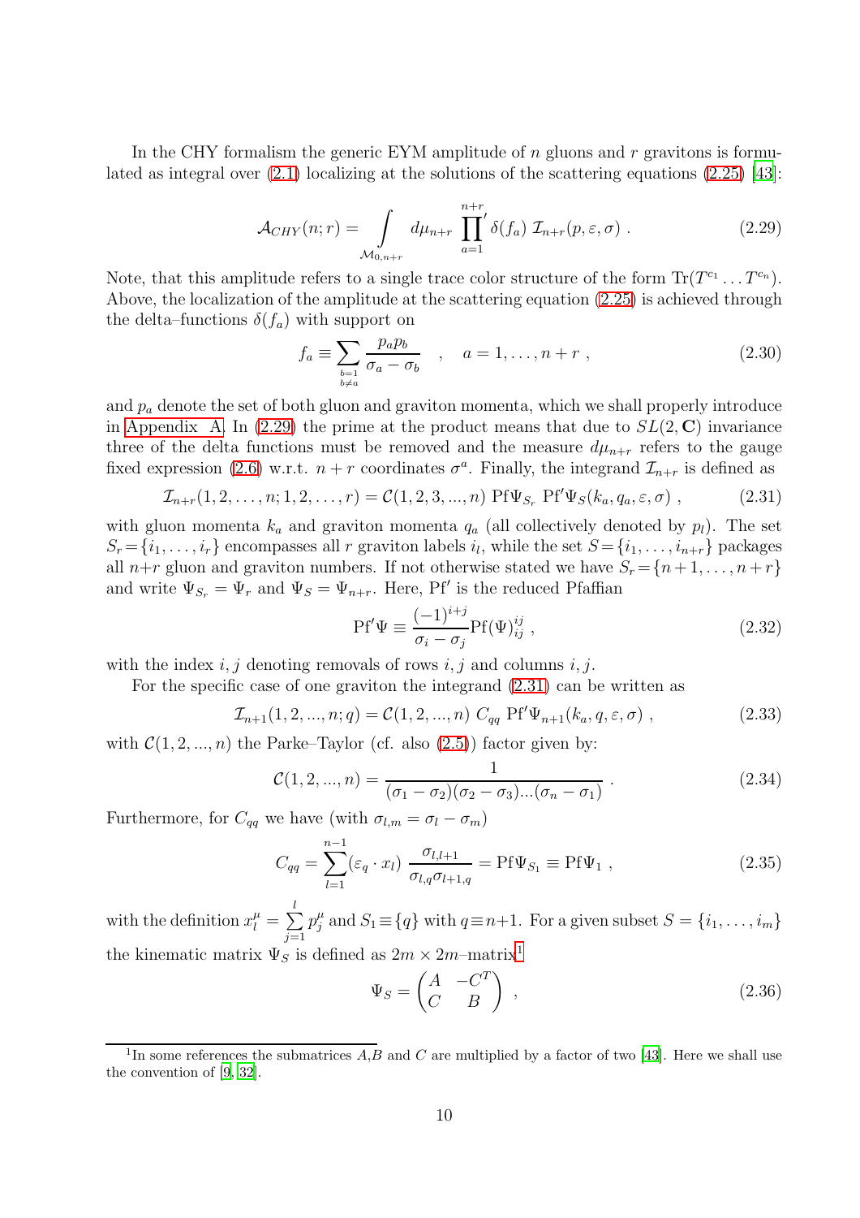In the CHY formalism the generic EYM amplitude of $n$ gluons and $r$ gravitons is formulated as integral over (2.1) localizing at the solutions of the scattering equations (2.25) [43]:

$$\mathcal{A}_{CHY}(n;r) = \int\limits_{\mathcal{M}_{0,n+r}} d\mu_{n+r} \prod_{a=1}^{n+r}{}' \delta(f_a)\ \mathcal{I}_{n+r}(p,\varepsilon,\sigma)\ . \tag{2.29}$$

Note, that this amplitude refers to a single trace color structure of the form $\mathrm{Tr}(T^{c_1}\dots T^{c_n})$. Above, the localization of the amplitude at the scattering equation (2.25) is achieved through the delta–functions $\delta(f_a)$ with support on

$$f_a \equiv \sum_{\substack{b=1\\ b\neq a}} \frac{p_a p_b}{\sigma_a-\sigma_b} \quad , \quad a=1,\dots,n+r\ , \tag{2.30}$$

and $p_a$ denote the set of both gluon and graviton momenta, which we shall properly introduce in Appendix A. In (2.29) the prime at the product means that due to $SL(2,\mathbf{C})$ invariance three of the delta functions must be removed and the measure $d\mu_{n+r}$ refers to the gauge fixed expression (2.6) w.r.t. $n+r$ coordinates $\sigma^a$. Finally, the integrand $\mathcal{I}_{n+r}$ is defined as

$$\mathcal{I}_{n+r}(1,2,\dots,n;1,2,\dots,r) = \mathcal{C}(1,2,3,...,n)\ \mathrm{Pf}\Psi_{S_r}\ \mathrm{Pf}'\Psi_S(k_a,q_a,\varepsilon,\sigma)\ , \tag{2.31}$$

with gluon momenta $k_a$ and graviton momenta $q_a$ (all collectively denoted by $p_l$). The set $S_r = \{i_1,\dots,i_r\}$ encompasses all $r$ graviton labels $i_l$, while the set $S = \{i_1,\dots,i_{n+r}\}$ packages all $n+r$ gluon and graviton numbers. If not otherwise stated we have $S_r = \{n+1,\dots,n+r\}$ and write $\Psi_{S_r} = \Psi_r$ and $\Psi_S = \Psi_{n+r}$. Here, $\mathrm{Pf}'$ is the reduced Pfaffian

$$\mathrm{Pf}'\Psi \equiv \frac{(-1)^{i+j}}{\sigma_i-\sigma_j}\mathrm{Pf}(\Psi)^{ij}_{ij}\ , \tag{2.32}$$

with the index $i,j$ denoting removals of rows $i,j$ and columns $i,j$.

For the specific case of one graviton the integrand (2.31) can be written as

$$\mathcal{I}_{n+1}(1,2,...,n;q) = \mathcal{C}(1,2,...,n)\ C_{qq}\ \mathrm{Pf}'\Psi_{n+1}(k_a,q,\varepsilon,\sigma)\ , \tag{2.33}$$

with $\mathcal{C}(1,2,...,n)$ the Parke–Taylor (cf. also (2.5)) factor given by:

$$\mathcal{C}(1,2,...,n) = \frac{1}{(\sigma_1-\sigma_2)(\sigma_2-\sigma_3)...(\sigma_n-\sigma_1)}\ . \tag{2.34}$$

Furthermore, for $C_{qq}$ we have (with $\sigma_{l,m} = \sigma_l - \sigma_m$)

$$C_{qq} = \sum_{l=1}^{n-1} (\varepsilon_q\cdot x_l)\ \frac{\sigma_{l,l+1}}{\sigma_{l,q}\sigma_{l+1,q}} = \mathrm{Pf}\Psi_{S_1} \equiv \mathrm{Pf}\Psi_1\ , \tag{2.35}$$

with the definition $x_l^\mu = \sum\limits_{j=1}^{l} p_j^\mu$ and $S_1 \equiv \{q\}$ with $q \equiv n+1$. For a given subset $S = \{i_1,\dots,i_m\}$ the kinematic matrix $\Psi_S$ is defined as $2m\times 2m$–matrix[1]

$$\Psi_S = \begin{pmatrix} A & -C^T \\ C & B \end{pmatrix}\ , \tag{2.36}$$

[1] In some references the submatrices $A$,$B$ and $C$ are multiplied by a factor of two [43]. Here we shall use the convention of [9, 32].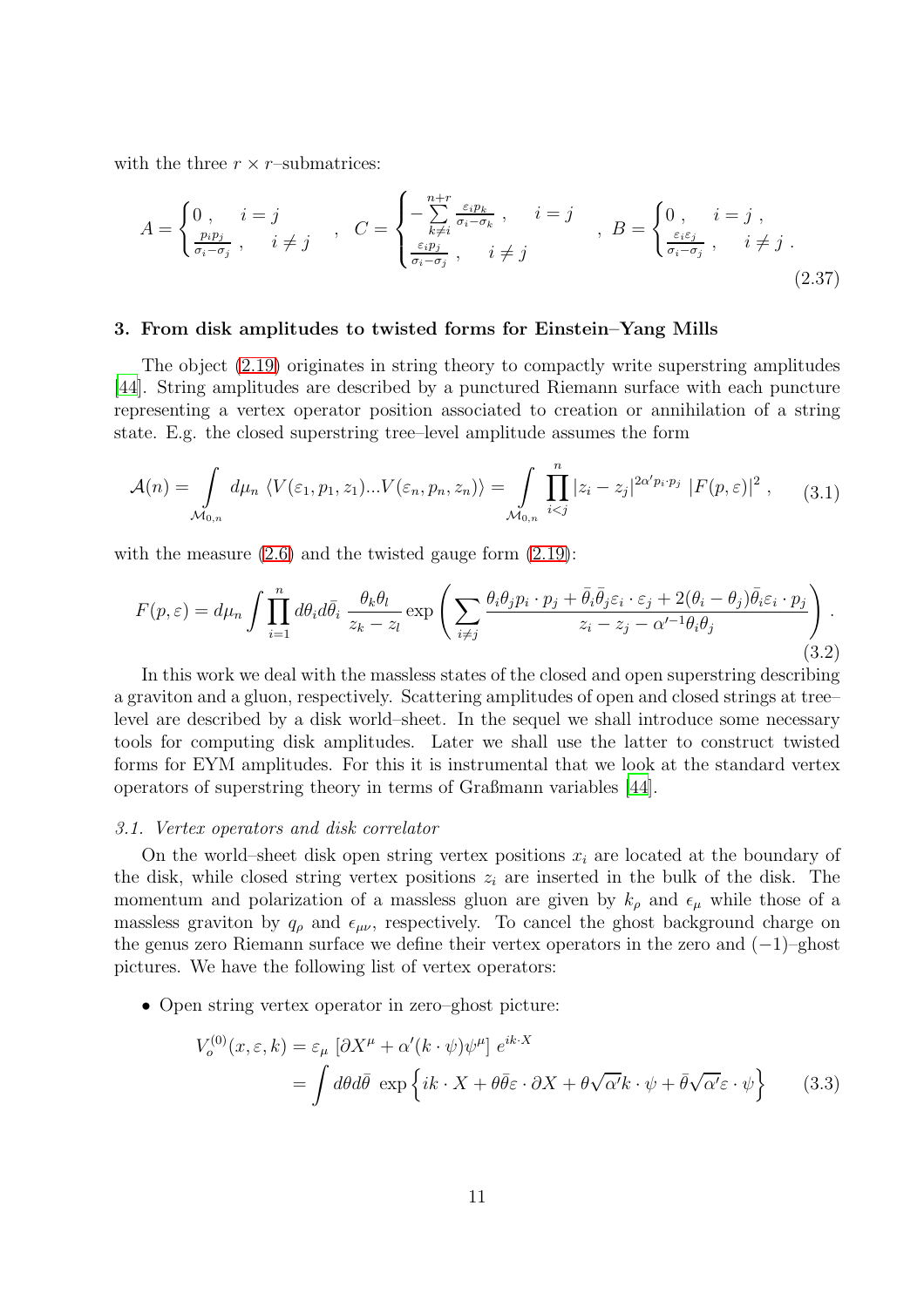with the three $r \times r$–submatrices:

$$
A = \begin{cases} 0\,, & i=j \\ \frac{p_i p_j}{\sigma_i - \sigma_j}\,, & i \neq j \end{cases} \quad , \quad C = \begin{cases} -\sum\limits_{k \neq i}^{n+r} \frac{\varepsilon_i p_k}{\sigma_i - \sigma_k}\,, & i=j \\ \frac{\varepsilon_i p_j}{\sigma_i - \sigma_j}\,, & i \neq j \end{cases} \quad , \ B = \begin{cases} 0\,, & i=j\,, \\ \frac{\varepsilon_i \varepsilon_j}{\sigma_i - \sigma_j}\,, & i \neq j\,. \end{cases} \tag{2.37}
$$

## 3. From disk amplitudes to twisted forms for Einstein–Yang Mills

The object (2.19) originates in string theory to compactly write superstring amplitudes [44]. String amplitudes are described by a punctured Riemann surface with each puncture representing a vertex operator position associated to creation or annihilation of a string state. E.g. the closed superstring tree–level amplitude assumes the form

$$
\mathcal{A}(n) = \int\limits_{\mathcal{M}_{0,n}} d\mu_n \ \langle V(\varepsilon_1, p_1, z_1) ... V(\varepsilon_n, p_n, z_n) \rangle = \int\limits_{\mathcal{M}_{0,n}} \prod_{i<j}^{n} |z_i - z_j|^{2\alpha' p_i \cdot p_j} \ |F(p,\varepsilon)|^2\,, \tag{3.1}
$$

with the measure (2.6) and the twisted gauge form (2.19):

$$
F(p,\varepsilon) = d\mu_n \int \prod_{i=1}^{n} d\theta_i d\bar{\theta}_i \ \frac{\theta_k \theta_l}{z_k - z_l} \exp\left( \sum_{i \neq j} \frac{\theta_i \theta_j p_i \cdot p_j + \bar{\theta}_i \bar{\theta}_j \varepsilon_i \cdot \varepsilon_j + 2(\theta_i - \theta_j) \bar{\theta}_i \varepsilon_i \cdot p_j}{z_i - z_j - \alpha'^{-1} \theta_i \theta_j} \right). \tag{3.2}
$$

In this work we deal with the massless states of the closed and open superstring describing a graviton and a gluon, respectively. Scattering amplitudes of open and closed strings at tree–level are described by a disk world–sheet. In the sequel we shall introduce some necessary tools for computing disk amplitudes. Later we shall use the latter to construct twisted forms for EYM amplitudes. For this it is instrumental that we look at the standard vertex operators of superstring theory in terms of Graßmann variables [44].

### *3.1. Vertex operators and disk correlator*

On the world–sheet disk open string vertex positions $x_i$ are located at the boundary of the disk, while closed string vertex positions $z_i$ are inserted in the bulk of the disk. The momentum and polarization of a massless gluon are given by $k_\rho$ and $\epsilon_\mu$ while those of a massless graviton by $q_\rho$ and $\epsilon_{\mu\nu}$, respectively. To cancel the ghost background charge on the genus zero Riemann surface we define their vertex operators in the zero and $(-1)$–ghost pictures. We have the following list of vertex operators:

- Open string vertex operator in zero–ghost picture:

$$
\begin{aligned}
V_o^{(0)}(x,\varepsilon,k) &= \varepsilon_\mu \ [\partial X^\mu + \alpha'(k \cdot \psi) \psi^\mu] \ e^{ik \cdot X} \\
&= \int d\theta d\bar{\theta} \ \exp\left\{ ik \cdot X + \theta \bar{\theta} \varepsilon \cdot \partial X + \theta \sqrt{\alpha'} k \cdot \psi + \bar{\theta} \sqrt{\alpha'} \varepsilon \cdot \psi \right\}
\end{aligned} \tag{3.3}
$$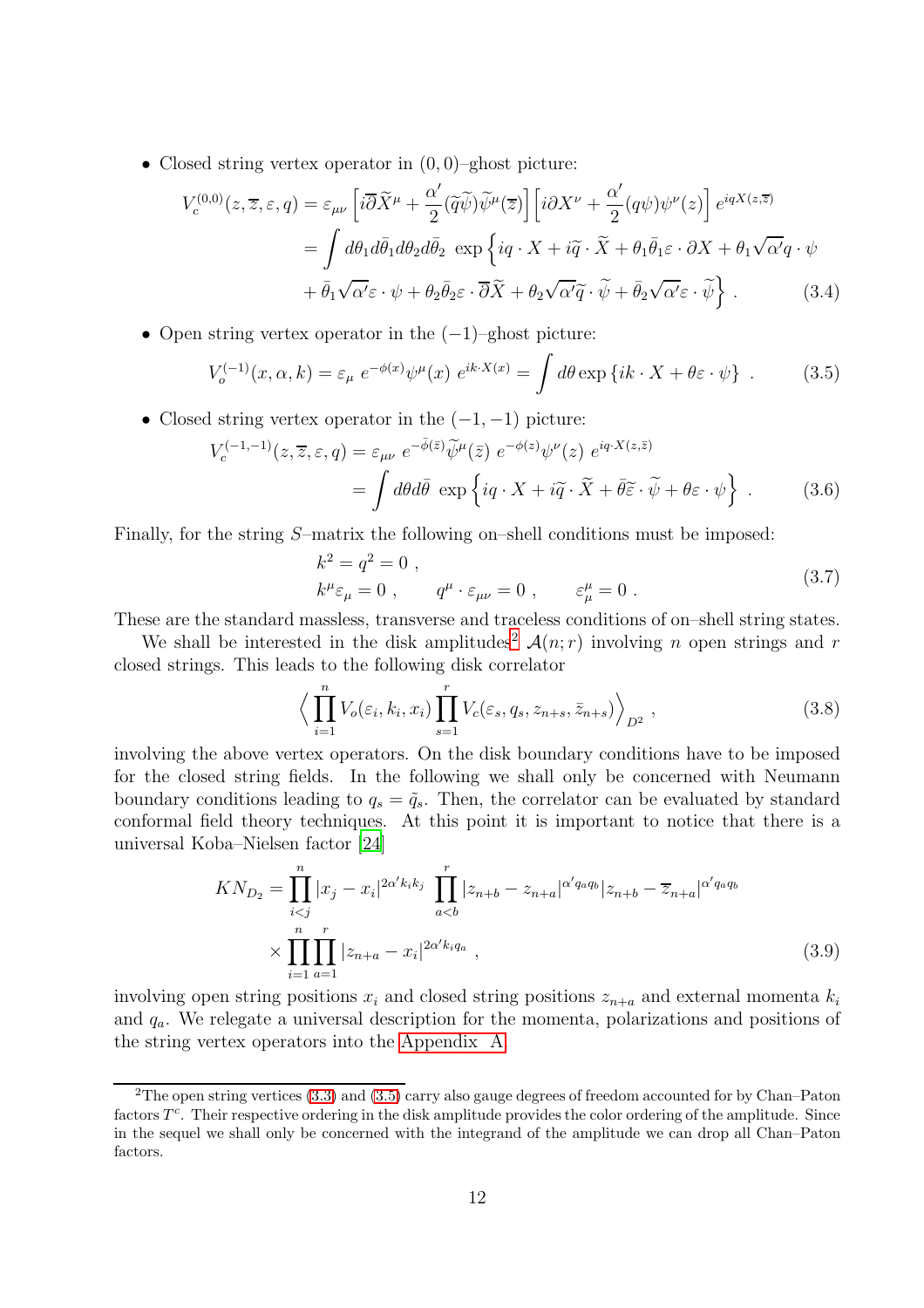- Closed string vertex operator in $(0,0)$–ghost picture:

$$
\begin{aligned}
V_c^{(0,0)}(z,\overline{z},\varepsilon,q) &= \varepsilon_{\mu\nu}\left[i\overline{\partial}\widetilde{X}^\mu + \frac{\alpha'}{2}(\widetilde{q}\widetilde{\psi})\widetilde{\psi}^\mu(\overline{z})\right]\left[i\partial X^\nu + \frac{\alpha'}{2}(q\psi)\psi^\nu(z)\right]e^{iqX(z,\overline{z})} \\
&= \int d\theta_1 d\bar{\theta}_1 d\theta_2 d\bar{\theta}_2\ \exp\left\{iq\cdot X + i\widetilde{q}\cdot\widetilde{X} + \theta_1\bar{\theta}_1\varepsilon\cdot\partial X + \theta_1\sqrt{\alpha'}q\cdot\psi\right. \\
&\quad \left. + \bar{\theta}_1\sqrt{\alpha'}\varepsilon\cdot\psi + \theta_2\bar{\theta}_2\varepsilon\cdot\overline{\partial}\widetilde{X} + \theta_2\sqrt{\alpha'}\widetilde{q}\cdot\widetilde{\psi} + \bar{\theta}_2\sqrt{\alpha'}\varepsilon\cdot\widetilde{\psi}\right\}\ . \qquad (3.4)
\end{aligned}
$$

- Open string vertex operator in the $(-1)$–ghost picture:

$$
V_o^{(-1)}(x,\alpha,k) = \varepsilon_\mu\ e^{-\phi(x)}\psi^\mu(x)\ e^{ik\cdot X(x)} = \int d\theta \exp\left\{ik\cdot X + \theta\varepsilon\cdot\psi\right\}\ . \qquad (3.5)
$$

- Closed string vertex operator in the $(-1,-1)$ picture:

$$
\begin{aligned}
V_c^{(-1,-1)}(z,\overline{z},\varepsilon,q) &= \varepsilon_{\mu\nu}\ e^{-\bar{\phi}(\bar{z})}\widetilde{\psi}^\mu(\bar{z})\ e^{-\phi(z)}\psi^\nu(z)\ e^{iq\cdot X(z,\bar{z})} \\
&= \int d\theta d\bar{\theta}\ \exp\left\{iq\cdot X + i\widetilde{q}\cdot\widetilde{X} + \bar{\theta}\widetilde{\varepsilon}\cdot\widetilde{\psi} + \theta\varepsilon\cdot\psi\right\}\ . \qquad (3.6)
\end{aligned}
$$

Finally, for the string $S$–matrix the following on–shell conditions must be imposed:

$$
\begin{aligned}
&k^2 = q^2 = 0\ , \\
&k^\mu\varepsilon_\mu = 0\ , \qquad q^\mu\cdot\varepsilon_{\mu\nu} = 0\ , \qquad \varepsilon^\mu_\mu = 0\ .
\end{aligned} \qquad (3.7)
$$

These are the standard massless, transverse and traceless conditions of on–shell string states.

We shall be interested in the disk amplitudes[2] $\mathcal{A}(n;r)$ involving $n$ open strings and $r$ closed strings. This leads to the following disk correlator

$$
\left\langle \prod_{i=1}^n V_o(\varepsilon_i,k_i,x_i)\prod_{s=1}^r V_c(\varepsilon_s,q_s,z_{n+s},\bar{z}_{n+s})\right\rangle_{D^2}\ , \qquad (3.8)
$$

involving the above vertex operators. On the disk boundary conditions have to be imposed for the closed string fields. In the following we shall only be concerned with Neumann boundary conditions leading to $q_s = \tilde{q}_s$. Then, the correlator can be evaluated by standard conformal field theory techniques. At this point it is important to notice that there is a universal Koba–Nielsen factor [24]

$$
\begin{aligned}
KN_{D_2} &= \prod_{i<j}^n |x_j - x_i|^{2\alpha' k_i k_j}\ \prod_{a<b}^r |z_{n+b} - z_{n+a}|^{\alpha' q_a q_b}|z_{n+b} - \overline{z}_{n+a}|^{\alpha' q_a q_b} \\
&\quad\times\prod_{i=1}^n\prod_{a=1}^r |z_{n+a} - x_i|^{2\alpha' k_i q_a}\ ,
\end{aligned} \qquad (3.9)
$$

involving open string positions $x_i$ and closed string positions $z_{n+a}$ and external momenta $k_i$ and $q_a$. We relegate a universal description for the momenta, polarizations and positions of the string vertex operators into the Appendix A.

[2] The open string vertices (3.3) and (3.5) carry also gauge degrees of freedom accounted for by Chan–Paton factors $T^c$. Their respective ordering in the disk amplitude provides the color ordering of the amplitude. Since in the sequel we shall only be concerned with the integrand of the amplitude we can drop all Chan–Paton factors.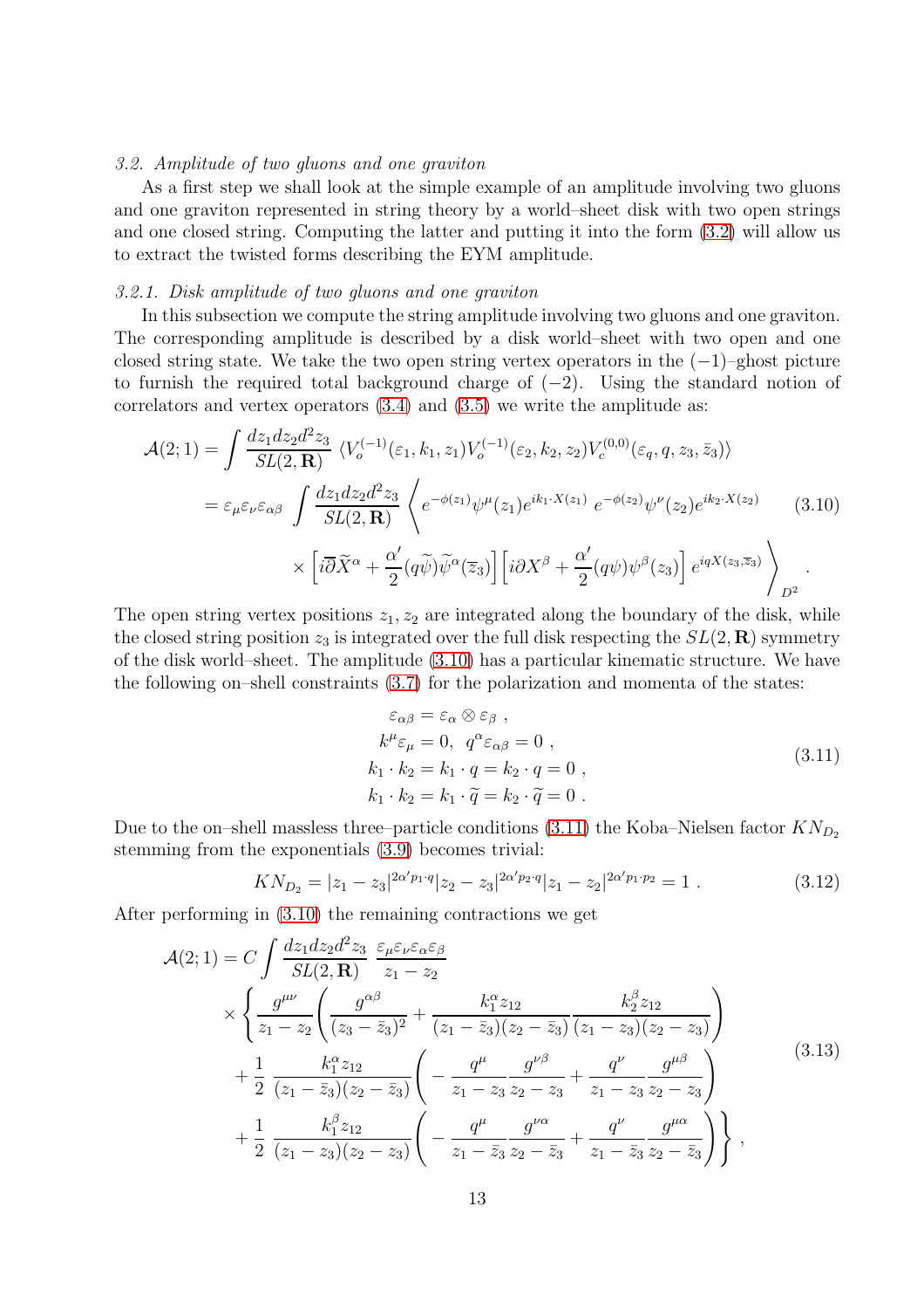*3.2. Amplitude of two gluons and one graviton*

As a first step we shall look at the simple example of an amplitude involving two gluons and one graviton represented in string theory by a world–sheet disk with two open strings and one closed string. Computing the latter and putting it into the form (3.2) will allow us to extract the twisted forms describing the EYM amplitude.

*3.2.1. Disk amplitude of two gluons and one graviton*

In this subsection we compute the string amplitude involving two gluons and one graviton. The corresponding amplitude is described by a disk world–sheet with two open and one closed string state. We take the two open string vertex operators in the $(-1)$–ghost picture to furnish the required total background charge of $(-2)$. Using the standard notion of correlators and vertex operators (3.4) and (3.5) we write the amplitude as:

$$
\begin{aligned}
\mathcal{A}(2;1) &= \int \frac{dz_1 dz_2 d^2 z_3}{SL(2,\mathbf{R})} \, \langle V_o^{(-1)}(\varepsilon_1,k_1,z_1) V_o^{(-1)}(\varepsilon_2,k_2,z_2) V_c^{(0,0)}(\varepsilon_q,q,z_3,\bar z_3)\rangle \\
&= \varepsilon_\mu \varepsilon_\nu \varepsilon_{\alpha\beta} \int \frac{dz_1 dz_2 d^2 z_3}{SL(2,\mathbf{R})} \Bigg\langle e^{-\phi(z_1)} \psi^\mu(z_1) e^{ik_1\cdot X(z_1)} \; e^{-\phi(z_2)} \psi^\nu(z_2) e^{ik_2\cdot X(z_2)} \\
&\qquad \times \left[ i\overline{\partial} \widetilde{X}^\alpha + \frac{\alpha'}{2} (q\widetilde{\psi})\widetilde{\psi}^\alpha(\overline{z}_3)\right] \left[ i\partial X^\beta + \frac{\alpha'}{2}(q\psi)\psi^\beta(z_3)\right] e^{iqX(z_3,\overline{z}_3)} \Bigg\rangle_{D^2} .
\end{aligned} \tag{3.10}
$$

The open string vertex positions $z_1, z_2$ are integrated along the boundary of the disk, while the closed string position $z_3$ is integrated over the full disk respecting the $SL(2,\mathbf{R})$ symmetry of the disk world–sheet. The amplitude (3.10) has a particular kinematic structure. We have the following on–shell constraints (3.7) for the polarization and momenta of the states:

$$
\begin{aligned}
&\varepsilon_{\alpha\beta} = \varepsilon_\alpha \otimes \varepsilon_\beta \ , \\
&k^\mu \varepsilon_\mu = 0, \ \ q^\alpha \varepsilon_{\alpha\beta} = 0 \ , \\
&k_1\cdot k_2 = k_1 \cdot q = k_2 \cdot q = 0 \ , \\
&k_1\cdot k_2 = k_1 \cdot \widetilde{q} = k_2 \cdot \widetilde{q} = 0 \ .
\end{aligned} \tag{3.11}
$$

Due to the on–shell massless three–particle conditions (3.11) the Koba–Nielsen factor $KN_{D_2}$ stemming from the exponentials (3.9) becomes trivial:

$$
KN_{D_2} = |z_1 - z_3|^{2\alpha' p_1\cdot q} |z_2 - z_3|^{2\alpha' p_2 \cdot q} |z_1 - z_2|^{2\alpha' p_1\cdot p_2} = 1 \ . \tag{3.12}
$$

After performing in (3.10) the remaining contractions we get

$$
\begin{aligned}
\mathcal{A}(2;1) = C \int &\frac{dz_1 dz_2 d^2 z_3}{SL(2,\mathbf{R})} \; \frac{\varepsilon_\mu \varepsilon_\nu \varepsilon_\alpha \varepsilon_\beta}{z_1 - z_2} \\
&\times \Bigg\{ \frac{g^{\mu\nu}}{z_1 - z_2} \left( \frac{g^{\alpha\beta}}{(z_3 - \bar z_3)^2} + \frac{k_1^\alpha z_{12}}{(z_1 - \bar z_3)(z_2 - \bar z_3)} \frac{k_2^\beta z_{12}}{(z_1 - z_3)(z_2 - z_3)} \right) \\
&+ \frac{1}{2} \; \frac{k_1^\alpha z_{12}}{(z_1 - \bar z_3)(z_2 - \bar z_3)} \left( - \frac{q^\mu}{z_1 - z_3} \frac{g^{\nu\beta}}{z_2 - z_3} + \frac{q^\nu}{z_1 - z_3} \frac{g^{\mu\beta}}{z_2 - z_3} \right) \\
&+ \frac{1}{2} \; \frac{k_1^\beta z_{12}}{(z_1 - z_3)(z_2 - z_3)} \left( - \frac{q^\mu}{z_1 - \bar z_3} \frac{g^{\nu\alpha}}{z_2 - \bar z_3} + \frac{q^\nu}{z_1 - \bar z_3} \frac{g^{\mu\alpha}}{z_2 - \bar z_3} \right) \Bigg\} ,
\end{aligned} \tag{3.13}
$$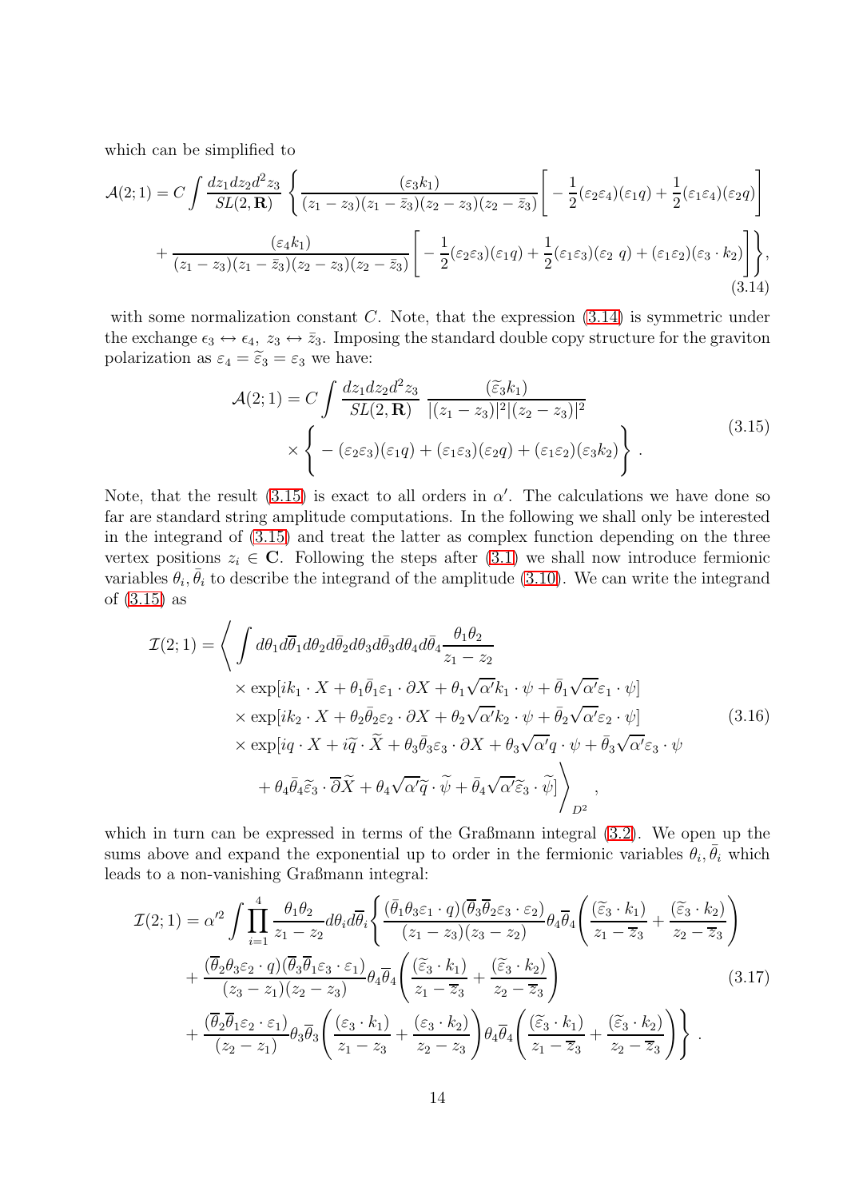which can be simplified to

$$
\begin{aligned}
\mathcal{A}(2;1) = C \int \frac{dz_1 dz_2 d^2 z_3}{SL(2,\mathbf{R})} \Bigg\{ & \frac{(\varepsilon_3 k_1)}{(z_1 - z_3)(z_1 - \bar{z}_3)(z_2 - z_3)(z_2 - \bar{z}_3)} \left[ -\frac{1}{2}(\varepsilon_2 \varepsilon_4)(\varepsilon_1 q) + \frac{1}{2}(\varepsilon_1 \varepsilon_4)(\varepsilon_2 q) \right] \\
& + \frac{(\varepsilon_4 k_1)}{(z_1 - z_3)(z_1 - \bar{z}_3)(z_2 - z_3)(z_2 - \bar{z}_3)} \left[ -\frac{1}{2}(\varepsilon_2 \varepsilon_3)(\varepsilon_1 q) + \frac{1}{2}(\varepsilon_1 \varepsilon_3)(\varepsilon_2 \ q) + (\varepsilon_1 \varepsilon_2)(\varepsilon_3 \cdot k_2) \right] \Bigg\},
\end{aligned}
\tag{3.14}
$$

with some normalization constant $C$. Note, that the expression (3.14) is symmetric under the exchange $\epsilon_3 \leftrightarrow \epsilon_4,\ z_3 \leftrightarrow \bar{z}_3$. Imposing the standard double copy structure for the graviton polarization as $\varepsilon_4 = \widetilde{\varepsilon}_3 = \varepsilon_3$ we have:

$$
\begin{aligned}
\mathcal{A}(2;1) = C \int \frac{dz_1 dz_2 d^2 z_3}{SL(2,\mathbf{R})} & \ \frac{(\widetilde{\varepsilon}_3 k_1)}{|(z_1 - z_3)|^2 |(z_2 - z_3)|^2} \\
& \times \left\{ -(\varepsilon_2 \varepsilon_3)(\varepsilon_1 q) + (\varepsilon_1 \varepsilon_3)(\varepsilon_2 q) + (\varepsilon_1 \varepsilon_2)(\varepsilon_3 k_2) \right\} .
\end{aligned}
\tag{3.15}
$$

Note, that the result (3.15) is exact to all orders in $\alpha'$. The calculations we have done so far are standard string amplitude computations. In the following we shall only be interested in the integrand of (3.15) and treat the latter as complex function depending on the three vertex positions $z_i \in \mathbf{C}$. Following the steps after (3.1) we shall now introduce fermionic variables $\theta_i, \bar{\theta}_i$ to describe the integrand of the amplitude (3.10). We can write the integrand of (3.15) as

$$
\begin{aligned}
\mathcal{I}(2;1) = \Bigg\langle \int & d\theta_1 d\overline{\theta}_1 d\theta_2 d\bar{\theta}_2 d\theta_3 d\bar{\theta}_3 d\theta_4 d\bar{\theta}_4 \frac{\theta_1 \theta_2}{z_1 - z_2} \\
& \times \exp[ik_1 \cdot X + \theta_1 \bar{\theta}_1 \varepsilon_1 \cdot \partial X + \theta_1 \sqrt{\alpha'} k_1 \cdot \psi + \bar{\theta}_1 \sqrt{\alpha'} \varepsilon_1 \cdot \psi] \\
& \times \exp[ik_2 \cdot X + \theta_2 \bar{\theta}_2 \varepsilon_2 \cdot \partial X + \theta_2 \sqrt{\alpha'} k_2 \cdot \psi + \bar{\theta}_2 \sqrt{\alpha'} \varepsilon_2 \cdot \psi] \\
& \times \exp[iq \cdot X + i\widetilde{q} \cdot \widetilde{X} + \theta_3 \bar{\theta}_3 \varepsilon_3 \cdot \partial X + \theta_3 \sqrt{\alpha'} q \cdot \psi + \bar{\theta}_3 \sqrt{\alpha'} \varepsilon_3 \cdot \psi \\
& \quad + \theta_4 \bar{\theta}_4 \widetilde{\varepsilon}_3 \cdot \overline{\partial} \widetilde{X} + \theta_4 \sqrt{\alpha'} \widetilde{q} \cdot \widetilde{\psi} + \bar{\theta}_4 \sqrt{\alpha'} \widetilde{\varepsilon}_3 \cdot \widetilde{\psi}] \Bigg\rangle_{D^2} ,
\end{aligned}
\tag{3.16}
$$

which in turn can be expressed in terms of the Graßmann integral (3.2). We open up the sums above and expand the exponential up to order in the fermionic variables $\theta_i, \bar{\theta}_i$ which leads to a non-vanishing Graßmann integral:

$$
\begin{aligned}
\mathcal{I}(2;1) = \alpha'^2 \int \prod_{i=1}^{4} \frac{\theta_1 \theta_2}{z_1 - z_2} d\theta_i d\overline{\theta}_i \Bigg\{ & \frac{(\bar{\theta}_1 \theta_3 \varepsilon_1 \cdot q)(\overline{\theta}_3 \overline{\theta}_2 \varepsilon_3 \cdot \varepsilon_2)}{(z_1 - z_3)(z_3 - z_2)} \theta_4 \overline{\theta}_4 \left( \frac{(\widetilde{\varepsilon}_3 \cdot k_1)}{z_1 - \overline{z}_3} + \frac{(\widetilde{\varepsilon}_3 \cdot k_2)}{z_2 - \overline{z}_3} \right) \\
& + \frac{(\overline{\theta}_2 \theta_3 \varepsilon_2 \cdot q)(\overline{\theta}_3 \overline{\theta}_1 \varepsilon_3 \cdot \varepsilon_1)}{(z_3 - z_1)(z_2 - z_3)} \theta_4 \overline{\theta}_4 \left( \frac{(\widetilde{\varepsilon}_3 \cdot k_1)}{z_1 - \overline{z}_3} + \frac{(\widetilde{\varepsilon}_3 \cdot k_2)}{z_2 - \overline{z}_3} \right) \\
& + \frac{(\overline{\theta}_2 \overline{\theta}_1 \varepsilon_2 \cdot \varepsilon_1)}{(z_2 - z_1)} \theta_3 \overline{\theta}_3 \left( \frac{(\varepsilon_3 \cdot k_1)}{z_1 - z_3} + \frac{(\varepsilon_3 \cdot k_2)}{z_2 - z_3} \right) \theta_4 \overline{\theta}_4 \left( \frac{(\widetilde{\varepsilon}_3 \cdot k_1)}{z_1 - \overline{z}_3} + \frac{(\widetilde{\varepsilon}_3 \cdot k_2)}{z_2 - \overline{z}_3} \right) \Bigg\} .
\end{aligned}
\tag{3.17}
$$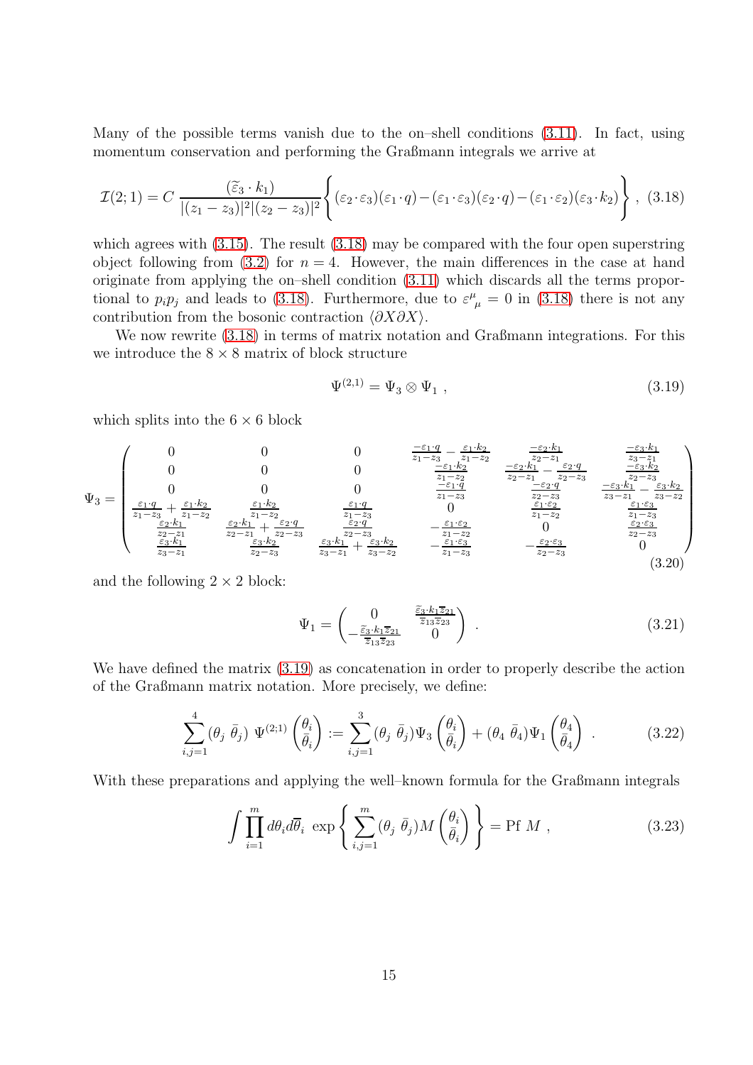Many of the possible terms vanish due to the on–shell conditions (3.11). In fact, using momentum conservation and performing the Graßmann integrals we arrive at

$$\mathcal{I}(2;1) = C\, \frac{(\widetilde{\varepsilon}_3 \cdot k_1)}{|(z_1-z_3)|^2 |(z_2-z_3)|^2} \left\{ (\varepsilon_2\cdot\varepsilon_3)(\varepsilon_1\cdot q) - (\varepsilon_1\cdot\varepsilon_3)(\varepsilon_2\cdot q) - (\varepsilon_1\cdot\varepsilon_2)(\varepsilon_3\cdot k_2) \right\}\ , \tag{3.18}$$

which agrees with (3.15). The result (3.18) may be compared with the four open superstring object following from (3.2) for $n=4$. However, the main differences in the case at hand originate from applying the on–shell condition (3.11) which discards all the terms proportional to $p_i p_j$ and leads to (3.18). Furthermore, due to $\varepsilon^\mu{}_\mu = 0$ in (3.18) there is not any contribution from the bosonic contraction $\langle \partial X \partial X\rangle$.

We now rewrite (3.18) in terms of matrix notation and Graßmann integrations. For this we introduce the $8\times 8$ matrix of block structure

$$\Psi^{(2,1)} = \Psi_3 \otimes \Psi_1\ , \tag{3.19}$$

which splits into the $6\times 6$ block

$$\Psi_3 = \begin{pmatrix} 0 & 0 & 0 & \frac{-\varepsilon_1\cdot q}{z_1-z_3} - \frac{\varepsilon_1\cdot k_2}{z_1-z_2} & \frac{-\varepsilon_2\cdot k_1}{z_2-z_1} & \frac{-\varepsilon_3\cdot k_1}{z_3-z_1} \\ 0 & 0 & 0 & \frac{-\varepsilon_1\cdot k_2}{z_1-z_2} & \frac{-\varepsilon_2\cdot k_1}{z_2-z_1} - \frac{\varepsilon_2\cdot q}{z_2-z_3} & \frac{-\varepsilon_3\cdot k_2}{z_2-z_3} \\ 0 & 0 & 0 & \frac{-\varepsilon_1\cdot q}{z_1-z_3} & \frac{-\varepsilon_2\cdot q}{z_2-z_3} & \frac{-\varepsilon_3\cdot k_1}{z_3-z_1} - \frac{\varepsilon_3\cdot k_2}{z_3-z_2} \\ \frac{\varepsilon_1\cdot q}{z_1-z_3} + \frac{\varepsilon_1\cdot k_2}{z_1-z_2} & \frac{\varepsilon_1\cdot k_2}{z_1-z_2} & \frac{\varepsilon_1\cdot q}{z_1-z_3} & 0 & \frac{\varepsilon_1\cdot\varepsilon_2}{z_1-z_2} & \frac{\varepsilon_1\cdot\varepsilon_3}{z_1-z_3} \\ \frac{\varepsilon_2\cdot k_1}{z_2-z_1} & \frac{\varepsilon_2\cdot k_1}{z_2-z_1} + \frac{\varepsilon_2\cdot q}{z_2-z_3} & \frac{\varepsilon_2\cdot q}{z_2-z_3} & -\frac{\varepsilon_1\cdot\varepsilon_2}{z_1-z_2} & 0 & \frac{\varepsilon_2\cdot\varepsilon_3}{z_2-z_3} \\ \frac{\varepsilon_3\cdot k_1}{z_3-z_1} & \frac{\varepsilon_3\cdot k_2}{z_2-z_3} & \frac{\varepsilon_3\cdot k_1}{z_3-z_1} + \frac{\varepsilon_3\cdot k_2}{z_3-z_2} & -\frac{\varepsilon_1\cdot\varepsilon_3}{z_1-z_3} & -\frac{\varepsilon_2\cdot\varepsilon_3}{z_2-z_3} & 0 \end{pmatrix} \tag{3.20}$$

and the following $2\times 2$ block:

$$\Psi_1 = \begin{pmatrix} 0 & \frac{\widetilde{\varepsilon}_3\cdot k_1 \overline{z}_{21}}{\overline{z}_{13}\overline{z}_{23}} \\ -\frac{\widetilde{\varepsilon}_3\cdot k_1 \overline{z}_{21}}{\overline{z}_{13}\overline{z}_{23}} & 0 \end{pmatrix}\ . \tag{3.21}$$

We have defined the matrix (3.19) as concatenation in order to properly describe the action of the Graßmann matrix notation. More precisely, we define:

$$\sum_{i,j=1}^{4} (\theta_j\ \bar\theta_j)\ \Psi^{(2;1)} \begin{pmatrix}\theta_i\\ \bar\theta_i\end{pmatrix} := \sum_{i,j=1}^{3} (\theta_j\ \bar\theta_j)\Psi_3 \begin{pmatrix}\theta_i\\ \bar\theta_i\end{pmatrix} + (\theta_4\ \bar\theta_4)\Psi_1 \begin{pmatrix}\theta_4\\ \bar\theta_4\end{pmatrix}\ . \tag{3.22}$$

With these preparations and applying the well–known formula for the Graßmann integrals

$$\int \prod_{i=1}^{m} d\theta_i d\overline{\theta}_i\ \exp\left\{ \sum_{i,j=1}^{m} (\theta_j\ \bar\theta_j) M \begin{pmatrix}\theta_i\\ \bar\theta_i\end{pmatrix} \right\} = \text{Pf}\ M\ , \tag{3.23}$$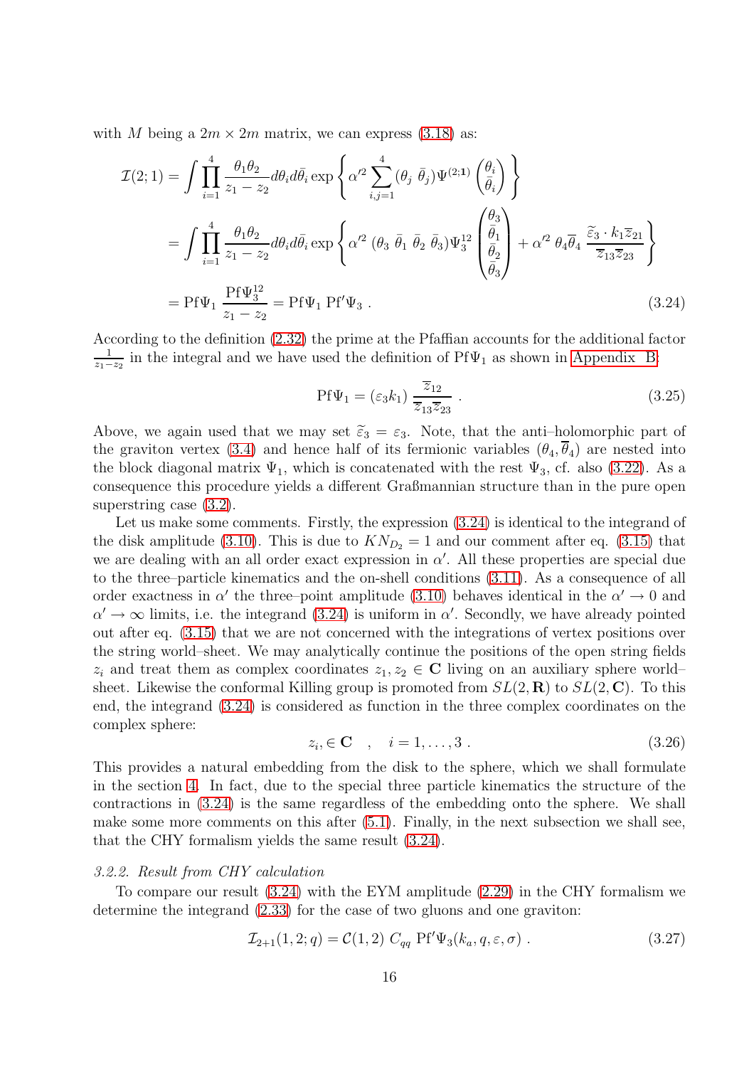with $M$ being a $2m \times 2m$ matrix, we can express (3.18) as:

$$
\begin{aligned}
\mathcal{I}(2;1) &= \int \prod_{i=1}^{4} \frac{\theta_1\theta_2}{z_1 - z_2} d\theta_i d\bar{\theta}_i \exp\left\{ \alpha'^2 \sum_{i,j=1}^{4} (\theta_j \ \bar{\theta}_j) \Psi^{(2;\mathbf{1})} \begin{pmatrix} \theta_i \\ \bar{\theta}_i \end{pmatrix} \right\} \\
&= \int \prod_{i=1}^{4} \frac{\theta_1\theta_2}{z_1 - z_2} d\theta_i d\bar{\theta}_i \exp\left\{ \alpha'^2 \ (\theta_3 \ \bar{\theta}_1 \ \bar{\theta}_2 \ \bar{\theta}_3) \Psi_3^{12} \begin{pmatrix} \theta_3 \\ \bar{\theta}_1 \\ \bar{\theta}_2 \\ \bar{\theta}_3 \end{pmatrix} + \alpha'^2 \ \theta_4 \overline{\theta}_4 \ \frac{\widetilde{\varepsilon}_3 \cdot k_1 \overline{z}_{21}}{\overline{z}_{13} \overline{z}_{23}} \right\} \\
&= \mathrm{Pf}\Psi_1 \ \frac{\mathrm{Pf}\Psi_3^{12}}{z_1 - z_2} = \mathrm{Pf}\Psi_1 \ \mathrm{Pf}'\Psi_3 \ .
\end{aligned}
\tag{3.24}
$$

According to the definition (2.32) the prime at the Pfaffian accounts for the additional factor $\frac{1}{z_1 - z_2}$ in the integral and we have used the definition of $\mathrm{Pf}\Psi_1$ as shown in Appendix B:

$$
\mathrm{Pf}\Psi_1 = (\varepsilon_3 k_1) \ \frac{\overline{z}_{12}}{\overline{z}_{13} \overline{z}_{23}} \ . \tag{3.25}
$$

Above, we again used that we may set $\widetilde{\varepsilon}_3 = \varepsilon_3$. Note, that the anti–holomorphic part of the graviton vertex (3.4) and hence half of its fermionic variables $(\theta_4, \overline{\theta}_4)$ are nested into the block diagonal matrix $\Psi_1$, which is concatenated with the rest $\Psi_3$, cf. also (3.22). As a consequence this procedure yields a different Graßmannian structure than in the pure open superstring case (3.2).

Let us make some comments. Firstly, the expression (3.24) is identical to the integrand of the disk amplitude (3.10). This is due to $KN_{D_2} = 1$ and our comment after eq. (3.15) that we are dealing with an all order exact expression in $\alpha'$. All these properties are special due to the three–particle kinematics and the on-shell conditions (3.11). As a consequence of all order exactness in $\alpha'$ the three–point amplitude (3.10) behaves identical in the $\alpha' \to 0$ and $\alpha' \to \infty$ limits, i.e. the integrand (3.24) is uniform in $\alpha'$. Secondly, we have already pointed out after eq. (3.15) that we are not concerned with the integrations of vertex positions over the string world–sheet. We may analytically continue the positions of the open string fields $z_i$ and treat them as complex coordinates $z_1, z_2 \in \mathbf{C}$ living on an auxiliary sphere world–sheet. Likewise the conformal Killing group is promoted from $SL(2, \mathbf{R})$ to $SL(2, \mathbf{C})$. To this end, the integrand (3.24) is considered as function in the three complex coordinates on the complex sphere:

$$
z_i, \in \mathbf{C} \quad , \quad i = 1, \ldots, 3 \ . \tag{3.26}
$$

This provides a natural embedding from the disk to the sphere, which we shall formulate in the section 4. In fact, due to the special three particle kinematics the structure of the contractions in (3.24) is the same regardless of the embedding onto the sphere. We shall make some more comments on this after (5.1). Finally, in the next subsection we shall see, that the CHY formalism yields the same result (3.24).

#### *3.2.2. Result from CHY calculation*

To compare our result (3.24) with the EYM amplitude (2.29) in the CHY formalism we determine the integrand (2.33) for the case of two gluons and one graviton:

$$
\mathcal{I}_{2+1}(1, 2; q) = \mathcal{C}(1, 2) \ C_{qq} \ \mathrm{Pf}'\Psi_3(k_a, q, \varepsilon, \sigma) \ . \tag{3.27}
$$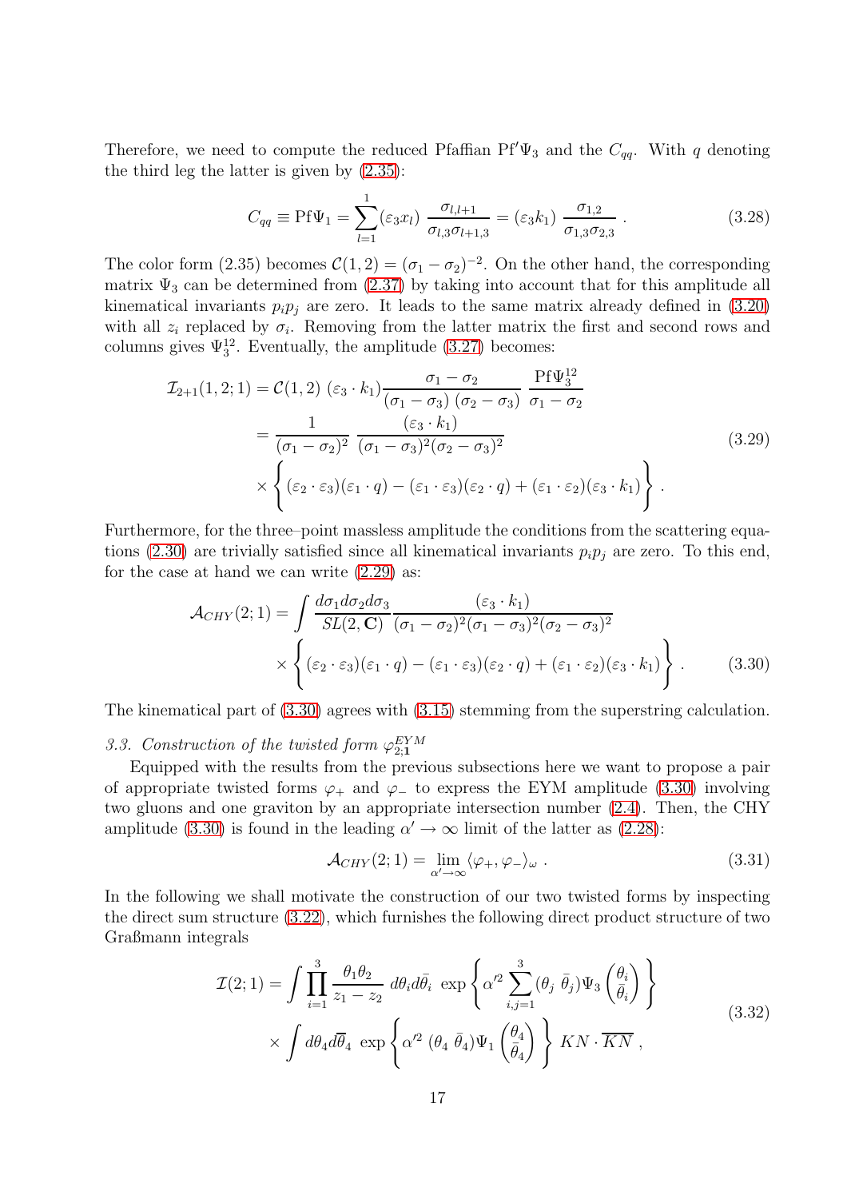Therefore, we need to compute the reduced Pfaffian $\mathrm{Pf}'\Psi_3$ and the $C_{qq}$. With $q$ denoting the third leg the latter is given by (2.35):

$$C_{qq} \equiv \mathrm{Pf}\Psi_1 = \sum_{l=1}^{1} (\varepsilon_3 x_l)\ \frac{\sigma_{l,l+1}}{\sigma_{l,3}\sigma_{l+1,3}} = (\varepsilon_3 k_1)\ \frac{\sigma_{1,2}}{\sigma_{1,3}\sigma_{2,3}}\ . \tag{3.28}$$

The color form (2.35) becomes $\mathcal{C}(1,2) = (\sigma_1 - \sigma_2)^{-2}$. On the other hand, the corresponding matrix $\Psi_3$ can be determined from (2.37) by taking into account that for this amplitude all kinematical invariants $p_ip_j$ are zero. It leads to the same matrix already defined in (3.20) with all $z_i$ replaced by $\sigma_i$. Removing from the latter matrix the first and second rows and columns gives $\Psi_3^{12}$. Eventually, the amplitude (3.27) becomes:

$$\begin{aligned}
\mathcal{I}_{2+1}(1,2;1) &= \mathcal{C}(1,2)\ (\varepsilon_3 \cdot k_1) \frac{\sigma_1 - \sigma_2}{(\sigma_1 - \sigma_3)\ (\sigma_2 - \sigma_3)}\ \frac{\mathrm{Pf}\Psi_3^{12}}{\sigma_1 - \sigma_2} \\
&= \frac{1}{(\sigma_1 - \sigma_2)^2}\ \frac{(\varepsilon_3 \cdot k_1)}{(\sigma_1 - \sigma_3)^2 (\sigma_2 - \sigma_3)^2} \\
&\times \left\{ (\varepsilon_2 \cdot \varepsilon_3)(\varepsilon_1 \cdot q) - (\varepsilon_1 \cdot \varepsilon_3)(\varepsilon_2 \cdot q) + (\varepsilon_1 \cdot \varepsilon_2)(\varepsilon_3 \cdot k_1) \right\}\ .
\end{aligned} \tag{3.29}$$

Furthermore, for the three–point massless amplitude the conditions from the scattering equations (2.30) are trivially satisfied since all kinematical invariants $p_ip_j$ are zero. To this end, for the case at hand we can write (2.29) as:

$$\begin{aligned}
\mathcal{A}_{CHY}(2;1) = \int \frac{d\sigma_1 d\sigma_2 d\sigma_3}{SL(2,\mathbf{C})} &\frac{(\varepsilon_3 \cdot k_1)}{(\sigma_1 - \sigma_2)^2 (\sigma_1 - \sigma_3)^2 (\sigma_2 - \sigma_3)^2} \\
&\times \left\{ (\varepsilon_2 \cdot \varepsilon_3)(\varepsilon_1 \cdot q) - (\varepsilon_1 \cdot \varepsilon_3)(\varepsilon_2 \cdot q) + (\varepsilon_1 \cdot \varepsilon_2)(\varepsilon_3 \cdot k_1) \right\}\ .
\end{aligned} \tag{3.30}$$

The kinematical part of (3.30) agrees with (3.15) stemming from the superstring calculation.

### 3.3. Construction of the twisted form $\varphi^{EYM}_{2;\mathbf{1}}$

Equipped with the results from the previous subsections here we want to propose a pair of appropriate twisted forms $\varphi_+$ and $\varphi_-$ to express the EYM amplitude (3.30) involving two gluons and one graviton by an appropriate intersection number (2.4). Then, the CHY amplitude (3.30) is found in the leading $\alpha' \to \infty$ limit of the latter as (2.28):

$$\mathcal{A}_{CHY}(2;1) = \lim_{\alpha' \to \infty} \langle \varphi_+, \varphi_- \rangle_\omega\ . \tag{3.31}$$

In the following we shall motivate the construction of our two twisted forms by inspecting the direct sum structure (3.22), which furnishes the following direct product structure of two Graßmann integrals

$$\begin{aligned}
\mathcal{I}(2;1) = \int \prod_{i=1}^{3} \frac{\theta_1 \theta_2}{z_1 - z_2}\ d\theta_i d\bar{\theta}_i\ \exp\left\{ \alpha'^2 \sum_{i,j=1}^{3} (\theta_j\ \bar{\theta}_j) \Psi_3 \begin{pmatrix} \theta_i \\ \bar{\theta}_i \end{pmatrix} \right\} \\
\times \int d\theta_4 d\bar{\theta}_4\ \exp\left\{ \alpha'^2\ (\theta_4\ \bar{\theta}_4) \Psi_1 \begin{pmatrix} \theta_4 \\ \bar{\theta}_4 \end{pmatrix} \right\}\ KN \cdot \overline{KN}\ ,
\end{aligned} \tag{3.32}$$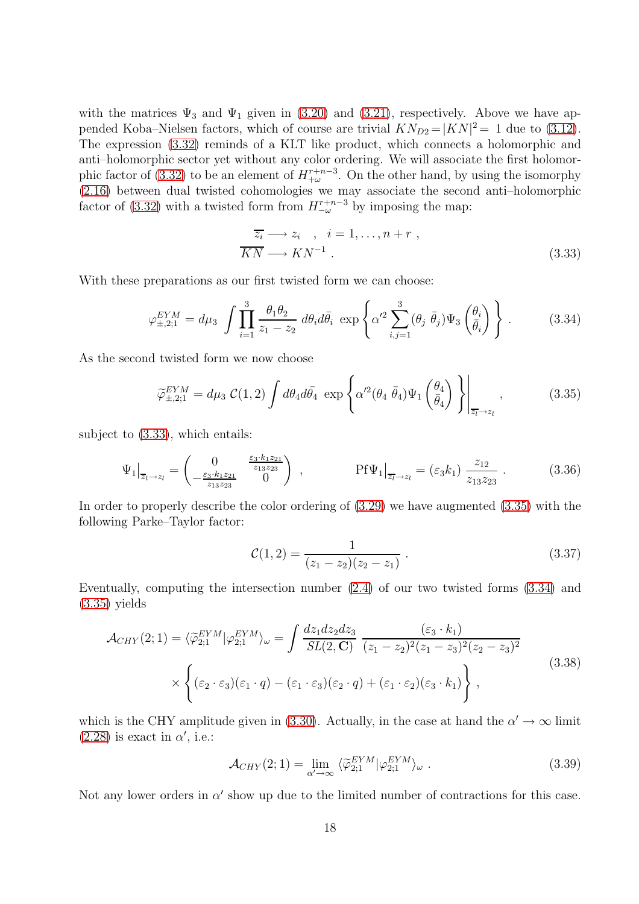with the matrices $\Psi_3$ and $\Psi_1$ given in (3.20) and (3.21), respectively. Above we have appended Koba–Nielsen factors, which of course are trivial $KN_{D2}=|KN|^2=1$ due to (3.12). The expression (3.32) reminds of a KLT like product, which connects a holomorphic and anti–holomorphic sector yet without any color ordering. We will associate the first holomorphic factor of (3.32) to be an element of $H^{r+n-3}_{+\omega}$. On the other hand, by using the isomorphy (2.16) between dual twisted cohomologies we may associate the second anti–holomorphic factor of (3.32) with a twisted form from $H^{r+n-3}_{-\omega}$ by imposing the map:

$$
\begin{aligned}
\overline{z_i} &\longrightarrow z_i \quad , \quad i=1,\ldots,n+r \ , \\
\overline{KN} &\longrightarrow KN^{-1} \ .
\end{aligned}
\tag{3.33}
$$

With these preparations as our first twisted form we can choose:

$$
\varphi^{EYM}_{\pm,2;1} = d\mu_3 \int \prod_{i=1}^{3} \frac{\theta_1\theta_2}{z_1-z_2}\ d\theta_i d\bar{\theta}_i\ \exp\left\{ \alpha'^2 \sum_{i,j=1}^{3} (\theta_j\ \bar{\theta}_j)\Psi_3 \begin{pmatrix}\theta_i\\ \bar{\theta}_i\end{pmatrix} \right\} . \tag{3.34}
$$

As the second twisted form we now choose

$$
\widetilde{\varphi}^{EYM}_{\pm,2;1} = d\mu_3\ \mathcal{C}(1,2) \int d\theta_4 d\bar{\theta}_4\ \exp\left\{ \alpha'^2 (\theta_4\ \bar{\theta}_4)\Psi_1 \begin{pmatrix}\theta_4\\ \bar{\theta}_4\end{pmatrix} \right\}\Bigg|_{\overline{z_l}\to z_l} , \tag{3.35}
$$

subject to (3.33), which entails:

$$
\Psi_1\big|_{\overline{z_l}\to z_l} = \begin{pmatrix} 0 & \frac{\varepsilon_3\cdot k_1 z_{21}}{z_{13}z_{23}} \\ -\frac{\varepsilon_3\cdot k_1 z_{21}}{z_{13}z_{23}} & 0 \end{pmatrix} , \qquad \mathrm{Pf}\Psi_1\big|_{\overline{z_l}\to z_l} = (\varepsilon_3 k_1)\ \frac{z_{12}}{z_{13}z_{23}} . \tag{3.36}
$$

In order to properly describe the color ordering of (3.29) we have augmented (3.35) with the following Parke–Taylor factor:

$$
\mathcal{C}(1,2) = \frac{1}{(z_1-z_2)(z_2-z_1)} . \tag{3.37}
$$

Eventually, computing the intersection number (2.4) of our two twisted forms (3.34) and (3.35) yields

$$
\begin{aligned}
\mathcal{A}_{CHY}(2;1) = \langle \widetilde{\varphi}^{EYM}_{2;1} | \varphi^{EYM}_{2;1} \rangle_\omega &= \int \frac{dz_1dz_2dz_3}{SL(2,\mathbf{C})}\ \frac{(\varepsilon_3\cdot k_1)}{(z_1-z_2)^2(z_1-z_3)^2(z_2-z_3)^2} \\
&\times \left\{ (\varepsilon_2\cdot\varepsilon_3)(\varepsilon_1\cdot q) - (\varepsilon_1\cdot\varepsilon_3)(\varepsilon_2\cdot q) + (\varepsilon_1\cdot\varepsilon_2)(\varepsilon_3\cdot k_1) \right\} ,
\end{aligned}
\tag{3.38}
$$

which is the CHY amplitude given in (3.30). Actually, in the case at hand the $\alpha'\to\infty$ limit (2.28) is exact in $\alpha'$, i.e.:

$$
\mathcal{A}_{CHY}(2;1) = \lim_{\alpha'\to\infty} \langle \widetilde{\varphi}^{EYM}_{2;1} | \varphi^{EYM}_{2;1} \rangle_\omega . \tag{3.39}
$$

Not any lower orders in $\alpha'$ show up due to the limited number of contractions for this case.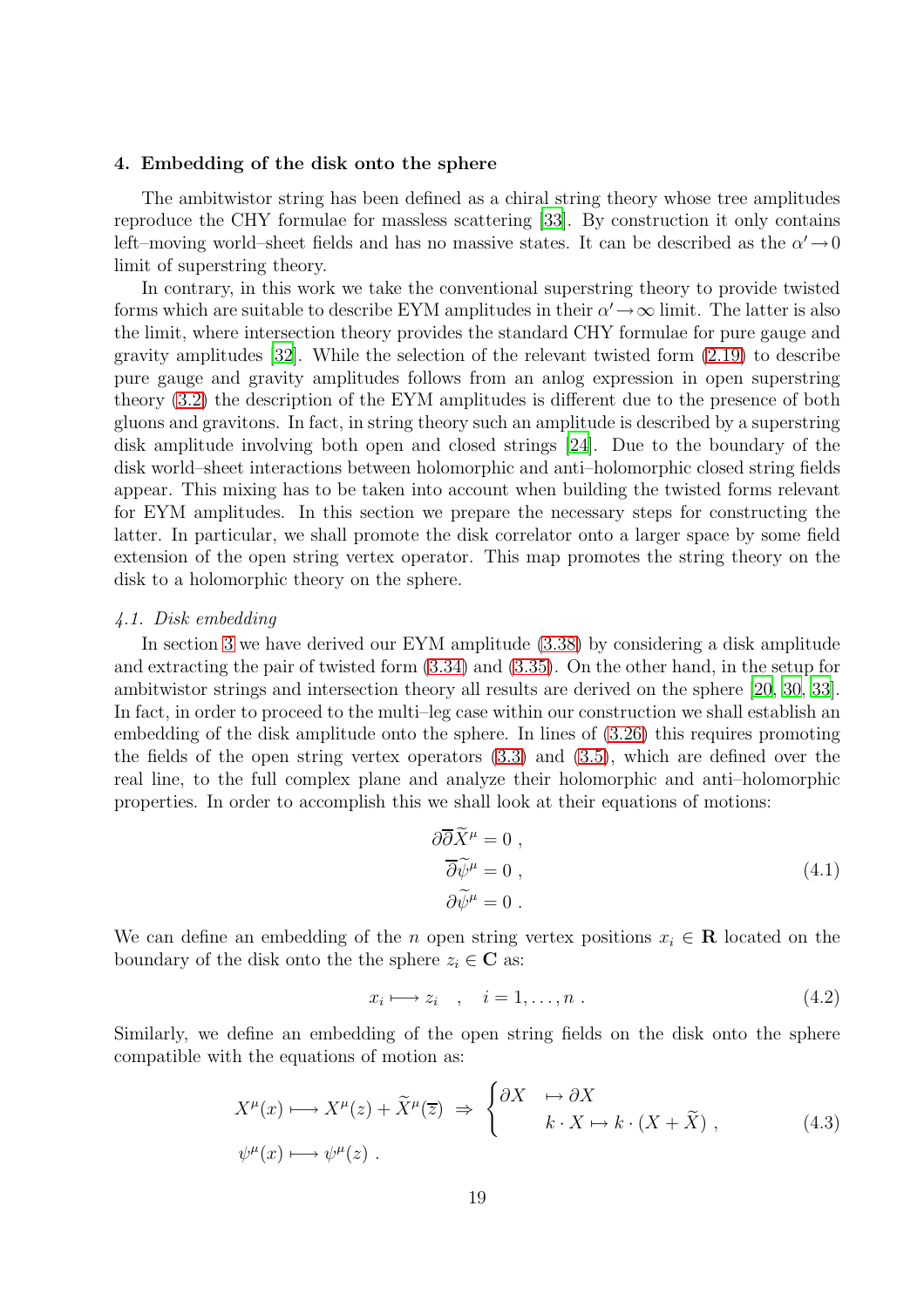## 4. Embedding of the disk onto the sphere

The ambitwistor string has been defined as a chiral string theory whose tree amplitudes reproduce the CHY formulae for massless scattering [33]. By construction it only contains left–moving world–sheet fields and has no massive states. It can be described as the $\alpha' \to 0$ limit of superstring theory.

In contrary, in this work we take the conventional superstring theory to provide twisted forms which are suitable to describe EYM amplitudes in their $\alpha' \to \infty$ limit. The latter is also the limit, where intersection theory provides the standard CHY formulae for pure gauge and gravity amplitudes [32]. While the selection of the relevant twisted form (2.19) to describe pure gauge and gravity amplitudes follows from an anlog expression in open superstring theory (3.2) the description of the EYM amplitudes is different due to the presence of both gluons and gravitons. In fact, in string theory such an amplitude is described by a superstring disk amplitude involving both open and closed strings [24]. Due to the boundary of the disk world–sheet interactions between holomorphic and anti–holomorphic closed string fields appear. This mixing has to be taken into account when building the twisted forms relevant for EYM amplitudes. In this section we prepare the necessary steps for constructing the latter. In particular, we shall promote the disk correlator onto a larger space by some field extension of the open string vertex operator. This map promotes the string theory on the disk to a holomorphic theory on the sphere.

### *4.1. Disk embedding*

In section 3 we have derived our EYM amplitude (3.38) by considering a disk amplitude and extracting the pair of twisted form (3.34) and (3.35). On the other hand, in the setup for ambitwistor strings and intersection theory all results are derived on the sphere [20, 30, 33]. In fact, in order to proceed to the multi–leg case within our construction we shall establish an embedding of the disk amplitude onto the sphere. In lines of (3.26) this requires promoting the fields of the open string vertex operators (3.3) and (3.5), which are defined over the real line, to the full complex plane and analyze their holomorphic and anti–holomorphic properties. In order to accomplish this we shall look at their equations of motions:

$$
\begin{aligned}
\partial\overline{\partial}\widetilde{X}^\mu &= 0 \ , \\
\overline{\partial}\widetilde{\psi}^\mu &= 0 \ , \\
\partial\widetilde{\psi}^\mu &= 0 \ .
\end{aligned}
\tag{4.1}
$$

We can define an embedding of the $n$ open string vertex positions $x_i \in \mathbf{R}$ located on the boundary of the disk onto the the sphere $z_i \in \mathbf{C}$ as:

$$
x_i \longmapsto z_i \quad , \quad i = 1, \ldots, n \ . \tag{4.2}
$$

Similarly, we define an embedding of the open string fields on the disk onto the sphere compatible with the equations of motion as:

$$
\begin{aligned}
X^\mu(x) &\longmapsto X^\mu(z) + \widetilde{X}^\mu(\overline{z}) \ \Rightarrow \ \begin{cases} \partial X \ \ \mapsto \partial X \\ \qquad k\cdot X \mapsto k\cdot(X+\widetilde{X}) \ , \end{cases} \\
\psi^\mu(x) &\longmapsto \psi^\mu(z) \ .
\end{aligned}
\tag{4.3}
$$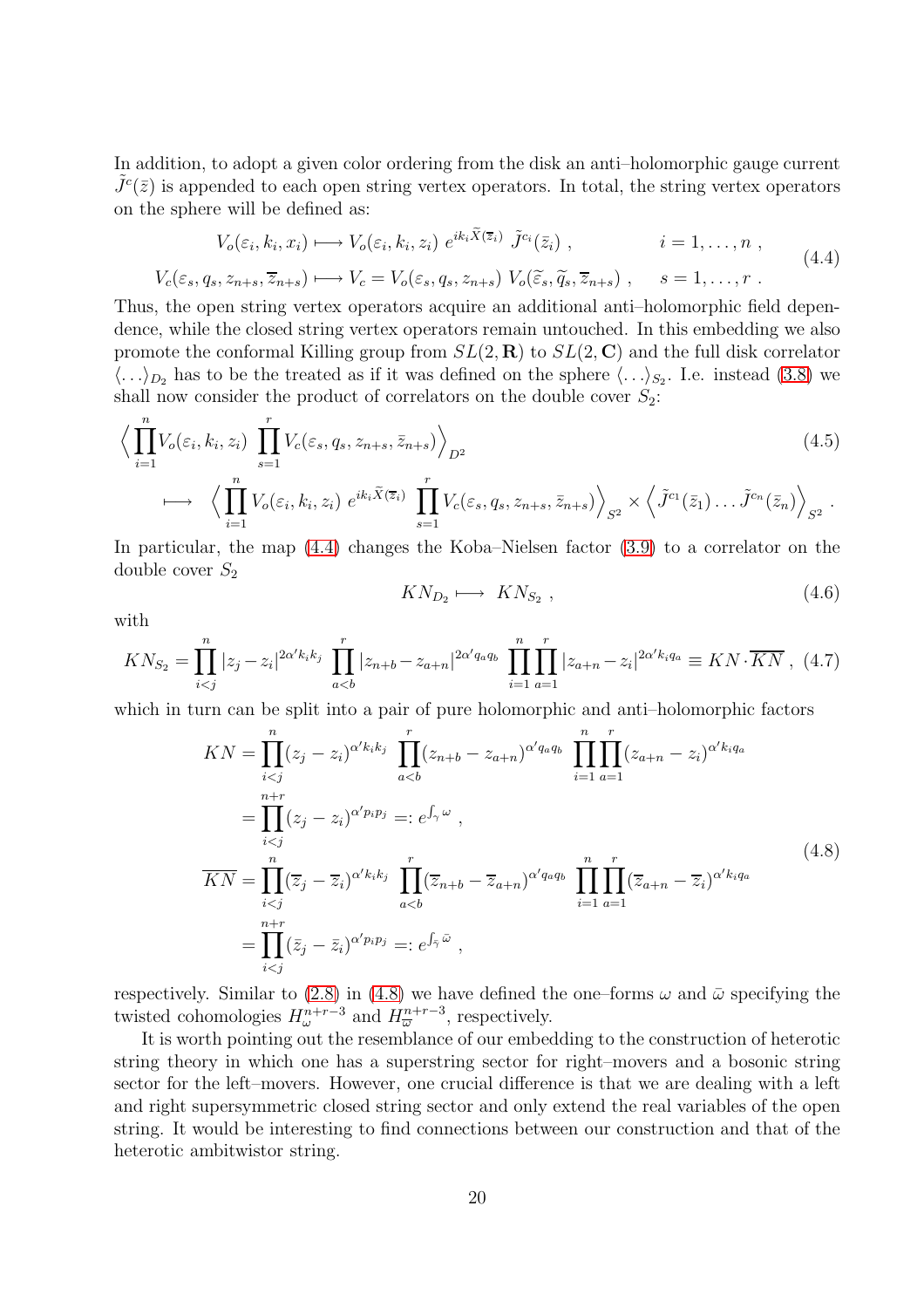In addition, to adopt a given color ordering from the disk an anti–holomorphic gauge current $\tilde{J}^c(\bar{z})$ is appended to each open string vertex operators. In total, the string vertex operators on the sphere will be defined as:

$$
\begin{aligned}
V_o(\varepsilon_i, k_i, x_i) &\longmapsto V_o(\varepsilon_i, k_i, z_i)\ e^{ik_i\widetilde{X}(\overline{z}_i)}\ \tilde{J}^{c_i}(\bar{z}_i)\ , & i = 1, \ldots, n\ , \\
V_c(\varepsilon_s, q_s, z_{n+s}, \overline{z}_{n+s}) &\longmapsto V_c = V_o(\varepsilon_s, q_s, z_{n+s})\ V_o(\widetilde{\varepsilon}_s, \widetilde{q}_s, \overline{z}_{n+s})\ , & s = 1, \ldots, r\ .
\end{aligned}
\tag{4.4}
$$

Thus, the open string vertex operators acquire an additional anti–holomorphic field dependence, while the closed string vertex operators remain untouched. In this embedding we also promote the conformal Killing group from $SL(2,\mathbf{R})$ to $SL(2,\mathbf{C})$ and the full disk correlator $\langle \ldots \rangle_{D_2}$ has to be the treated as if it was defined on the sphere $\langle \ldots \rangle_{S_2}$. I.e. instead (3.8) we shall now consider the product of correlators on the double cover $S_2$:

$$
\begin{aligned}
&\Big\langle \prod_{i=1}^{n} V_o(\varepsilon_i, k_i, z_i)\ \prod_{s=1}^{r} V_c(\varepsilon_s, q_s, z_{n+s}, \bar{z}_{n+s}) \Big\rangle_{D^2} \\
&\quad \longmapsto\ \Big\langle \prod_{i=1}^{n} V_o(\varepsilon_i, k_i, z_i)\ e^{ik_i\widetilde{X}(\overline{z}_i)}\ \prod_{s=1}^{r} V_c(\varepsilon_s, q_s, z_{n+s}, \bar{z}_{n+s}) \Big\rangle_{S^2} \times \Big\langle \tilde{J}^{c_1}(\bar{z}_1) \ldots \tilde{J}^{c_n}(\bar{z}_n) \Big\rangle_{S^2}\ .
\end{aligned}
\tag{4.5}
$$

In particular, the map (4.4) changes the Koba–Nielsen factor (3.9) to a correlator on the double cover $S_2$

$$
KN_{D_2} \longmapsto\ KN_{S_2}\ ,
\tag{4.6}
$$

with

$$
KN_{S_2} = \prod_{i<j}^{n} |z_j - z_i|^{2\alpha' k_i k_j}\ \prod_{a<b}^{r} |z_{n+b} - z_{a+n}|^{2\alpha' q_a q_b}\ \prod_{i=1}^{n} \prod_{a=1}^{r} |z_{a+n} - z_i|^{2\alpha' k_i q_a} \equiv KN \cdot \overline{KN}\ ,
\tag{4.7}
$$

which in turn can be split into a pair of pure holomorphic and anti–holomorphic factors

$$
\begin{aligned}
KN &= \prod_{i<j}^{n} (z_j - z_i)^{\alpha' k_i k_j}\ \prod_{a<b}^{r} (z_{n+b} - z_{a+n})^{\alpha' q_a q_b}\ \prod_{i=1}^{n} \prod_{a=1}^{r} (z_{a+n} - z_i)^{\alpha' k_i q_a} \\
&= \prod_{i<j}^{n+r} (z_j - z_i)^{\alpha' p_i p_j} =: e^{\int_\gamma \omega}\ , \\
\overline{KN} &= \prod_{i<j}^{n} (\overline{z}_j - \overline{z}_i)^{\alpha' k_i k_j}\ \prod_{a<b}^{r} (\overline{z}_{n+b} - \overline{z}_{a+n})^{\alpha' q_a q_b}\ \prod_{i=1}^{n} \prod_{a=1}^{r} (\overline{z}_{a+n} - \overline{z}_i)^{\alpha' k_i q_a} \\
&= \prod_{i<j}^{n+r} (\bar{z}_j - \bar{z}_i)^{\alpha' p_i p_j} =: e^{\int_{\bar{\gamma}} \bar{\omega}}\ ,
\end{aligned}
\tag{4.8}
$$

respectively. Similar to (2.8) in (4.8) we have defined the one–forms $\omega$ and $\bar{\omega}$ specifying the twisted cohomologies $H^{n+r-3}_{\omega}$ and $H^{n+r-3}_{\overline{\omega}}$, respectively.

It is worth pointing out the resemblance of our embedding to the construction of heterotic string theory in which one has a superstring sector for right–movers and a bosonic string sector for the left–movers. However, one crucial difference is that we are dealing with a left and right supersymmetric closed string sector and only extend the real variables of the open string. It would be interesting to find connections between our construction and that of the heterotic ambitwistor string.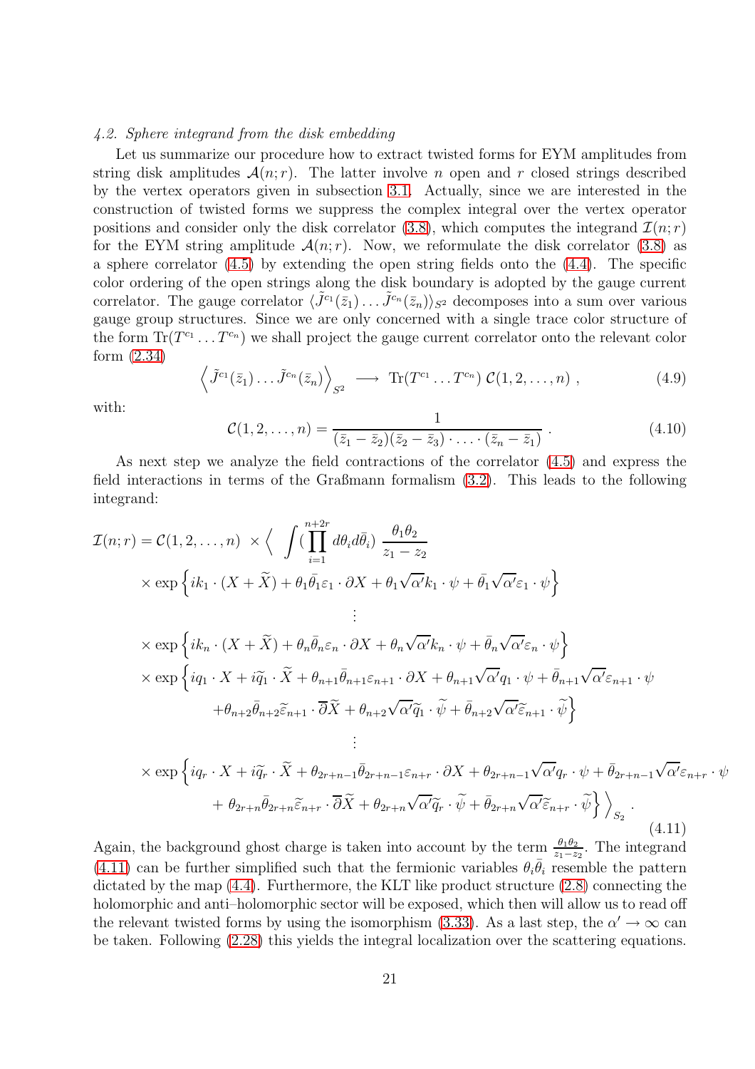*4.2. Sphere integrand from the disk embedding*

Let us summarize our procedure how to extract twisted forms for EYM amplitudes from string disk amplitudes $\mathcal{A}(n;r)$. The latter involve $n$ open and $r$ closed strings described by the vertex operators given in subsection 3.1. Actually, since we are interested in the construction of twisted forms we suppress the complex integral over the vertex operator positions and consider only the disk correlator (3.8), which computes the integrand $\mathcal{I}(n;r)$ for the EYM string amplitude $\mathcal{A}(n;r)$. Now, we reformulate the disk correlator (3.8) as a sphere correlator (4.5) by extending the open string fields onto the (4.4). The specific color ordering of the open strings along the disk boundary is adopted by the gauge current correlator. The gauge correlator $\langle \tilde{J}^{c_1}(\bar{z}_1)\ldots\tilde{J}^{c_n}(\bar{z}_n)\rangle_{S^2}$ decomposes into a sum over various gauge group structures. Since we are only concerned with a single trace color structure of the form $\mathrm{Tr}(T^{c_1}\ldots T^{c_n})$ we shall project the gauge current correlator onto the relevant color form (2.34)

$$\left\langle \tilde{J}^{c_1}(\bar{z}_1)\ldots\tilde{J}^{c_n}(\bar{z}_n)\right\rangle_{S^2} \longrightarrow \mathrm{Tr}(T^{c_1}\ldots T^{c_n})\; \mathcal{C}(1,2,\ldots,n)\ , \tag{4.9}$$

with:

$$\mathcal{C}(1,2,\ldots,n) = \frac{1}{(\bar{z}_1-\bar{z}_2)(\bar{z}_2-\bar{z}_3)\cdot\ldots\cdot(\bar{z}_n-\bar{z}_1)}\ . \tag{4.10}$$

As next step we analyze the field contractions of the correlator (4.5) and express the field interactions in terms of the Graßmann formalism (3.2). This leads to the following integrand:

$$\begin{aligned}
\mathcal{I}(n;r) = \mathcal{C}(1,2,\ldots,n)\ &\times \Big\langle\ \int (\prod_{i=1}^{n+2r} d\theta_i d\bar{\theta}_i)\ \frac{\theta_1\theta_2}{z_1-z_2}\\
&\times \exp\Big\{ik_1\cdot(X+\widetilde{X}) + \theta_1\bar{\theta}_1\varepsilon_1\cdot\partial X + \theta_1\sqrt{\alpha'}k_1\cdot\psi + \bar{\theta}_1\sqrt{\alpha'}\varepsilon_1\cdot\psi\Big\}\\
&\qquad\qquad\vdots\\
&\times \exp\Big\{ik_n\cdot(X+\widetilde{X}) + \theta_n\bar{\theta}_n\varepsilon_n\cdot\partial X + \theta_n\sqrt{\alpha'}k_n\cdot\psi + \bar{\theta}_n\sqrt{\alpha'}\varepsilon_n\cdot\psi\Big\}\\
&\times \exp\Big\{iq_1\cdot X + i\widetilde{q}_1\cdot\widetilde{X} + \theta_{n+1}\bar{\theta}_{n+1}\varepsilon_{n+1}\cdot\partial X + \theta_{n+1}\sqrt{\alpha'}q_1\cdot\psi + \bar{\theta}_{n+1}\sqrt{\alpha'}\varepsilon_{n+1}\cdot\psi\\
&\qquad\qquad + \theta_{n+2}\bar{\theta}_{n+2}\widetilde{\varepsilon}_{n+1}\cdot\overline{\partial}\widetilde{X} + \theta_{n+2}\sqrt{\alpha'}\widetilde{q}_1\cdot\widetilde{\psi} + \bar{\theta}_{n+2}\sqrt{\alpha'}\widetilde{\varepsilon}_{n+1}\cdot\widetilde{\psi}\Big\}\\
&\qquad\qquad\vdots\\
&\times \exp\Big\{iq_r\cdot X + i\widetilde{q}_r\cdot\widetilde{X} + \theta_{2r+n-1}\bar{\theta}_{2r+n-1}\varepsilon_{n+r}\cdot\partial X + \theta_{2r+n-1}\sqrt{\alpha'}q_r\cdot\psi + \bar{\theta}_{2r+n-1}\sqrt{\alpha'}\varepsilon_{n+r}\cdot\psi\\
&\qquad\qquad + \theta_{2r+n}\bar{\theta}_{2r+n}\widetilde{\varepsilon}_{n+r}\cdot\overline{\partial}\widetilde{X} + \theta_{2r+n}\sqrt{\alpha'}\widetilde{q}_r\cdot\widetilde{\psi} + \bar{\theta}_{2r+n}\sqrt{\alpha'}\widetilde{\varepsilon}_{n+r}\cdot\widetilde{\psi}\Big\}\ \Big\rangle_{S_2}\ .
\end{aligned} \tag{4.11}$$

Again, the background ghost charge is taken into account by the term $\frac{\theta_1\theta_2}{z_1-z_2}$. The integrand (4.11) can be further simplified such that the fermionic variables $\theta_i\bar{\theta}_i$ resemble the pattern dictated by the map (4.4). Furthermore, the KLT like product structure (2.8) connecting the holomorphic and anti–holomorphic sector will be exposed, which then will allow us to read off the relevant twisted forms by using the isomorphism (3.33). As a last step, the $\alpha'\to\infty$ can be taken. Following (2.28) this yields the integral localization over the scattering equations.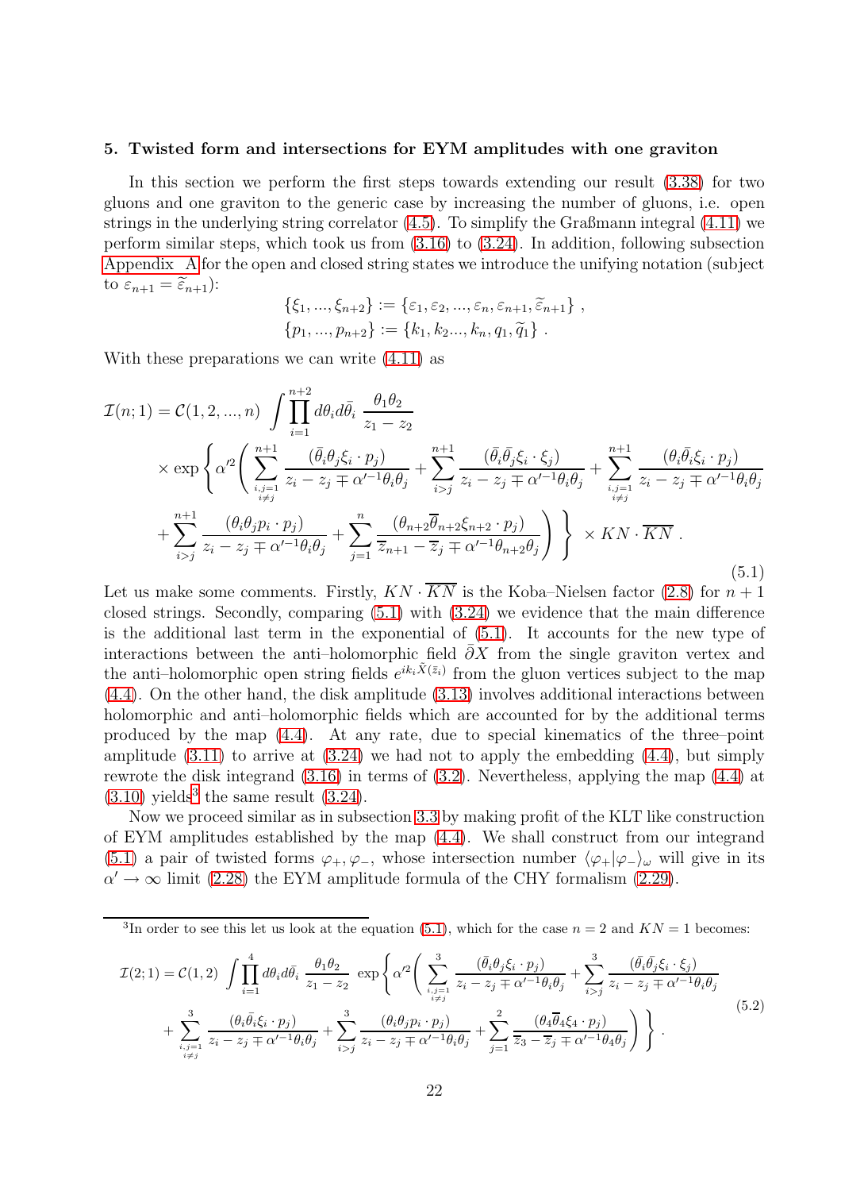## 5. Twisted form and intersections for EYM amplitudes with one graviton

In this section we perform the first steps towards extending our result (3.38) for two gluons and one graviton to the generic case by increasing the number of gluons, i.e. open strings in the underlying string correlator (4.5). To simplify the Graßmann integral (4.11) we perform similar steps, which took us from (3.16) to (3.24). In addition, following subsection Appendix A for the open and closed string states we introduce the unifying notation (subject to $\varepsilon_{n+1} = \widetilde{\varepsilon}_{n+1}$):

$$
\{\xi_1, ..., \xi_{n+2}\} := \{\varepsilon_1, \varepsilon_2, ..., \varepsilon_n, \varepsilon_{n+1}, \widetilde{\varepsilon}_{n+1}\} \ ,
$$
$$
\{p_1, ..., p_{n+2}\} := \{k_1, k_2 ..., k_n, q_1, \widetilde{q}_1\} \ .
$$

With these preparations we can write (4.11) as

$$
\begin{aligned}
\mathcal{I}(n;1) = \mathcal{C}(1,2,...,n) \int \prod_{i=1}^{n+2} d\theta_i d\bar{\theta}_i \ \frac{\theta_1\theta_2}{z_1-z_2} \\
\times \exp\left\{ \alpha'^2 \left( \sum_{\substack{i,j=1\\ i\neq j}}^{n+1} \frac{(\bar{\theta}_i\theta_j \xi_i\cdot p_j)}{z_i-z_j \mp \alpha'^{-1}\theta_i\theta_j} + \sum_{i>j}^{n+1} \frac{(\bar{\theta}_i\bar{\theta}_j \xi_i\cdot\xi_j)}{z_i-z_j\mp\alpha'^{-1}\theta_i\theta_j} + \sum_{\substack{i,j=1\\ i\neq j}}^{n+1} \frac{(\theta_i\bar{\theta}_i\xi_i\cdot p_j)}{z_i-z_j\mp\alpha'^{-1}\theta_i\theta_j} \right.\right. \\
\left.\left. + \sum_{i>j}^{n+1} \frac{(\theta_i\theta_j p_i\cdot p_j)}{z_i-z_j\mp\alpha'^{-1}\theta_i\theta_j} + \sum_{j=1}^{n} \frac{(\theta_{n+2}\overline{\theta}_{n+2}\xi_{n+2}\cdot p_j)}{\overline{z}_{n+1}-\overline{z}_j\mp\alpha'^{-1}\theta_{n+2}\theta_j} \right) \right\} \times KN\cdot\overline{KN} \ .
\end{aligned} \tag{5.1}
$$

Let us make some comments. Firstly, $KN\cdot\overline{KN}$ is the Koba–Nielsen factor (2.8) for $n+1$ closed strings. Secondly, comparing (5.1) with (3.24) we evidence that the main difference is the additional last term in the exponential of (5.1). It accounts for the new type of interactions between the anti–holomorphic field $\bar\partial X$ from the single graviton vertex and the anti–holomorphic open string fields $e^{ik_i\tilde{X}(\bar{z}_i)}$ from the gluon vertices subject to the map (4.4). On the other hand, the disk amplitude (3.13) involves additional interactions between holomorphic and anti–holomorphic fields which are accounted for by the additional terms produced by the map (4.4). At any rate, due to special kinematics of the three–point amplitude (3.11) to arrive at (3.24) we had not to apply the embedding (4.4), but simply rewrote the disk integrand (3.16) in terms of (3.2). Nevertheless, applying the map (4.4) at (3.10) yields[3] the same result (3.24).

Now we proceed similar as in subsection 3.3 by making profit of the KLT like construction of EYM amplitudes established by the map (4.4). We shall construct from our integrand (5.1) a pair of twisted forms $\varphi_+, \varphi_-$, whose intersection number $\langle\varphi_+|\varphi_-\rangle_\omega$ will give in its $\alpha'\to\infty$ limit (2.28) the EYM amplitude formula of the CHY formalism (2.29).

[3] In order to see this let us look at the equation (5.1), which for the case $n=2$ and $KN=1$ becomes:

$$
\begin{aligned}
\mathcal{I}(2;1) = \mathcal{C}(1,2) \int \prod_{i=1}^{4} d\theta_i d\bar{\theta}_i \ \frac{\theta_1\theta_2}{z_1-z_2} \ \exp\left\{ \alpha'^2 \left( \sum_{\substack{i,j=1\\ i\neq j}}^{3} \frac{(\bar{\theta}_i\theta_j\xi_i\cdot p_j)}{z_i-z_j\mp\alpha'^{-1}\theta_i\theta_j} + \sum_{i>j}^{3} \frac{(\bar{\theta}_i\bar{\theta}_j\xi_i\cdot\xi_j)}{z_i-z_j\mp\alpha'^{-1}\theta_i\theta_j} \right.\right. \\
\left.\left. + \sum_{\substack{i,j=1\\ i\neq j}}^{3} \frac{(\theta_i\bar{\theta}_i\xi_i\cdot p_j)}{z_i-z_j\mp\alpha'^{-1}\theta_i\theta_j} + \sum_{i>j}^{3} \frac{(\theta_i\theta_j p_i\cdot p_j)}{z_i-z_j\mp\alpha'^{-1}\theta_i\theta_j} + \sum_{j=1}^{2} \frac{(\theta_4\overline{\theta}_4\xi_4\cdot p_j)}{\overline{z}_3-\overline{z}_j\mp\alpha'^{-1}\theta_4\theta_j} \right) \right\} .
\end{aligned} \tag{5.2}
$$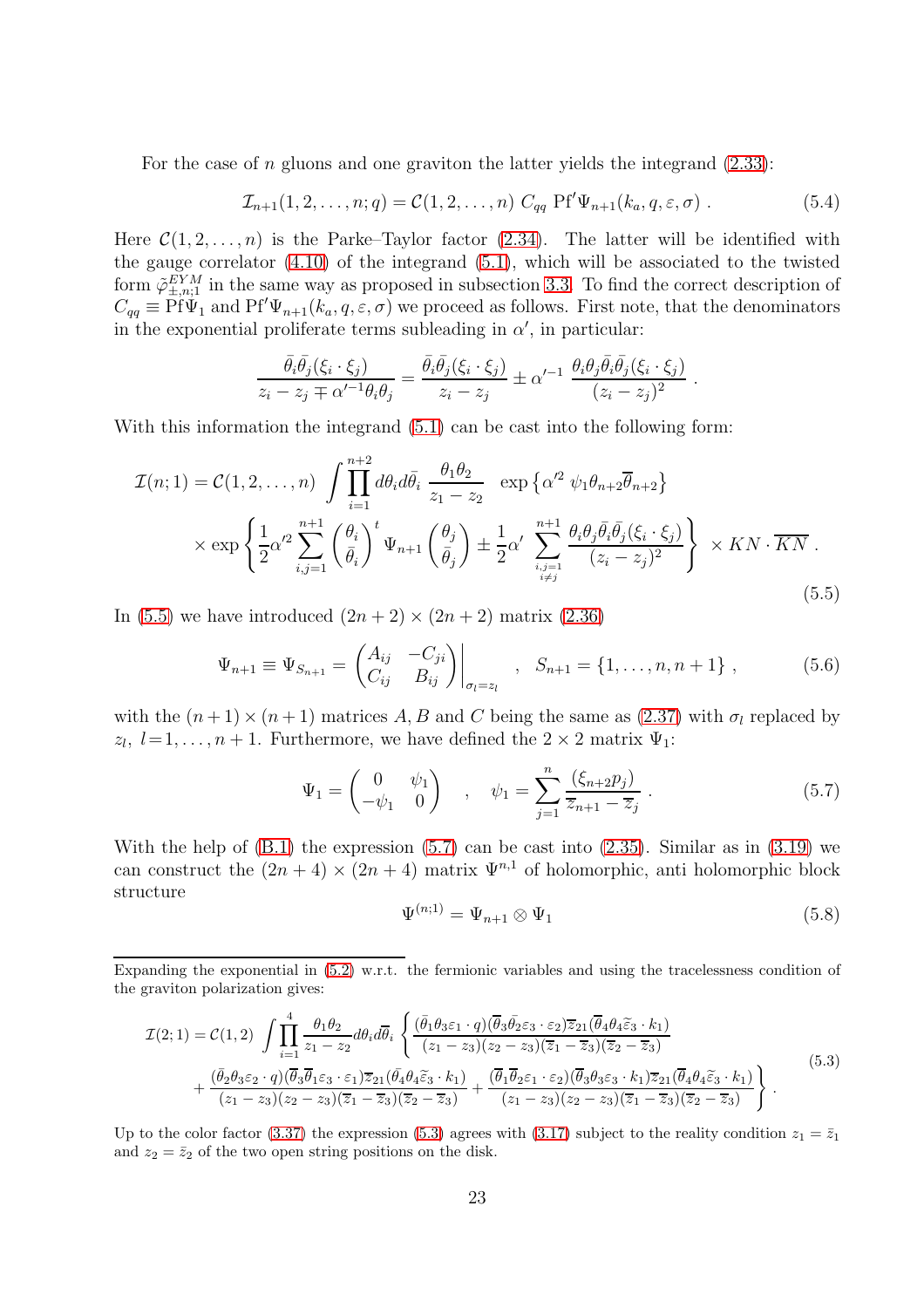For the case of $n$ gluons and one graviton the latter yields the integrand (2.33):

$$\mathcal{I}_{n+1}(1,2,\ldots,n;q) = \mathcal{C}(1,2,\ldots,n)\ C_{qq}\ \text{Pf}'\Psi_{n+1}(k_a,q,\varepsilon,\sigma)\ . \tag{5.4}$$

Here $\mathcal{C}(1,2,\ldots,n)$ is the Parke–Taylor factor (2.34). The latter will be identified with the gauge correlator (4.10) of the integrand (5.1), which will be associated to the twisted form $\tilde{\varphi}^{EYM}_{\pm,n;1}$ in the same way as proposed in subsection 3.3. To find the correct description of $C_{qq} \equiv \text{Pf}\Psi_1$ and $\text{Pf}'\Psi_{n+1}(k_a,q,\varepsilon,\sigma)$ we proceed as follows. First note, that the denominators in the exponential proliferate terms subleading in $\alpha'$, in particular:

$$\frac{\bar{\theta}_i\bar{\theta}_j(\xi_i\cdot\xi_j)}{z_i - z_j \mp \alpha'^{-1}\theta_i\theta_j} = \frac{\bar{\theta}_i\bar{\theta}_j(\xi_i\cdot\xi_j)}{z_i - z_j} \pm \alpha'^{-1}\ \frac{\theta_i\theta_j\bar{\theta}_i\bar{\theta}_j(\xi_i\cdot\xi_j)}{(z_i-z_j)^2}\ .$$

With this information the integrand (5.1) can be cast into the following form:

$$\begin{aligned}\mathcal{I}(n;1) = \mathcal{C}(1,2,\ldots,n)\ &\int\prod_{i=1}^{n+2} d\theta_i d\bar{\theta}_i\ \frac{\theta_1\theta_2}{z_1-z_2}\quad \exp\left\{\alpha'^2\ \psi_1\theta_{n+2}\overline{\theta}_{n+2}\right\}\\ &\times \exp\left\{\frac{1}{2}\alpha'^2\sum_{i,j=1}^{n+1}\begin{pmatrix}\theta_i\\ \bar{\theta}_i\end{pmatrix}^t \Psi_{n+1}\begin{pmatrix}\theta_j\\ \bar{\theta}_j\end{pmatrix} \pm \frac{1}{2}\alpha'\ \sum_{\substack{i,j=1\\ i\neq j}}^{n+1}\frac{\theta_i\theta_j\bar{\theta}_i\bar{\theta}_j(\xi_i\cdot\xi_j)}{(z_i-z_j)^2}\right\}\ \times KN\cdot\overline{KN}\ .\end{aligned} \tag{5.5}$$

In (5.5) we have introduced $(2n+2)\times(2n+2)$ matrix (2.36)

$$\Psi_{n+1} \equiv \Psi_{S_{n+1}} = \begin{pmatrix} A_{ij} & -C_{ji}\\ C_{ij} & B_{ij}\end{pmatrix}\Bigg|_{\sigma_l = z_l}\quad ,\quad S_{n+1} = \{1,\ldots,n,n+1\}\ , \tag{5.6}$$

with the $(n+1)\times(n+1)$ matrices $A,B$ and $C$ being the same as (2.37) with $\sigma_l$ replaced by $z_l$, $l{=}1,\ldots,n+1$. Furthermore, we have defined the $2\times 2$ matrix $\Psi_1$:

$$\Psi_1 = \begin{pmatrix} 0 & \psi_1\\ -\psi_1 & 0\end{pmatrix}\quad ,\quad \psi_1 = \sum_{j=1}^{n}\frac{(\xi_{n+2}p_j)}{\overline{z}_{n+1}-\overline{z}_j}\ . \tag{5.7}$$

With the help of (B.1) the expression (5.7) can be cast into (2.35). Similar as in (3.19) we can construct the $(2n+4)\times(2n+4)$ matrix $\Psi^{n,1}$ of holomorphic, anti holomorphic block structure

$$\Psi^{(n;1)} = \Psi_{n+1}\otimes\Psi_1 \tag{5.8}$$

---

Expanding the exponential in (5.2) w.r.t. the fermionic variables and using the tracelessness condition of the graviton polarization gives:

$$\begin{aligned}\mathcal{I}(2;1) = \mathcal{C}(1,2)\ \int\prod_{i=1}^{4}\frac{\theta_1\theta_2}{z_1-z_2}d\theta_i d\overline{\theta}_i\ &\left\{\frac{(\bar{\theta}_1\theta_3\varepsilon_1\cdot q)(\overline{\theta}_3\bar{\theta}_2\varepsilon_3\cdot\varepsilon_2)\overline{z}_{21}(\overline{\theta}_4\theta_4\widetilde{\varepsilon}_3\cdot k_1)}{(z_1-z_3)(z_2-z_3)(\overline{z}_1-\overline{z}_3)(\overline{z}_2-\overline{z}_3)}\right.\\ &+\frac{(\bar{\theta}_2\theta_3\varepsilon_2\cdot q)(\overline{\theta}_3\overline{\theta}_1\varepsilon_3\cdot\varepsilon_1)\overline{z}_{21}(\bar{\theta}_4\theta_4\widetilde{\varepsilon}_3\cdot k_1)}{(z_1-z_3)(z_2-z_3)(\overline{z}_1-\overline{z}_3)(\overline{z}_2-\overline{z}_3)} + \left.\frac{(\overline{\theta}_1\overline{\theta}_2\varepsilon_1\cdot\varepsilon_2)(\overline{\theta}_3\theta_3\varepsilon_3\cdot k_1)\overline{z}_{21}(\overline{\theta}_4\theta_4\widetilde{\varepsilon}_3\cdot k_1)}{(z_1-z_3)(z_2-z_3)(\overline{z}_1-\overline{z}_3)(\overline{z}_2-\overline{z}_3)}\right\}\ .\end{aligned} \tag{5.3}$$

Up to the color factor (3.37) the expression (5.3) agrees with (3.17) subject to the reality condition $z_1=\bar{z}_1$ and $z_2=\bar{z}_2$ of the two open string positions on the disk.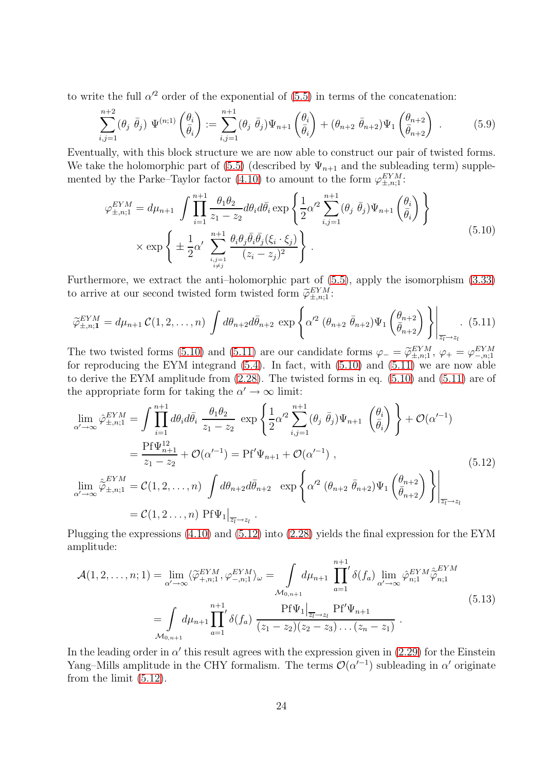to write the full $\alpha'^2$ order of the exponential of (5.5) in terms of the concatenation:

$$\sum_{i,j=1}^{n+2} (\theta_j \ \bar{\theta}_j) \ \Psi^{(n;1)} \begin{pmatrix} \theta_i \\ \bar{\theta}_i \end{pmatrix} := \sum_{i,j=1}^{n+1} (\theta_j \ \bar{\theta}_j) \Psi_{n+1} \begin{pmatrix} \theta_i \\ \bar{\theta}_i \end{pmatrix} + (\theta_{n+2} \ \bar{\theta}_{n+2}) \Psi_1 \begin{pmatrix} \theta_{n+2} \\ \bar{\theta}_{n+2} \end{pmatrix} \ . \tag{5.9}$$

Eventually, with this block structure we are now able to construct our pair of twisted forms. We take the holomorphic part of (5.5) (described by $\Psi_{n+1}$ and the subleading term) supplemented by the Parke–Taylor factor (4.10) to amount to the form $\varphi^{EYM}_{\pm,n;1}$:

$$\begin{aligned} \varphi^{EYM}_{\pm,n;1} = d\mu_{n+1} \int \prod_{i=1}^{n+1} \frac{\theta_1 \theta_2}{z_1 - z_2} d\theta_i d\bar{\theta}_i \exp\left\{ \frac{1}{2} \alpha'^2 \sum_{i,j=1}^{n+1} (\theta_j \ \bar{\theta}_j) \Psi_{n+1} \begin{pmatrix} \theta_i \\ \bar{\theta}_i \end{pmatrix} \right\} \\ \times \exp\left\{ \pm \frac{1}{2} \alpha' \sum_{\substack{i,j=1 \\ i \neq j}}^{n+1} \frac{\theta_i \theta_j \bar{\theta}_i \bar{\theta}_j (\xi_i \cdot \xi_j)}{(z_i - z_j)^2} \right\} . \end{aligned} \tag{5.10}$$

Furthermore, we extract the anti–holomorphic part of (5.5), apply the isomorphism (3.33) to arrive at our second twisted form twisted form $\widetilde{\varphi}^{EYM}_{\pm,n;1}$:

$$\widetilde{\varphi}^{EYM}_{\pm,n;\mathbf{1}} = d\mu_{n+1} \, \mathcal{C}(1,2,\ldots,n) \int d\theta_{n+2} d\bar{\theta}_{n+2} \ \exp\left\{ \alpha'^2 \ (\theta_{n+2} \ \bar{\theta}_{n+2}) \Psi_1 \begin{pmatrix} \theta_{n+2} \\ \bar{\theta}_{n+2} \end{pmatrix} \right\} \Bigg|_{\overline{z_l} \to z_l} . \tag{5.11}$$

The two twisted forms (5.10) and (5.11) are our candidate forms $\varphi_- = \widetilde{\varphi}^{EYM}_{\pm,n;1}$, $\varphi_+ = \varphi^{EYM}_{-,n;1}$ for reproducing the EYM integrand (5.4). In fact, with (5.10) and (5.11) we are now able to derive the EYM amplitude from (2.28). The twisted forms in eq. (5.10) and (5.11) are of the appropriate form for taking the $\alpha' \to \infty$ limit:

$$\begin{aligned} \lim_{\alpha' \to \infty} \hat{\varphi}^{EYM}_{\pm,n;1} &= \int \prod_{i=1}^{n+1} d\theta_i d\bar{\theta}_i \ \frac{\theta_1 \theta_2}{z_1 - z_2} \ \exp\left\{ \frac{1}{2} \alpha'^2 \sum_{i,j=1}^{n+1} (\theta_j \ \bar{\theta}_j) \Psi_{n+1} \ \begin{pmatrix} \theta_i \\ \bar{\theta}_i \end{pmatrix} \right\} + \mathcal{O}(\alpha'^{-1}) \\ &= \frac{\mathrm{Pf}\Psi^{12}_{n+1}}{z_1 - z_2} + \mathcal{O}(\alpha'^{-1}) = \mathrm{Pf}'\Psi_{n+1} + \mathcal{O}(\alpha'^{-1}) \ , \\ \lim_{\alpha' \to \infty} \hat{\widetilde{\varphi}}^{EYM}_{\pm,n;1} &= \mathcal{C}(1,2,\ldots,n) \ \int d\theta_{n+2} d\bar{\theta}_{n+2} \ \ \exp\left\{ \alpha'^2 \ (\theta_{n+2} \ \bar{\theta}_{n+2}) \Psi_1 \begin{pmatrix} \theta_{n+2} \\ \bar{\theta}_{n+2} \end{pmatrix} \right\} \Bigg|_{\overline{z_l} \to z_l} \\ &= \mathcal{C}(1,2\ldots,n) \ \mathrm{Pf}\Psi_1\big|_{\overline{z_l} \to z_l} \ . \end{aligned} \tag{5.12}$$

Plugging the expressions (4.10) and (5.12) into (2.28) yields the final expression for the EYM amplitude:

$$\begin{aligned} \mathcal{A}(1,2,\ldots,n;1) = \lim_{\alpha' \to \infty} \langle \widetilde{\varphi}^{EYM}_{+,n;1}, \varphi^{EYM}_{-,n;1} \rangle_\omega &= \int\limits_{\mathcal{M}_{0,n+1}} d\mu_{n+1} \ \prod_{a=1}^{n+1}{}' \delta(f_a) \lim_{\alpha' \to \infty} \hat{\varphi}^{EYM}_{n;1} \hat{\widetilde{\varphi}}^{EYM}_{n;1} \\ &= \int\limits_{\mathcal{M}_{0,n+1}} d\mu_{n+1} \prod_{a=1}^{n+1}{}' \delta(f_a) \ \frac{\mathrm{Pf}\Psi_1\big|_{\overline{z_l} \to z_l} \ \mathrm{Pf}'\Psi_{n+1}}{(z_1 - z_2)(z_2 - z_3)\ldots(z_n - z_1)} \ . \end{aligned} \tag{5.13}$$

In the leading order in $\alpha'$ this result agrees with the expression given in (2.29) for the Einstein Yang–Mills amplitude in the CHY formalism. The terms $\mathcal{O}(\alpha'^{-1})$ subleading in $\alpha'$ originate from the limit (5.12).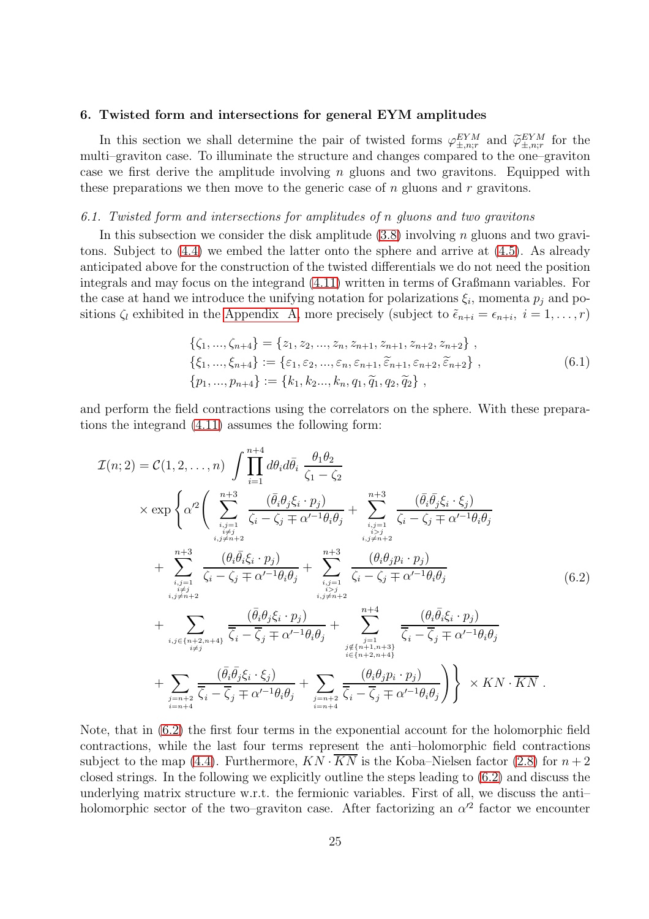## 6. Twisted form and intersections for general EYM amplitudes

In this section we shall determine the pair of twisted forms $\varphi^{EYM}_{\pm,n;r}$ and $\widetilde{\varphi}^{EYM}_{\pm,n;r}$ for the multi–graviton case. To illuminate the structure and changes compared to the one–graviton case we first derive the amplitude involving $n$ gluons and two gravitons. Equipped with these preparations we then move to the generic case of $n$ gluons and $r$ gravitons.

### 6.1. Twisted form and intersections for amplitudes of n gluons and two gravitons

In this subsection we consider the disk amplitude (3.8) involving $n$ gluons and two gravitons. Subject to (4.4) we embed the latter onto the sphere and arrive at (4.5). As already anticipated above for the construction of the twisted differentials we do not need the position integrals and may focus on the integrand (4.11) written in terms of Graßmann variables. For the case at hand we introduce the unifying notation for polarizations $\xi_i$, momenta $p_j$ and positions $\zeta_l$ exhibited in the Appendix A, more precisely (subject to $\tilde{\epsilon}_{n+i} = \epsilon_{n+i},\ i = 1, \ldots, r$)

$$
\begin{aligned}
&\{\zeta_1, ..., \zeta_{n+4}\} = \{z_1, z_2, ..., z_n, z_{n+1}, z_{n+1}, z_{n+2}, z_{n+2}\}\ ,\\
&\{\xi_1, ..., \xi_{n+4}\} := \{\varepsilon_1, \varepsilon_2, ..., \varepsilon_n, \varepsilon_{n+1}, \widetilde{\varepsilon}_{n+1}, \varepsilon_{n+2}, \widetilde{\varepsilon}_{n+2}\}\ ,\\
&\{p_1, ..., p_{n+4}\} := \{k_1, k_2..., k_n, q_1, \widetilde{q}_1, q_2, \widetilde{q}_2\}\ ,
\end{aligned}
\tag{6.1}
$$

and perform the field contractions using the correlators on the sphere. With these preparations the integrand (4.11) assumes the following form:

$$
\begin{aligned}
\mathcal{I}(n;2) = \mathcal{C}(1,2,\ldots,n)\ &\int \prod_{i=1}^{n+4} d\theta_i d\bar{\theta}_i\ \frac{\theta_1\theta_2}{\zeta_1-\zeta_2}\\
\times \exp\Bigg\{\alpha'^2\Bigg( &\sum_{\substack{i,j=1\\ i\neq j\\ i,j\neq n+2}}^{n+3} \frac{(\bar{\theta}_i\theta_j\xi_i\cdot p_j)}{\zeta_i-\zeta_j \mp \alpha'^{-1}\theta_i\theta_j} + \sum_{\substack{i,j=1\\ i>j\\ i,j\neq n+2}}^{n+3} \frac{(\bar{\theta}_i\bar{\theta}_j\xi_i\cdot\xi_j)}{\zeta_i-\zeta_j \mp \alpha'^{-1}\theta_i\theta_j}\\
+ &\sum_{\substack{i,j=1\\ i\neq j\\ i,j\neq n+2}}^{n+3} \frac{(\theta_i\bar{\theta}_i\xi_i\cdot p_j)}{\zeta_i-\zeta_j \mp \alpha'^{-1}\theta_i\theta_j} + \sum_{\substack{i,j=1\\ i>j\\ i,j\neq n+2}}^{n+3} \frac{(\theta_i\theta_j p_i\cdot p_j)}{\zeta_i-\zeta_j \mp \alpha'^{-1}\theta_i\theta_j}\\
+ &\sum_{\substack{i,j\in\{n+2,n+4\}\\ i\neq j}} \frac{(\bar{\theta}_i\theta_j\xi_i\cdot p_j)}{\overline{\zeta}_i-\overline{\zeta}_j \mp \alpha'^{-1}\theta_i\theta_j} + \sum_{\substack{j=1\\ j\notin\{n+1,n+3\}\\ i\in\{n+2,n+4\}}}^{n+4} \frac{(\theta_i\bar{\theta}_i\xi_i\cdot p_j)}{\overline{\zeta}_i-\overline{\zeta}_j \mp \alpha'^{-1}\theta_i\theta_j}\\
+ &\sum_{\substack{j=n+2\\ i=n+4}} \frac{(\bar{\theta}_i\bar{\theta}_j\xi_i\cdot\xi_j)}{\overline{\zeta}_i-\overline{\zeta}_j \mp \alpha'^{-1}\theta_i\theta_j} + \sum_{\substack{j=n+2\\ i=n+4}} \frac{(\theta_i\theta_j p_i\cdot p_j)}{\overline{\zeta}_i-\overline{\zeta}_j \mp \alpha'^{-1}\theta_i\theta_j}\Bigg)\Bigg\}\ \times KN\cdot\overline{KN}\ .
\end{aligned}
\tag{6.2}
$$

Note, that in (6.2) the first four terms in the exponential account for the holomorphic field contractions, while the last four terms represent the anti–holomorphic field contractions subject to the map (4.4). Furthermore, $KN\cdot\overline{KN}$ is the Koba–Nielsen factor (2.8) for $n+2$ closed strings. In the following we explicitly outline the steps leading to (6.2) and discuss the underlying matrix structure w.r.t. the fermionic variables. First of all, we discuss the anti–holomorphic sector of the two–graviton case. After factorizing an $\alpha'^2$ factor we encounter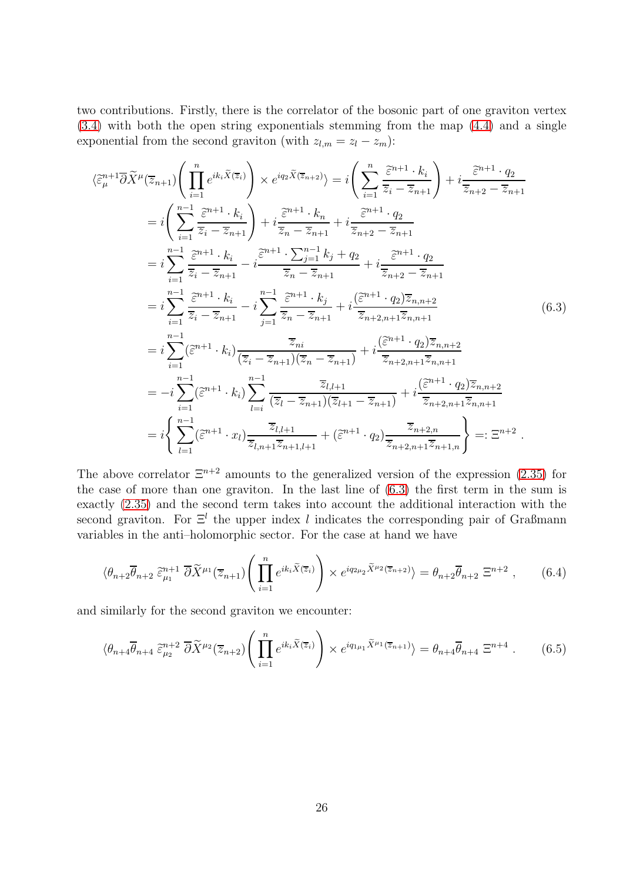two contributions. Firstly, there is the correlator of the bosonic part of one graviton vertex (3.4) with both the open string exponentials stemming from the map (4.4) and a single exponential from the second graviton (with $z_{l,m} = z_l - z_m$):

$$
\begin{aligned}
\langle \widetilde{\varepsilon}^{n+1}_\mu \overline{\partial} \widetilde{X}^\mu(\overline{z}_{n+1}) \left( \prod_{i=1}^{n} e^{ik_i \widetilde{X}(\overline{z}_i)} \right) \times e^{iq_2 \widetilde{X}(\overline{z}_{n+2})} \rangle &= i \left( \sum_{i=1}^{n} \frac{\widetilde{\varepsilon}^{n+1} \cdot k_i}{\overline{z}_i - \overline{z}_{n+1}} \right) + i \frac{\widetilde{\varepsilon}^{n+1} \cdot q_2}{\overline{z}_{n+2} - \overline{z}_{n+1}} \\
&= i \left( \sum_{i=1}^{n-1} \frac{\widetilde{\varepsilon}^{n+1} \cdot k_i}{\overline{z}_i - \overline{z}_{n+1}} \right) + i \frac{\widetilde{\varepsilon}^{n+1} \cdot k_n}{\overline{z}_n - \overline{z}_{n+1}} + i \frac{\widetilde{\varepsilon}^{n+1} \cdot q_2}{\overline{z}_{n+2} - \overline{z}_{n+1}} \\
&= i \sum_{i=1}^{n-1} \frac{\widetilde{\varepsilon}^{n+1} \cdot k_i}{\overline{z}_i - \overline{z}_{n+1}} - i \frac{\widetilde{\varepsilon}^{n+1} \cdot \sum_{j=1}^{n-1} k_j + q_2}{\overline{z}_n - \overline{z}_{n+1}} + i \frac{\widetilde{\varepsilon}^{n+1} \cdot q_2}{\overline{z}_{n+2} - \overline{z}_{n+1}} \\
&= i \sum_{i=1}^{n-1} \frac{\widetilde{\varepsilon}^{n+1} \cdot k_i}{\overline{z}_i - \overline{z}_{n+1}} - i \sum_{j=1}^{n-1} \frac{\widetilde{\varepsilon}^{n+1} \cdot k_j}{\overline{z}_n - \overline{z}_{n+1}} + i \frac{(\widetilde{\varepsilon}^{n+1} \cdot q_2) \overline{z}_{n,n+2}}{\overline{z}_{n+2,n+1} \overline{z}_{n,n+1}} \\
&= i \sum_{i=1}^{n-1} (\widetilde{\varepsilon}^{n+1} \cdot k_i) \frac{\overline{z}_{ni}}{(\overline{z}_i - \overline{z}_{n+1})(\overline{z}_n - \overline{z}_{n+1})} + i \frac{(\widetilde{\varepsilon}^{n+1} \cdot q_2) \overline{z}_{n,n+2}}{\overline{z}_{n+2,n+1} \overline{z}_{n,n+1}} \\
&= -i \sum_{i=1}^{n-1} (\widetilde{\varepsilon}^{n+1} \cdot k_i) \sum_{l=i}^{n-1} \frac{\overline{z}_{l,l+1}}{(\overline{z}_l - \overline{z}_{n+1})(\overline{z}_{l+1} - \overline{z}_{n+1})} + i \frac{(\widetilde{\varepsilon}^{n+1} \cdot q_2) \overline{z}_{n,n+2}}{\overline{z}_{n+2,n+1} \overline{z}_{n,n+1}} \\
&= i \left\{ \sum_{l=1}^{n-1} (\widetilde{\varepsilon}^{n+1} \cdot x_l) \frac{\overline{z}_{l,l+1}}{\overline{z}_{l,n+1} \overline{z}_{n+1,l+1}} + (\widetilde{\varepsilon}^{n+1} \cdot q_2) \frac{\overline{z}_{n+2,n}}{\overline{z}_{n+2,n+1} \overline{z}_{n+1,n}} \right\} =: \Xi^{n+2} \ .
\end{aligned}
\tag{6.3}
$$

The above correlator $\Xi^{n+2}$ amounts to the generalized version of the expression (2.35) for the case of more than one graviton. In the last line of (6.3) the first term in the sum is exactly (2.35) and the second term takes into account the additional interaction with the second graviton. For $\Xi^l$ the upper index $l$ indicates the corresponding pair of Graßmann variables in the anti–holomorphic sector. For the case at hand we have

$$
\langle \theta_{n+2} \overline{\theta}_{n+2} \, \widetilde{\varepsilon}^{n+1}_{\mu_1} \, \overline{\partial} \widetilde{X}^{\mu_1}(\overline{z}_{n+1}) \left( \prod_{i=1}^{n} e^{ik_i \widetilde{X}(\overline{z}_i)} \right) \times e^{iq_{2\mu_2} \widetilde{X}^{\mu_2}(\overline{z}_{n+2})} \rangle = \theta_{n+2} \overline{\theta}_{n+2} \, \Xi^{n+2} \ , \tag{6.4}
$$

and similarly for the second graviton we encounter:

$$
\langle \theta_{n+4} \overline{\theta}_{n+4} \, \widetilde{\varepsilon}^{n+2}_{\mu_2} \, \overline{\partial} \widetilde{X}^{\mu_2}(\overline{z}_{n+2}) \left( \prod_{i=1}^{n} e^{ik_i \widetilde{X}(\overline{z}_i)} \right) \times e^{iq_{1\mu_1} \widetilde{X}^{\mu_1}(\overline{z}_{n+1})} \rangle = \theta_{n+4} \overline{\theta}_{n+4} \, \Xi^{n+4} \ . \tag{6.5}
$$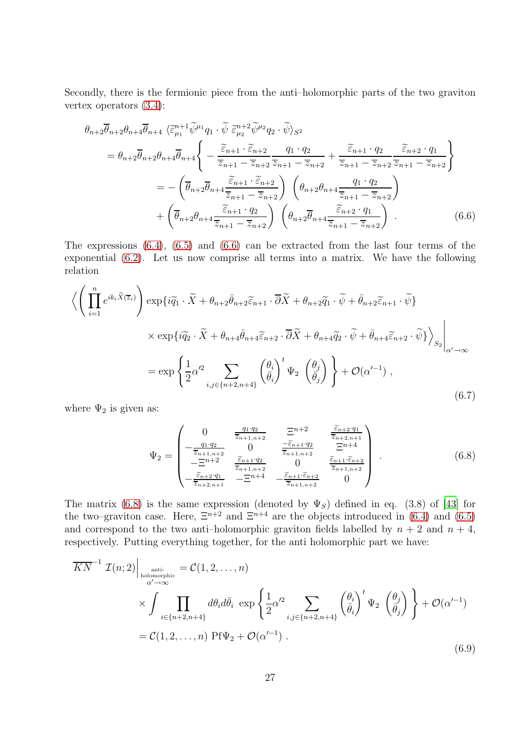Secondly, there is the fermionic piece from the anti–holomorphic parts of the two graviton vertex operators (3.4):

$$
\begin{aligned}
\theta_{n+2}\overline{\theta}_{n+2}\theta_{n+4}\overline{\theta}_{n+4}\ & \langle \widetilde{\varepsilon}^{n+1}_{\mu_1}\widetilde{\psi}^{\mu_1}q_1\cdot\widetilde{\psi}\ \widetilde{\varepsilon}^{n+2}_{\mu_2}\widetilde{\psi}^{\mu_2}q_2\cdot\widetilde{\psi}\rangle_{S^2} \\
&= \theta_{n+2}\overline{\theta}_{n+2}\theta_{n+4}\overline{\theta}_{n+4}\left\{-\frac{\widetilde{\varepsilon}_{n+1}\cdot\widetilde{\varepsilon}_{n+2}}{\overline{z}_{n+1}-\overline{z}_{n+2}}\frac{q_1\cdot q_2}{\overline{z}_{n+1}-\overline{z}_{n+2}}+\frac{\widetilde{\varepsilon}_{n+1}\cdot q_2}{\overline{z}_{n+1}-\overline{z}_{n+2}}\frac{\widetilde{\varepsilon}_{n+2}\cdot q_1}{\overline{z}_{n+1}-\overline{z}_{n+2}}\right\} \\
&= -\left(\overline{\theta}_{n+2}\overline{\theta}_{n+4}\frac{\widetilde{\varepsilon}_{n+1}\cdot\widetilde{\varepsilon}_{n+2}}{\overline{z}_{n+1}-\overline{z}_{n+2}}\right)\left(\theta_{n+2}\theta_{n+4}\frac{q_1\cdot q_2}{\overline{z}_{n+1}-\overline{z}_{n+2}}\right) \\
&\quad+\left(\overline{\theta}_{n+2}\theta_{n+4}\frac{\widetilde{\varepsilon}_{n+1}\cdot q_2}{\overline{z}_{n+1}-\overline{z}_{n+2}}\right)\left(\theta_{n+2}\overline{\theta}_{n+4}\frac{\widetilde{\varepsilon}_{n+2}\cdot q_1}{\overline{z}_{n+1}-\overline{z}_{n+2}}\right)\ .
\end{aligned}
\tag{6.6}
$$

The expressions (6.4), (6.5) and (6.6) can be extracted from the last four terms of the exponential (6.2). Let us now comprise all terms into a matrix. We have the following relation

$$
\begin{aligned}
\Bigg\langle\left(\prod_{i=1}^{n}e^{ik_i\widetilde{X}(\overline{z}_i)}\right)&\exp\{i\widetilde{q}_1\cdot\widetilde{X}+\theta_{n+2}\bar{\theta}_{n+2}\widetilde{\varepsilon}_{n+1}\cdot\overline{\partial}\widetilde{X}+\theta_{n+2}\widetilde{q}_1\cdot\widetilde{\psi}+\bar{\theta}_{n+2}\widetilde{\varepsilon}_{n+1}\cdot\widetilde{\psi}\} \\
&\times\exp\{i\widetilde{q}_2\cdot\widetilde{X}+\theta_{n+4}\bar{\theta}_{n+4}\widetilde{\varepsilon}_{n+2}\cdot\overline{\partial}\widetilde{X}+\theta_{n+4}\widetilde{q}_2\cdot\widetilde{\psi}+\bar{\theta}_{n+4}\widetilde{\varepsilon}_{n+2}\cdot\widetilde{\psi}\}\Bigg\rangle_{S_2}\Bigg|_{\alpha'\to\infty} \\
&=\exp\left\{\frac{1}{2}\alpha'^2\sum_{i,j\in\{n+2,n+4\}}\begin{pmatrix}\theta_i\\ \bar{\theta}_i\end{pmatrix}^t\ \Psi_2\ \begin{pmatrix}\theta_j\\ \bar{\theta}_j\end{pmatrix}\right\}+\mathcal{O}(\alpha'^{-1})\ ,
\end{aligned}
\tag{6.7}
$$

where $\Psi_2$ is given as:

$$
\Psi_2=\begin{pmatrix}
0 & \frac{q_1\cdot q_2}{\overline{z}_{n+1,n+2}} & \Xi^{n+2} & \frac{\widetilde{\varepsilon}_{n+2}\cdot q_1}{\overline{z}_{n+2,n+1}} \\
-\frac{q_1\cdot q_2}{\overline{z}_{n+1,n+2}} & 0 & \frac{-\widetilde{\varepsilon}_{n+1}\cdot q_2}{\overline{z}_{n+1,n+2}} & \Xi^{n+4} \\
-\Xi^{n+2} & \frac{\widetilde{\varepsilon}_{n+1}\cdot q_2}{\overline{z}_{n+1,n+2}} & 0 & \frac{\widetilde{\varepsilon}_{n+1}\cdot\widetilde{\varepsilon}_{n+2}}{\overline{z}_{n+1,n+2}} \\
-\frac{\widetilde{\varepsilon}_{n+2}\cdot q_1}{\overline{z}_{n+2,n+1}} & -\Xi^{n+4} & -\frac{\widetilde{\varepsilon}_{n+1}\cdot\widetilde{\varepsilon}_{n+2}}{\overline{z}_{n+1,n+2}} & 0
\end{pmatrix}\ .
\tag{6.8}
$$

The matrix (6.8) is the same expression (denoted by $\Psi_S$) defined in eq. (3.8) of [43] for the two–graviton case. Here, $\Xi^{n+2}$ and $\Xi^{n+4}$ are the objects introduced in (6.4) and (6.5) and correspond to the two anti–holomorphic graviton fields labelled by $n+2$ and $n+4$, respectively. Putting everything together, for the anti holomorphic part we have:

$$
\begin{aligned}
\overline{KN}^{-1}\ \mathcal{I}(n;2)\Big|_{\substack{\text{anti-}\\ \text{holomorphic}\\ \alpha'\to\infty}}&=\mathcal{C}(1,2,\ldots,n) \\
&\times\int\prod_{i\in\{n+2,n+4\}}d\theta_i d\bar{\theta}_i\ \exp\left\{\frac{1}{2}\alpha'^2\sum_{i,j\in\{n+2,n+4\}}\begin{pmatrix}\theta_i\\ \bar{\theta}_i\end{pmatrix}^t\ \Psi_2\ \begin{pmatrix}\theta_j\\ \bar{\theta}_j\end{pmatrix}\right\}+\mathcal{O}(\alpha'^{-1}) \\
&=\mathcal{C}(1,2,\ldots,n)\ \mathrm{Pf}\Psi_2+\mathcal{O}(\alpha'^{-1})\ .
\end{aligned}
\tag{6.9}
$$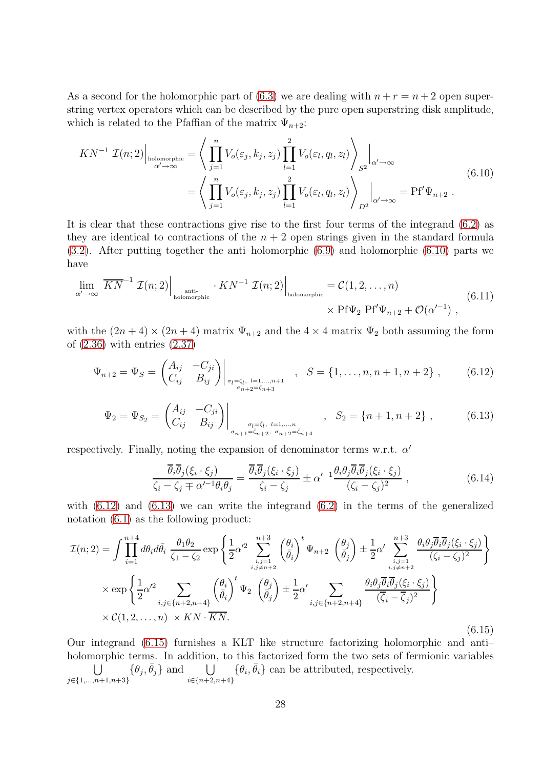As a second for the holomorphic part of (6.3) we are dealing with $n+r=n+2$ open superstring vertex operators which can be described by the pure open superstring disk amplitude, which is related to the Pfaffian of the matrix $\Psi_{n+2}$:

$$
\begin{aligned}
KN^{-1}\,\mathcal{I}(n;2)\Big|_{\substack{\text{holomorphic}\\ \alpha'\to\infty}} &= \left\langle \prod_{j=1}^{n} V_o(\varepsilon_j,k_j,z_j)\prod_{l=1}^{2} V_o(\varepsilon_l,q_l,z_l)\right\rangle_{S^2}\Big|_{\alpha'\to\infty} \\
&= \left\langle \prod_{j=1}^{n} V_o(\varepsilon_j,k_j,z_j)\prod_{l=1}^{2} V_o(\varepsilon_l,q_l,z_l)\right\rangle_{D^2}\Big|_{\alpha'\to\infty} = \mathrm{Pf}'\Psi_{n+2}\ .
\end{aligned}
\tag{6.10}
$$

It is clear that these contractions give rise to the first four terms of the integrand (6.2) as they are identical to contractions of the $n+2$ open strings given in the standard formula (3.2). After putting together the anti–holomorphic (6.9) and holomorphic (6.10) parts we have

$$
\begin{aligned}
\lim_{\alpha'\to\infty}\ \overline{KN}^{-1}\,\mathcal{I}(n;2)\Big|_{\substack{\text{anti-}\\ \text{holomorphic}}}\cdot KN^{-1}\,\mathcal{I}(n;2)\Big|_{\text{holomorphic}} &= \mathcal{C}(1,2,\ldots,n) \\
&\quad \times \mathrm{Pf}\Psi_2\ \mathrm{Pf}'\Psi_{n+2} + \mathcal{O}(\alpha'^{-1})\ ,
\end{aligned}
\tag{6.11}
$$

with the $(2n+4)\times(2n+4)$ matrix $\Psi_{n+2}$ and the $4\times 4$ matrix $\Psi_2$ both assuming the form of (2.36) with entries (2.37)

$$
\Psi_{n+2}=\Psi_S=\begin{pmatrix} A_{ij} & -C_{ji}\\ C_{ij} & B_{ij}\end{pmatrix}\Bigg|_{\substack{\sigma_l=\zeta_l,\ l=1,\ldots,n+1\\ \sigma_{n+2}=\zeta_{n+3}}}\quad,\quad S=\{1,\ldots,n,n+1,n+2\}\ ,
\tag{6.12}
$$

$$
\Psi_2=\Psi_{S_2}=\begin{pmatrix} A_{ij} & -C_{ji}\\ C_{ij} & B_{ij}\end{pmatrix}\Bigg|_{\substack{\sigma_l=\bar\zeta_l,\ l=1,\ldots,n\\ \sigma_{n+1}=\bar\zeta_{n+2},\ \sigma_{n+2}=\bar\zeta_{n+4}}}\quad,\quad S_2=\{n+1,n+2\}\ ,
\tag{6.13}
$$

respectively. Finally, noting the expansion of denominator terms w.r.t. $\alpha'$

$$
\frac{\overline{\theta}_i\overline{\theta}_j(\xi_i\cdot\xi_j)}{\zeta_i-\zeta_j\mp\alpha'^{-1}\theta_i\theta_j}=\frac{\overline{\theta}_i\overline{\theta}_j(\xi_i\cdot\xi_j)}{\zeta_i-\zeta_j}\pm\alpha'^{-1}\frac{\theta_i\theta_j\overline{\theta}_i\overline{\theta}_j(\xi_i\cdot\xi_j)}{(\zeta_i-\zeta_j)^2}\ ,
\tag{6.14}
$$

with (6.12) and (6.13) we can write the integrand (6.2) in the terms of the generalized notation (6.1) as the following product:

$$
\begin{aligned}
\mathcal{I}(n;2) &= \int\prod_{i=1}^{n+4}d\theta_i d\bar\theta_i\ \frac{\theta_1\theta_2}{\zeta_1-\zeta_2}\exp\left\{\frac{1}{2}\alpha'^2\sum_{\substack{i,j=1\\ i,j\neq n+2}}^{n+3}\begin{pmatrix}\theta_i\\ \bar\theta_i\end{pmatrix}^t\Psi_{n+2}\begin{pmatrix}\theta_j\\ \bar\theta_j\end{pmatrix}\pm\frac{1}{2}\alpha'\sum_{\substack{i,j=1\\ i,j\neq n+2}}^{n+3}\frac{\theta_i\theta_j\overline{\theta}_i\overline{\theta}_j(\xi_i\cdot\xi_j)}{(\zeta_i-\zeta_j)^2}\right\}\\
&\quad\times\exp\left\{\frac{1}{2}\alpha'^2\sum_{i,j\in\{n+2,n+4\}}\begin{pmatrix}\theta_i\\ \bar\theta_i\end{pmatrix}^t\Psi_2\begin{pmatrix}\theta_j\\ \bar\theta_j\end{pmatrix}\pm\frac{1}{2}\alpha'\sum_{i,j\in\{n+2,n+4\}}\frac{\theta_i\theta_j\overline{\theta}_i\overline{\theta}_j(\xi_i\cdot\xi_j)}{(\overline{\zeta}_i-\overline{\zeta}_j)^2}\right\}\\
&\quad\times\mathcal{C}(1,2,\ldots,n)\ \times KN\cdot\overline{KN}.
\end{aligned}
\tag{6.15}
$$

Our integrand (6.15) furnishes a KLT like structure factorizing holomorphic and anti–holomorphic terms. In addition, to this factorized form the two sets of fermionic variables $\bigcup\limits_{j\in\{1,\ldots,n+1,n+3\}}\{\theta_j,\bar\theta_j\}$ and $\bigcup\limits_{i\in\{n+2,n+4\}}\{\theta_i,\bar\theta_i\}$ can be attributed, respectively.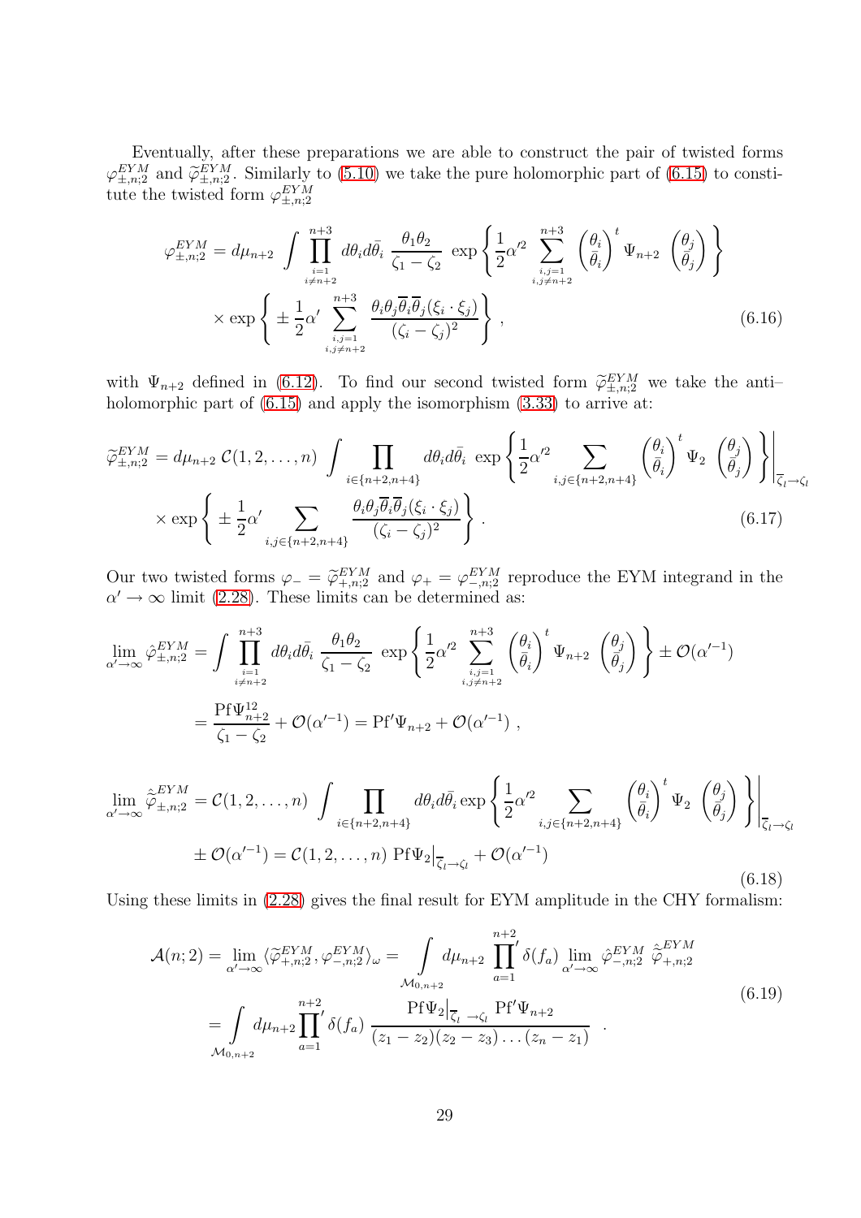Eventually, after these preparations we are able to construct the pair of twisted forms $\varphi^{EYM}_{\pm,n;2}$ and $\widetilde{\varphi}^{EYM}_{\pm,n;2}$. Similarly to (5.10) we take the pure holomorphic part of (6.15) to constitute the twisted form $\varphi^{EYM}_{\pm,n;2}$

$$
\begin{aligned}
\varphi^{EYM}_{\pm,n;2} = d\mu_{n+2} \int \prod_{\substack{i=1\\ i\neq n+2}}^{n+3} d\theta_i d\bar{\theta}_i \ \frac{\theta_1\theta_2}{\zeta_1-\zeta_2} \ \exp\left\{ \frac{1}{2}\alpha'^2 \sum_{\substack{i,j=1\\ i,j\neq n+2}}^{n+3} \begin{pmatrix}\theta_i\\ \bar{\theta}_i\end{pmatrix}^t \Psi_{n+2} \ \begin{pmatrix}\theta_j\\ \bar{\theta}_j\end{pmatrix} \right\} \\
\times \exp\left\{ \pm\frac{1}{2}\alpha' \sum_{\substack{i,j=1\\ i,j\neq n+2}}^{n+3} \frac{\theta_i\theta_j\overline{\theta}_i\overline{\theta}_j(\xi_i\cdot\xi_j)}{(\zeta_i-\zeta_j)^2} \right\} ,
\end{aligned}
\tag{6.16}
$$

with $\Psi_{n+2}$ defined in (6.12). To find our second twisted form $\widetilde{\varphi}^{EYM}_{\pm,n;2}$ we take the anti–holomorphic part of (6.15) and apply the isomorphism (3.33) to arrive at:

$$
\begin{aligned}
\widetilde{\varphi}^{EYM}_{\pm,n;2} = d\mu_{n+2}\ \mathcal{C}(1,2,\ldots,n) \int \prod_{i\in\{n+2,n+4\}} d\theta_i d\bar{\theta}_i \ \exp\left\{ \frac{1}{2}\alpha'^2 \sum_{i,j\in\{n+2,n+4\}} \begin{pmatrix}\theta_i\\ \bar{\theta}_i\end{pmatrix}^t \Psi_2 \ \begin{pmatrix}\theta_j\\ \bar{\theta}_j\end{pmatrix} \right\}\Bigg|_{\overline{\zeta}_l\to\zeta_l} \\
\times \exp\left\{ \pm\frac{1}{2}\alpha' \sum_{i,j\in\{n+2,n+4\}} \frac{\theta_i\theta_j\overline{\theta}_i\overline{\theta}_j(\xi_i\cdot\xi_j)}{(\zeta_i-\zeta_j)^2} \right\} .
\end{aligned}
\tag{6.17}
$$

Our two twisted forms $\varphi_- = \widetilde{\varphi}^{EYM}_{+,n;2}$ and $\varphi_+ = \varphi^{EYM}_{-,n;2}$ reproduce the EYM integrand in the $\alpha'\to\infty$ limit (2.28). These limits can be determined as:

$$
\begin{aligned}
\lim_{\alpha'\to\infty} \hat{\varphi}^{EYM}_{\pm,n;2} &= \int \prod_{\substack{i=1\\ i\neq n+2}}^{n+3} d\theta_i d\bar{\theta}_i \ \frac{\theta_1\theta_2}{\zeta_1-\zeta_2} \ \exp\left\{ \frac{1}{2}\alpha'^2 \sum_{\substack{i,j=1\\ i,j\neq n+2}}^{n+3} \begin{pmatrix}\theta_i\\ \bar{\theta}_i\end{pmatrix}^t \Psi_{n+2} \ \begin{pmatrix}\theta_j\\ \bar{\theta}_j\end{pmatrix} \right\} \pm \mathcal{O}(\alpha'^{-1}) \\
&= \frac{\mathrm{Pf}\Psi^{12}_{n+2}}{\zeta_1-\zeta_2} + \mathcal{O}(\alpha'^{-1}) = \mathrm{Pf}'\Psi_{n+2} + \mathcal{O}(\alpha'^{-1}) ,
\end{aligned}
$$

$$
\begin{aligned}
\lim_{\alpha'\to\infty} \hat{\widetilde{\varphi}}^{EYM}_{\pm,n;2} &= \mathcal{C}(1,2,\ldots,n) \int \prod_{i\in\{n+2,n+4\}} d\theta_i d\bar{\theta}_i \exp\left\{ \frac{1}{2}\alpha'^2 \sum_{i,j\in\{n+2,n+4\}} \begin{pmatrix}\theta_i\\ \bar{\theta}_i\end{pmatrix}^t \Psi_2 \ \begin{pmatrix}\theta_j\\ \bar{\theta}_j\end{pmatrix} \right\}\Bigg|_{\overline{\zeta}_l\to\zeta_l} \\
&\pm \mathcal{O}(\alpha'^{-1}) = \mathcal{C}(1,2,\ldots,n)\ \mathrm{Pf}\Psi_2\big|_{\overline{\zeta}_l\to\zeta_l} + \mathcal{O}(\alpha'^{-1})
\end{aligned}
\tag{6.18}
$$

Using these limits in (2.28) gives the final result for EYM amplitude in the CHY formalism:

$$
\begin{aligned}
\mathcal{A}(n;2) = \lim_{\alpha'\to\infty} \langle \widetilde{\varphi}^{EYM}_{+,n;2}, \varphi^{EYM}_{-,n;2}\rangle_\omega &= \int\limits_{\mathcal{M}_{0,n+2}} d\mu_{n+2} \prod_{a=1}^{n+2}{}' \delta(f_a) \lim_{\alpha'\to\infty} \hat{\varphi}^{EYM}_{-,n;2}\ \hat{\widetilde{\varphi}}^{EYM}_{+,n;2} \\
&= \int\limits_{\mathcal{M}_{0,n+2}} d\mu_{n+2} \prod_{a=1}^{n+2}{}' \delta(f_a) \ \frac{\mathrm{Pf}\Psi_2\big|_{\overline{\zeta}_l\to\zeta_l}\ \mathrm{Pf}'\Psi_{n+2}}{(z_1-z_2)(z_2-z_3)\ldots(z_n-z_1)} \ .
\end{aligned}
\tag{6.19}
$$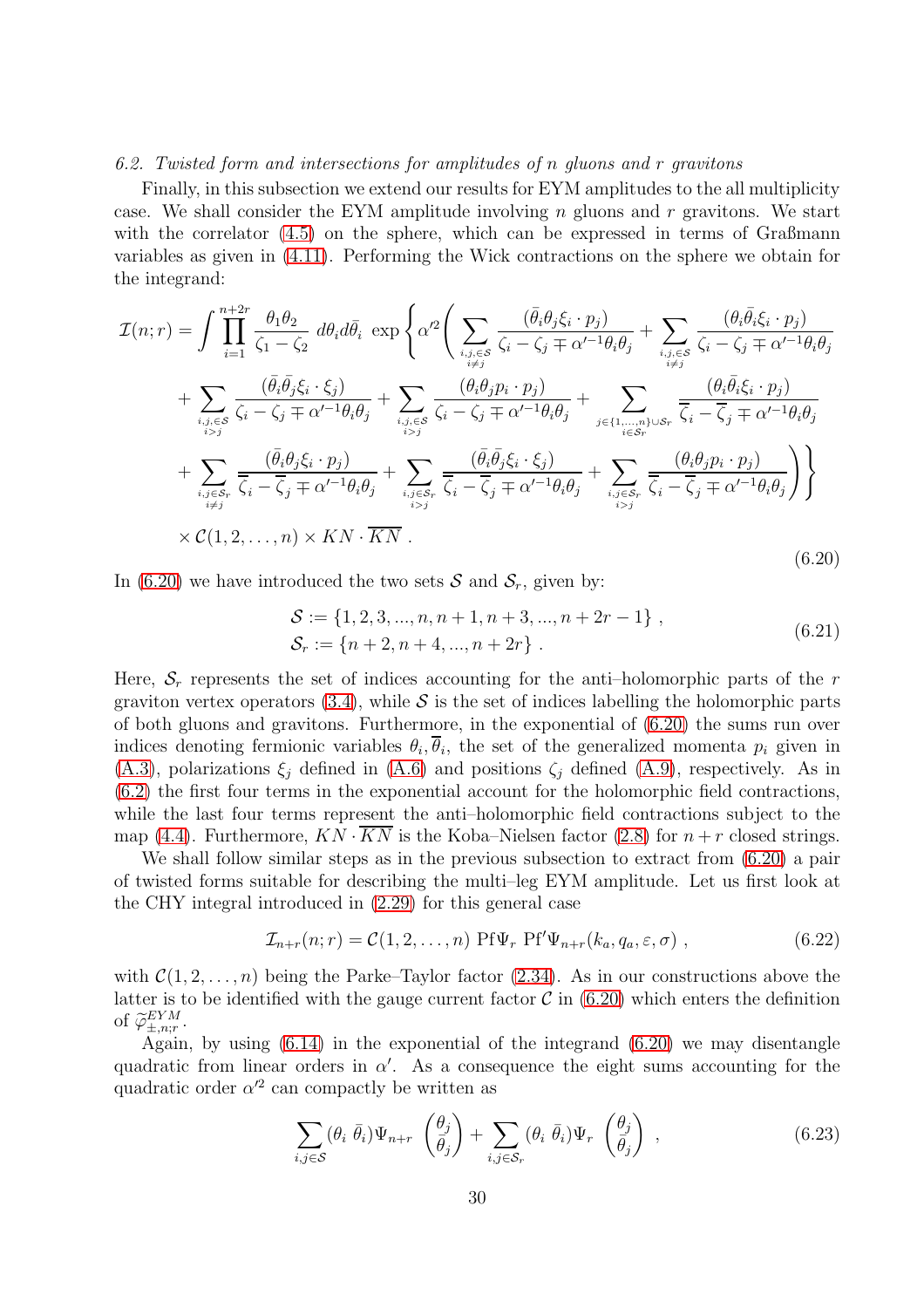*6.2. Twisted form and intersections for amplitudes of $n$ gluons and $r$ gravitons*

Finally, in this subsection we extend our results for EYM amplitudes to the all multiplicity case. We shall consider the EYM amplitude involving $n$ gluons and $r$ gravitons. We start with the correlator (4.5) on the sphere, which can be expressed in terms of Graßmann variables as given in (4.11). Performing the Wick contractions on the sphere we obtain for the integrand:

$$
\begin{aligned}
\mathcal{I}(n;r) = \int \prod_{i=1}^{n+2r} \frac{\theta_1\theta_2}{\zeta_1-\zeta_2}\, d\theta_i d\bar{\theta}_i\ \exp\Bigg\{\alpha'^2\Bigg( & \sum_{\substack{i,j,\in\mathcal{S}\\ i\neq j}} \frac{(\bar{\theta}_i\theta_j\xi_i\cdot p_j)}{\zeta_i-\zeta_j\mp\alpha'^{-1}\theta_i\theta_j} + \sum_{\substack{i,j,\in\mathcal{S}\\ i\neq j}} \frac{(\theta_i\bar{\theta}_i\xi_i\cdot p_j)}{\zeta_i-\zeta_j\mp\alpha'^{-1}\theta_i\theta_j} \\
+ \sum_{\substack{i,j,\in\mathcal{S}\\ i>j}} \frac{(\bar{\theta}_i\bar{\theta}_j\xi_i\cdot\xi_j)}{\zeta_i-\zeta_j\mp\alpha'^{-1}\theta_i\theta_j} &+ \sum_{\substack{i,j,\in\mathcal{S}\\ i>j}} \frac{(\theta_i\theta_j p_i\cdot p_j)}{\zeta_i-\zeta_j\mp\alpha'^{-1}\theta_i\theta_j} + \sum_{\substack{j\in\{1,\ldots,n\}\cup\mathcal{S}_r\\ i\in\mathcal{S}_r}} \frac{(\theta_i\bar{\theta}_i\xi_i\cdot p_j)}{\overline{\zeta}_i-\overline{\zeta}_j\mp\alpha'^{-1}\theta_i\theta_j} \\
+ \sum_{\substack{i,j\in\mathcal{S}_r\\ i\neq j}} \frac{(\bar{\theta}_i\theta_j\xi_i\cdot p_j)}{\overline{\zeta}_i-\overline{\zeta}_j\mp\alpha'^{-1}\theta_i\theta_j} &+ \sum_{\substack{i,j\in\mathcal{S}_r\\ i>j}} \frac{(\bar{\theta}_i\bar{\theta}_j\xi_i\cdot\xi_j)}{\overline{\zeta}_i-\overline{\zeta}_j\mp\alpha'^{-1}\theta_i\theta_j} + \sum_{\substack{i,j\in\mathcal{S}_r\\ i>j}} \frac{(\theta_i\theta_j p_i\cdot p_j)}{\overline{\zeta}_i-\overline{\zeta}_j\mp\alpha'^{-1}\theta_i\theta_j}\Bigg)\Bigg\} \\
\times\, \mathcal{C}(1,2,\ldots,n)\times KN\cdot\overline{KN}\ . &
\end{aligned}
\tag{6.20}
$$

In (6.20) we have introduced the two sets $\mathcal{S}$ and $\mathcal{S}_r$, given by:

$$
\begin{aligned}
&\mathcal{S} := \{1,2,3,...,n,n+1,n+3,...,n+2r-1\}\ ,\\
&\mathcal{S}_r := \{n+2,n+4,...,n+2r\}\ .
\end{aligned}
\tag{6.21}
$$

Here, $\mathcal{S}_r$ represents the set of indices accounting for the anti–holomorphic parts of the $r$ graviton vertex operators (3.4), while $\mathcal{S}$ is the set of indices labelling the holomorphic parts of both gluons and gravitons. Furthermore, in the exponential of (6.20) the sums run over indices denoting fermionic variables $\theta_i,\overline{\theta}_i$, the set of the generalized momenta $p_i$ given in (A.3), polarizations $\xi_j$ defined in (A.6) and positions $\zeta_j$ defined (A.9), respectively. As in (6.2) the first four terms in the exponential account for the holomorphic field contractions, while the last four terms represent the anti–holomorphic field contractions subject to the map (4.4). Furthermore, $KN\cdot\overline{KN}$ is the Koba–Nielsen factor (2.8) for $n+r$ closed strings.

We shall follow similar steps as in the previous subsection to extract from (6.20) a pair of twisted forms suitable for describing the multi–leg EYM amplitude. Let us first look at the CHY integral introduced in (2.29) for this general case

$$
\mathcal{I}_{n+r}(n;r) = \mathcal{C}(1,2,\ldots,n)\ \mathrm{Pf}\Psi_r\ \mathrm{Pf}'\Psi_{n+r}(k_a,q_a,\varepsilon,\sigma)\ ,
\tag{6.22}
$$

with $\mathcal{C}(1,2,\ldots,n)$ being the Parke–Taylor factor (2.34). As in our constructions above the latter is to be identified with the gauge current factor $\mathcal{C}$ in (6.20) which enters the definition of $\widetilde{\varphi}^{EYM}_{\pm,n;r}$.

Again, by using (6.14) in the exponential of the integrand (6.20) we may disentangle quadratic from linear orders in $\alpha'$. As a consequence the eight sums accounting for the quadratic order $\alpha'^2$ can compactly be written as

$$
\sum_{i,j\in\mathcal{S}} (\theta_i\ \bar{\theta}_i)\Psi_{n+r}\ \begin{pmatrix}\theta_j\\ \bar{\theta}_j\end{pmatrix} + \sum_{i,j\in\mathcal{S}_r} (\theta_i\ \bar{\theta}_i)\Psi_r\ \begin{pmatrix}\theta_j\\ \bar{\theta}_j\end{pmatrix}\ ,
\tag{6.23}
$$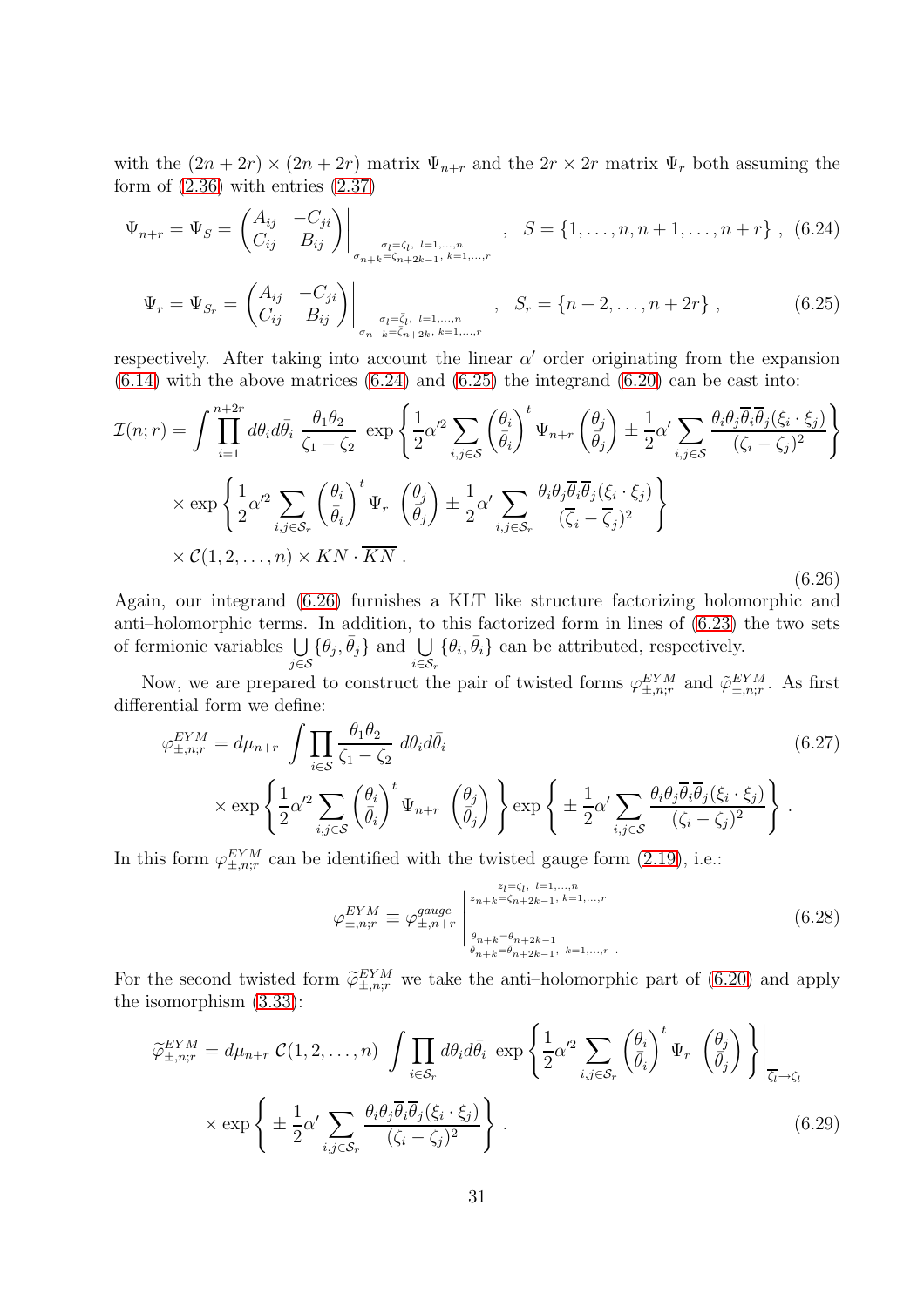with the $(2n+2r)\times(2n+2r)$ matrix $\Psi_{n+r}$ and the $2r\times 2r$ matrix $\Psi_r$ both assuming the form of (2.36) with entries (2.37)

$$
\Psi_{n+r}=\Psi_S=\begin{pmatrix} A_{ij} & -C_{ji}\\ C_{ij} & B_{ij}\end{pmatrix}\Bigg|_{\substack{\sigma_l=\zeta_l,\ l=1,\ldots,n\\ \sigma_{n+k}=\zeta_{n+2k-1},\ k=1,\ldots,r}}\quad,\quad S=\{1,\ldots,n,n+1,\ldots,n+r\}\ , \tag{6.24}
$$

$$
\Psi_{r}=\Psi_{S_r}=\begin{pmatrix} A_{ij} & -C_{ji}\\ C_{ij} & B_{ij}\end{pmatrix}\Bigg|_{\substack{\sigma_l=\bar\zeta_l,\ l=1,\ldots,n\\ \sigma_{n+k}=\bar\zeta_{n+2k},\ k=1,\ldots,r}}\quad,\quad S_r=\{n+2,\ldots,n+2r\}\ , \tag{6.25}
$$

respectively. After taking into account the linear $\alpha'$ order originating from the expansion (6.14) with the above matrices (6.24) and (6.25) the integrand (6.20) can be cast into:

$$
\begin{aligned}
\mathcal{I}(n;r)=&\int\prod_{i=1}^{n+2r}d\theta_i d\bar\theta_i\ \frac{\theta_1\theta_2}{\zeta_1-\zeta_2}\ \exp\left\{\frac{1}{2}\alpha'^2\sum_{i,j\in\mathcal{S}}\begin{pmatrix}\theta_i\\ \bar\theta_i\end{pmatrix}^t\Psi_{n+r}\begin{pmatrix}\theta_j\\ \bar\theta_j\end{pmatrix}\pm\frac{1}{2}\alpha'\sum_{i,j\in\mathcal{S}}\frac{\theta_i\theta_j\overline{\theta}_i\overline{\theta}_j(\xi_i\cdot\xi_j)}{(\zeta_i-\zeta_j)^2}\right\}\\
&\times\exp\left\{\frac{1}{2}\alpha'^2\sum_{i,j\in\mathcal{S}_r}\begin{pmatrix}\theta_i\\ \bar\theta_i\end{pmatrix}^t\Psi_{r}\ \begin{pmatrix}\theta_j\\ \bar\theta_j\end{pmatrix}\pm\frac{1}{2}\alpha'\sum_{i,j\in\mathcal{S}_r}\frac{\theta_i\theta_j\overline{\theta}_i\overline{\theta}_j(\xi_i\cdot\xi_j)}{(\overline{\zeta}_i-\overline{\zeta}_j)^2}\right\}\\
&\times\mathcal{C}(1,2,\ldots,n)\times KN\cdot\overline{KN}\ .
\end{aligned}\tag{6.26}
$$

Again, our integrand (6.26) furnishes a KLT like structure factorizing holomorphic and anti–holomorphic terms. In addition, to this factorized form in lines of (6.23) the two sets of fermionic variables $\bigcup\limits_{j\in\mathcal{S}}\{\theta_j,\bar\theta_j\}$ and $\bigcup\limits_{i\in\mathcal{S}_r}\{\theta_i,\bar\theta_i\}$ can be attributed, respectively.

Now, we are prepared to construct the pair of twisted forms $\varphi^{EYM}_{\pm,n;r}$ and $\tilde\varphi^{EYM}_{\pm,n;r}$. As first differential form we define:

$$
\begin{aligned}
\varphi^{EYM}_{\pm,n;r}=d\mu_{n+r}&\int\prod_{i\in\mathcal{S}}\frac{\theta_1\theta_2}{\zeta_1-\zeta_2}\ d\theta_i d\bar\theta_i\\
&\times\exp\left\{\frac{1}{2}\alpha'^2\sum_{i,j\in\mathcal{S}}\begin{pmatrix}\theta_i\\ \bar\theta_i\end{pmatrix}^t\Psi_{n+r}\ \begin{pmatrix}\theta_j\\ \bar\theta_j\end{pmatrix}\right\}\exp\left\{\pm\frac{1}{2}\alpha'\sum_{i,j\in\mathcal{S}}\frac{\theta_i\theta_j\overline{\theta}_i\overline{\theta}_j(\xi_i\cdot\xi_j)}{(\zeta_i-\zeta_j)^2}\right\}\ .
\end{aligned}\tag{6.27}
$$

In this form $\varphi^{EYM}_{\pm,n;r}$ can be identified with the twisted gauge form (2.19), i.e.:

$$
\varphi^{EYM}_{\pm,n;r}\equiv\varphi^{gauge}_{\pm,n+r}\Bigg|^{\substack{z_l=\zeta_l,\ l=1,\ldots,n\\ z_{n+k}=\zeta_{n+2k-1},\ k=1,\ldots,r}}_{\substack{\theta_{n+k}=\theta_{n+2k-1}\\ \bar\theta_{n+k}=\bar\theta_{n+2k-1},\ k=1,\ldots,r}}\ . \tag{6.28}
$$

For the second twisted form $\widetilde\varphi^{EYM}_{\pm,n;r}$ we take the anti–holomorphic part of (6.20) and apply the isomorphism (3.33):

$$
\begin{aligned}
\widetilde\varphi^{EYM}_{\pm,n;r}=d\mu_{n+r}\ \mathcal{C}(1,2,\ldots,n)\ &\int\prod_{i\in\mathcal{S}_r}d\theta_i d\bar\theta_i\ \exp\left\{\frac{1}{2}\alpha'^2\sum_{i,j\in\mathcal{S}_r}\begin{pmatrix}\theta_i\\ \bar\theta_i\end{pmatrix}^t\Psi_r\ \begin{pmatrix}\theta_j\\ \bar\theta_j\end{pmatrix}\right\}\Bigg|_{\overline{\zeta_l}\to\zeta_l}\\
&\times\exp\left\{\pm\frac{1}{2}\alpha'\sum_{i,j\in\mathcal{S}_r}\frac{\theta_i\theta_j\overline{\theta}_i\overline{\theta}_j(\xi_i\cdot\xi_j)}{(\zeta_i-\zeta_j)^2}\right\}\ .
\end{aligned}\tag{6.29}
$$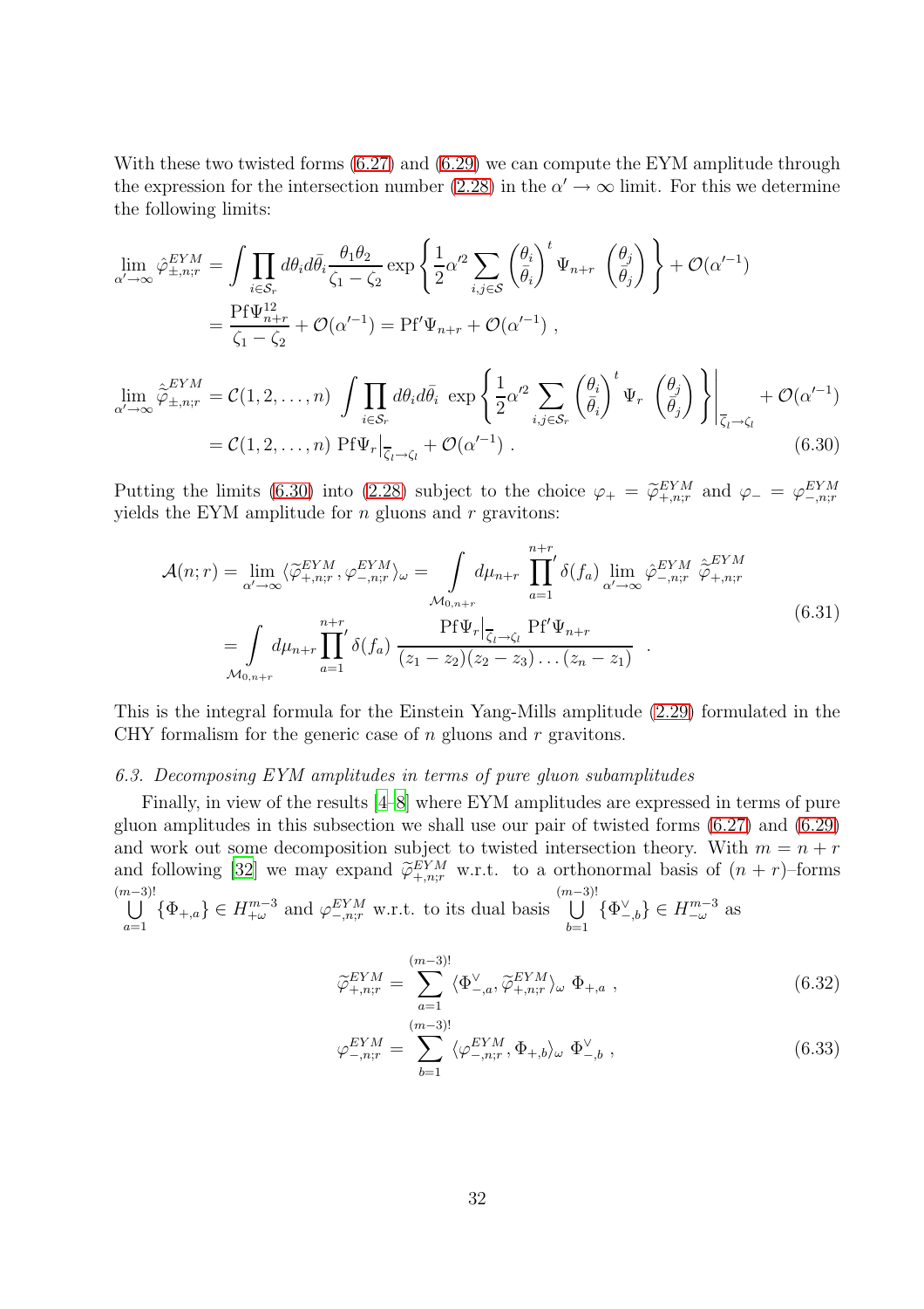With these two twisted forms (6.27) and (6.29) we can compute the EYM amplitude through the expression for the intersection number (2.28) in the $\alpha' \to \infty$ limit. For this we determine the following limits:

$$
\begin{aligned}
\lim_{\alpha'\to\infty} \hat{\varphi}^{EYM}_{\pm,n;r} &= \int \prod_{i\in\mathcal{S}_r} d\theta_i d\bar{\theta}_i \, \frac{\theta_1\theta_2}{\zeta_1-\zeta_2} \exp\left\{ \frac{1}{2}\alpha'^2 \sum_{i,j\in\mathcal{S}} \begin{pmatrix}\theta_i\\ \bar{\theta}_i\end{pmatrix}^t \Psi_{n+r} \begin{pmatrix}\theta_j\\ \bar{\theta}_j\end{pmatrix} \right\} + \mathcal{O}(\alpha'^{-1}) \\
&= \frac{\mathrm{Pf}\Psi^{12}_{n+r}}{\zeta_1-\zeta_2} + \mathcal{O}(\alpha'^{-1}) = \mathrm{Pf}'\Psi_{n+r} + \mathcal{O}(\alpha'^{-1}) \ , \\
\lim_{\alpha'\to\infty} \hat{\tilde{\varphi}}^{EYM}_{\pm,n;r} &= \mathcal{C}(1,2,\ldots,n) \int \prod_{i\in\mathcal{S}_r} d\theta_i d\bar{\theta}_i \, \exp\left\{ \frac{1}{2}\alpha'^2 \sum_{i,j\in\mathcal{S}_r} \begin{pmatrix}\theta_i\\ \bar{\theta}_i\end{pmatrix}^t \Psi_{r} \begin{pmatrix}\theta_j\\ \bar{\theta}_j\end{pmatrix} \right\}\Bigg|_{\overline{\zeta}_l\to\zeta_l} + \mathcal{O}(\alpha'^{-1}) \\
&= \mathcal{C}(1,2,\ldots,n) \ \mathrm{Pf}\Psi_r\big|_{\overline{\zeta}_l\to\zeta_l} + \mathcal{O}(\alpha'^{-1}) \ .
\end{aligned}
\tag{6.30}
$$

Putting the limits (6.30) into (2.28) subject to the choice $\varphi_+ = \widetilde{\varphi}^{EYM}_{+,n;r}$ and $\varphi_- = \varphi^{EYM}_{-,n;r}$ yields the EYM amplitude for $n$ gluons and $r$ gravitons:

$$
\begin{aligned}
\mathcal{A}(n;r) &= \lim_{\alpha'\to\infty} \langle \widetilde{\varphi}^{EYM}_{+,n;r}, \varphi^{EYM}_{-,n;r}\rangle_\omega = \int_{\mathcal{M}_{0,n+r}} d\mu_{n+r} \prod_{a=1}^{n+r}{}' \delta(f_a) \lim_{\alpha'\to\infty} \hat{\varphi}^{EYM}_{-,n;r} \ \hat{\tilde{\varphi}}^{EYM}_{+,n;r} \\
&= \int_{\mathcal{M}_{0,n+r}} d\mu_{n+r} \prod_{a=1}^{n+r}{}' \delta(f_a) \ \frac{\mathrm{Pf}\Psi_r\big|_{\overline{\zeta}_l\to\zeta_l} \ \mathrm{Pf}'\Psi_{n+r}}{(z_1-z_2)(z_2-z_3)\ldots(z_n-z_1)} \ .
\end{aligned}
\tag{6.31}
$$

This is the integral formula for the Einstein Yang-Mills amplitude (2.29) formulated in the CHY formalism for the generic case of $n$ gluons and $r$ gravitons.

### 6.3. Decomposing EYM amplitudes in terms of pure gluon subamplitudes

Finally, in view of the results [4–8] where EYM amplitudes are expressed in terms of pure gluon amplitudes in this subsection we shall use our pair of twisted forms (6.27) and (6.29) and work out some decomposition subject to twisted intersection theory. With $m = n + r$ and following [32] we may expand $\widetilde{\varphi}^{EYM}_{+,n;r}$ w.r.t. to a orthonormal basis of $(n + r)$–forms $\bigcup_{a=1}^{(m-3)!}\{\Phi_{+,a}\} \in H^{m-3}_{+\omega}$ and $\varphi^{EYM}_{-,n;r}$ w.r.t. to its dual basis $\bigcup_{b=1}^{(m-3)!}\{\Phi^\vee_{-,b}\} \in H^{m-3}_{-\omega}$ as

$$
\widetilde{\varphi}^{EYM}_{+,n;r} = \sum_{a=1}^{(m-3)!} \langle \Phi^\vee_{-,a}, \widetilde{\varphi}^{EYM}_{+,n;r}\rangle_\omega \ \Phi_{+,a} \ , \tag{6.32}
$$

$$
\varphi^{EYM}_{-,n;r} = \sum_{b=1}^{(m-3)!} \langle \varphi^{EYM}_{-,n;r}, \Phi_{+,b}\rangle_\omega \ \Phi^\vee_{-,b} \ , \tag{6.33}
$$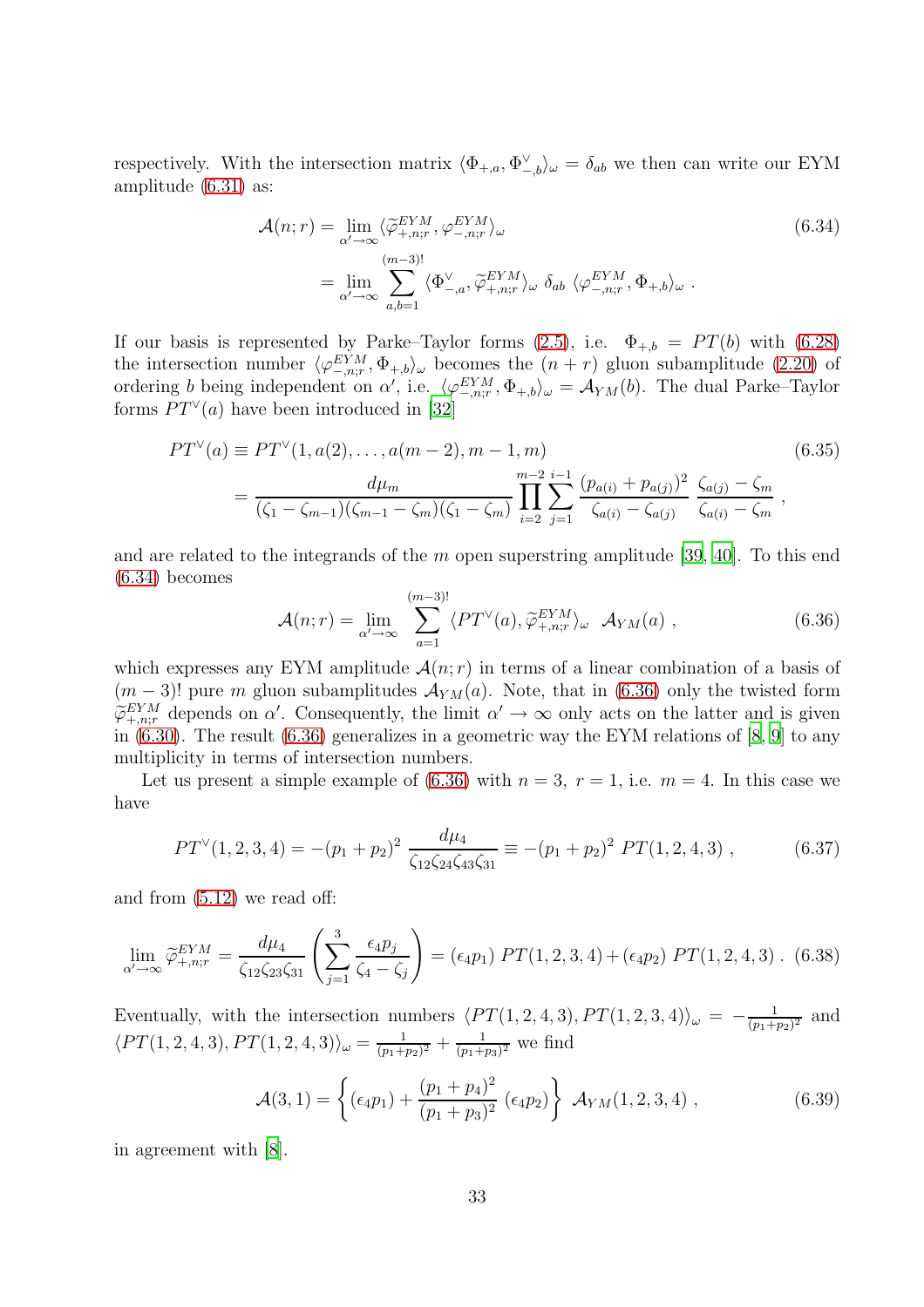respectively. With the intersection matrix $\langle \Phi_{+,a}, \Phi^{\vee}_{-,b}\rangle_\omega = \delta_{ab}$ we then can write our EYM amplitude (6.31) as:

$$
\begin{aligned}
\mathcal{A}(n;r) &= \lim_{\alpha'\to\infty} \langle \widetilde{\varphi}^{EYM}_{+,n;r}, \varphi^{EYM}_{-,n;r}\rangle_\omega \\
&= \lim_{\alpha'\to\infty} \sum_{a,b=1}^{(m-3)!} \langle \Phi^{\vee}_{-,a}, \widetilde{\varphi}^{EYM}_{+,n;r}\rangle_\omega \ \delta_{ab}\ \langle \varphi^{EYM}_{-,n;r}, \Phi_{+,b}\rangle_\omega \ .
\end{aligned}
\tag{6.34}
$$

If our basis is represented by Parke–Taylor forms (2.5), i.e. $\Phi_{+,b} = PT(b)$ with (6.28) the intersection number $\langle \varphi^{EYM}_{-,n;r}, \Phi_{+,b}\rangle_\omega$ becomes the $(n+r)$ gluon subamplitude (2.20) of ordering $b$ being independent on $\alpha'$, i.e. $\langle \varphi^{EYM}_{-,n;r}, \Phi_{+,b}\rangle_\omega = \mathcal{A}_{YM}(b)$. The dual Parke–Taylor forms $PT^{\vee}(a)$ have been introduced in [32]

$$
\begin{aligned}
PT^{\vee}(a) &\equiv PT^{\vee}(1, a(2), \ldots, a(m-2), m-1, m) \\
&= \frac{d\mu_m}{(\zeta_1-\zeta_{m-1})(\zeta_{m-1}-\zeta_m)(\zeta_1-\zeta_m)} \prod_{i=2}^{m-2}\sum_{j=1}^{i-1} \frac{(p_{a(i)}+p_{a(j)})^2}{\zeta_{a(i)}-\zeta_{a(j)}}\ \frac{\zeta_{a(j)}-\zeta_m}{\zeta_{a(i)}-\zeta_m}\ ,
\end{aligned}
\tag{6.35}
$$

and are related to the integrands of the $m$ open superstring amplitude [39, 40]. To this end (6.34) becomes

$$
\mathcal{A}(n;r) = \lim_{\alpha'\to\infty} \sum_{a=1}^{(m-3)!} \langle PT^{\vee}(a), \widetilde{\varphi}^{EYM}_{+,n;r}\rangle_\omega \ \ \mathcal{A}_{YM}(a)\ ,
\tag{6.36}
$$

which expresses any EYM amplitude $\mathcal{A}(n;r)$ in terms of a linear combination of a basis of $(m-3)!$ pure $m$ gluon subamplitudes $\mathcal{A}_{YM}(a)$. Note, that in (6.36) only the twisted form $\widetilde{\varphi}^{EYM}_{+,n;r}$ depends on $\alpha'$. Consequently, the limit $\alpha'\to\infty$ only acts on the latter and is given in (6.30). The result (6.36) generalizes in a geometric way the EYM relations of [8, 9] to any multiplicity in terms of intersection numbers.

Let us present a simple example of (6.36) with $n=3,\ r=1$, i.e. $m=4$. In this case we have

$$
PT^{\vee}(1,2,3,4) = -(p_1+p_2)^2\ \frac{d\mu_4}{\zeta_{12}\zeta_{24}\zeta_{43}\zeta_{31}} \equiv -(p_1+p_2)^2\ PT(1,2,4,3)\ ,
\tag{6.37}
$$

and from (5.12) we read off:

$$
\lim_{\alpha'\to\infty} \widetilde{\varphi}^{EYM}_{+,n;r} = \frac{d\mu_4}{\zeta_{12}\zeta_{23}\zeta_{31}} \left( \sum_{j=1}^{3} \frac{\epsilon_4 p_j}{\zeta_4-\zeta_j} \right) = (\epsilon_4 p_1)\ PT(1,2,3,4) + (\epsilon_4 p_2)\ PT(1,2,4,3)\ .
\tag{6.38}
$$

Eventually, with the intersection numbers $\langle PT(1,2,4,3), PT(1,2,3,4)\rangle_\omega = -\frac{1}{(p_1+p_2)^2}$ and $\langle PT(1,2,4,3), PT(1,2,4,3)\rangle_\omega = \frac{1}{(p_1+p_2)^2} + \frac{1}{(p_1+p_3)^2}$ we find

$$
\mathcal{A}(3,1) = \left\{ (\epsilon_4 p_1) + \frac{(p_1+p_4)^2}{(p_1+p_3)^2}\ (\epsilon_4 p_2) \right\}\ \mathcal{A}_{YM}(1,2,3,4)\ ,
\tag{6.39}
$$

in agreement with [8].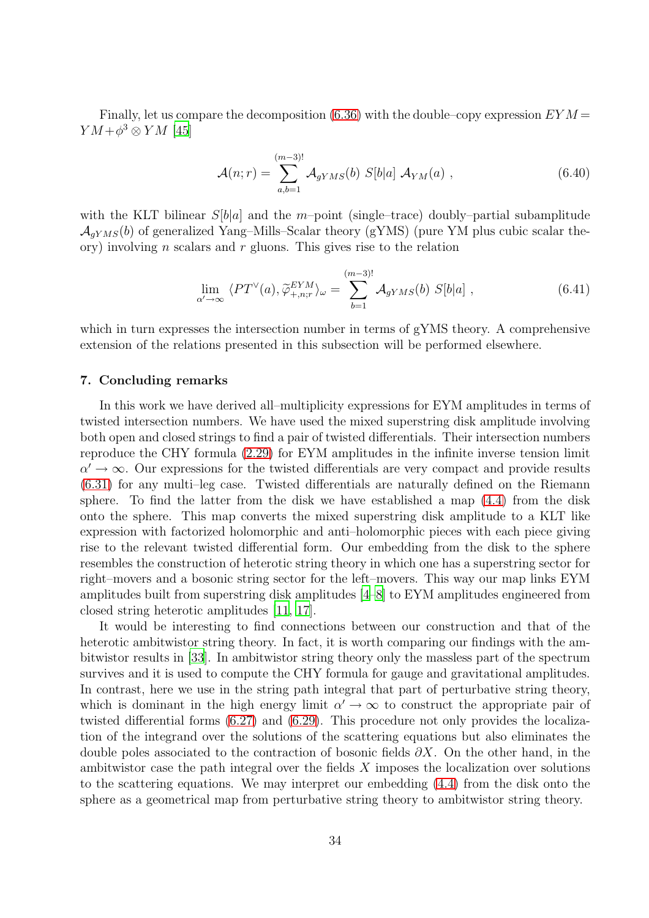Finally, let us compare the decomposition (6.36) with the double–copy expression $EYM = YM + \phi^3 \otimes YM$ [45]

$$\mathcal{A}(n;r) = \sum_{a,b=1}^{(m-3)!} \mathcal{A}_{gYMS}(b)\ S[b|a]\ \mathcal{A}_{YM}(a)\ , \tag{6.40}$$

with the KLT bilinear $S[b|a]$ and the $m$–point (single–trace) doubly–partial subamplitude $\mathcal{A}_{gYMS}(b)$ of generalized Yang–Mills–Scalar theory (gYMS) (pure YM plus cubic scalar theory) involving $n$ scalars and $r$ gluons. This gives rise to the relation

$$\lim_{\alpha' \to \infty} \langle PT^{\vee}(a), \widetilde{\varphi}^{EYM}_{+,n;r} \rangle_{\omega} = \sum_{b=1}^{(m-3)!} \mathcal{A}_{gYMS}(b)\ S[b|a]\ , \tag{6.41}$$

which in turn expresses the intersection number in terms of gYMS theory. A comprehensive extension of the relations presented in this subsection will be performed elsewhere.

## 7. Concluding remarks

In this work we have derived all–multiplicity expressions for EYM amplitudes in terms of twisted intersection numbers. We have used the mixed superstring disk amplitude involving both open and closed strings to find a pair of twisted differentials. Their intersection numbers reproduce the CHY formula (2.29) for EYM amplitudes in the infinite inverse tension limit $\alpha' \to \infty$. Our expressions for the twisted differentials are very compact and provide results (6.31) for any multi–leg case. Twisted differentials are naturally defined on the Riemann sphere. To find the latter from the disk we have established a map (4.4) from the disk onto the sphere. This map converts the mixed superstring disk amplitude to a KLT like expression with factorized holomorphic and anti–holomorphic pieces with each piece giving rise to the relevant twisted differential form. Our embedding from the disk to the sphere resembles the construction of heterotic string theory in which one has a superstring sector for right–movers and a bosonic string sector for the left–movers. This way our map links EYM amplitudes built from superstring disk amplitudes [4–8] to EYM amplitudes engineered from closed string heterotic amplitudes [11, 17].

It would be interesting to find connections between our construction and that of the heterotic ambitwistor string theory. In fact, it is worth comparing our findings with the ambitwistor results in [33]. In ambitwistor string theory only the massless part of the spectrum survives and it is used to compute the CHY formula for gauge and gravitational amplitudes. In contrast, here we use in the string path integral that part of perturbative string theory, which is dominant in the high energy limit $\alpha' \to \infty$ to construct the appropriate pair of twisted differential forms (6.27) and (6.29). This procedure not only provides the localization of the integrand over the solutions of the scattering equations but also eliminates the double poles associated to the contraction of bosonic fields $\partial X$. On the other hand, in the ambitwistor case the path integral over the fields $X$ imposes the localization over solutions to the scattering equations. We may interpret our embedding (4.4) from the disk onto the sphere as a geometrical map from perturbative string theory to ambitwistor string theory.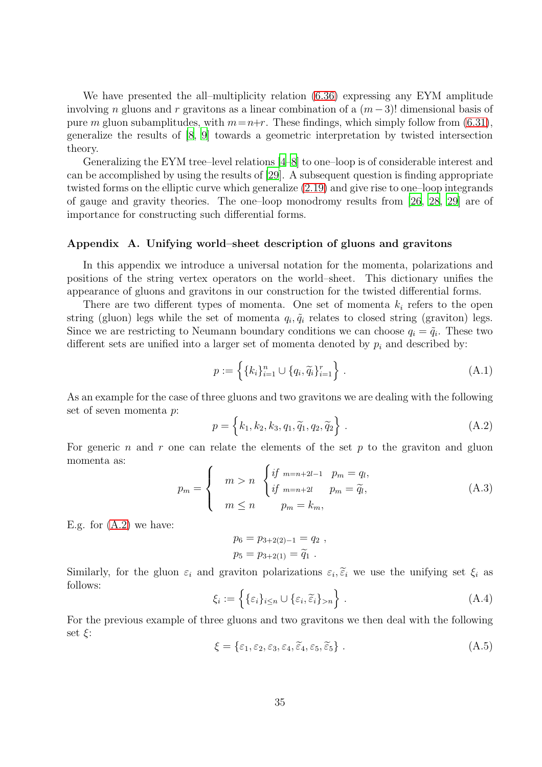We have presented the all–multiplicity relation (6.36) expressing any EYM amplitude involving $n$ gluons and $r$ gravitons as a linear combination of a $(m-3)!$ dimensional basis of pure $m$ gluon subamplitudes, with $m = n+r$. These findings, which simply follow from (6.31), generalize the results of [8, 9] towards a geometric interpretation by twisted intersection theory.

Generalizing the EYM tree–level relations [4–8] to one–loop is of considerable interest and can be accomplished by using the results of [29]. A subsequent question is finding appropriate twisted forms on the elliptic curve which generalize (2.19) and give rise to one–loop integrands of gauge and gravity theories. The one–loop monodromy results from [26, 28, 29] are of importance for constructing such differential forms.

## Appendix A. Unifying world–sheet description of gluons and gravitons

In this appendix we introduce a universal notation for the momenta, polarizations and positions of the string vertex operators on the world–sheet. This dictionary unifies the appearance of gluons and gravitons in our construction for the twisted differential forms.

There are two different types of momenta. One set of momenta $k_i$ refers to the open string (gluon) legs while the set of momenta $q_i, \tilde{q}_i$ relates to closed string (graviton) legs. Since we are restricting to Neumann boundary conditions we can choose $q_i = \tilde{q}_i$. These two different sets are unified into a larger set of momenta denoted by $p_i$ and described by:

$$p := \left\{ \{k_i\}_{i=1}^{n} \cup \{q_i, \widetilde{q}_i\}_{i=1}^{r} \right\} . \tag{A.1}$$

As an example for the case of three gluons and two gravitons we are dealing with the following set of seven momenta $p$:

$$p = \left\{ k_1, k_2, k_3, q_1, \widetilde{q}_1, q_2, \widetilde{q}_2 \right\} . \tag{A.2}$$

For generic $n$ and $r$ one can relate the elements of the set $p$ to the graviton and gluon momenta as:

$$p_m = \left\{ \begin{array}{ll} m > n & \begin{cases} if\ {\scriptstyle m=n+2l-1} & p_m = q_l, \\ if\ {\scriptstyle m=n+2l} & p_m = \widetilde{q}_l, \end{cases} \\ m \leq n & \quad\ p_m = k_m, \end{array} \right. \tag{A.3}$$

E.g. for (A.2) we have:

$$p_6 = p_{3+2(2)-1} = q_2 \ ,$$
$$p_5 = p_{3+2(1)} = \widetilde{q}_1 \ .$$

Similarly, for the gluon $\varepsilon_i$ and graviton polarizations $\varepsilon_i, \widetilde{\varepsilon}_i$ we use the unifying set $\xi_i$ as follows:

$$\xi_i := \left\{ \{\varepsilon_i\}_{i\leq n} \cup \{\varepsilon_i, \widetilde{\varepsilon}_i\}_{>n} \right\} . \tag{A.4}$$

For the previous example of three gluons and two gravitons we then deal with the following set $\xi$:

$$\xi = \{\varepsilon_1, \varepsilon_2, \varepsilon_3, \varepsilon_4, \widetilde{\varepsilon}_4, \varepsilon_5, \widetilde{\varepsilon}_5\} . \tag{A.5}$$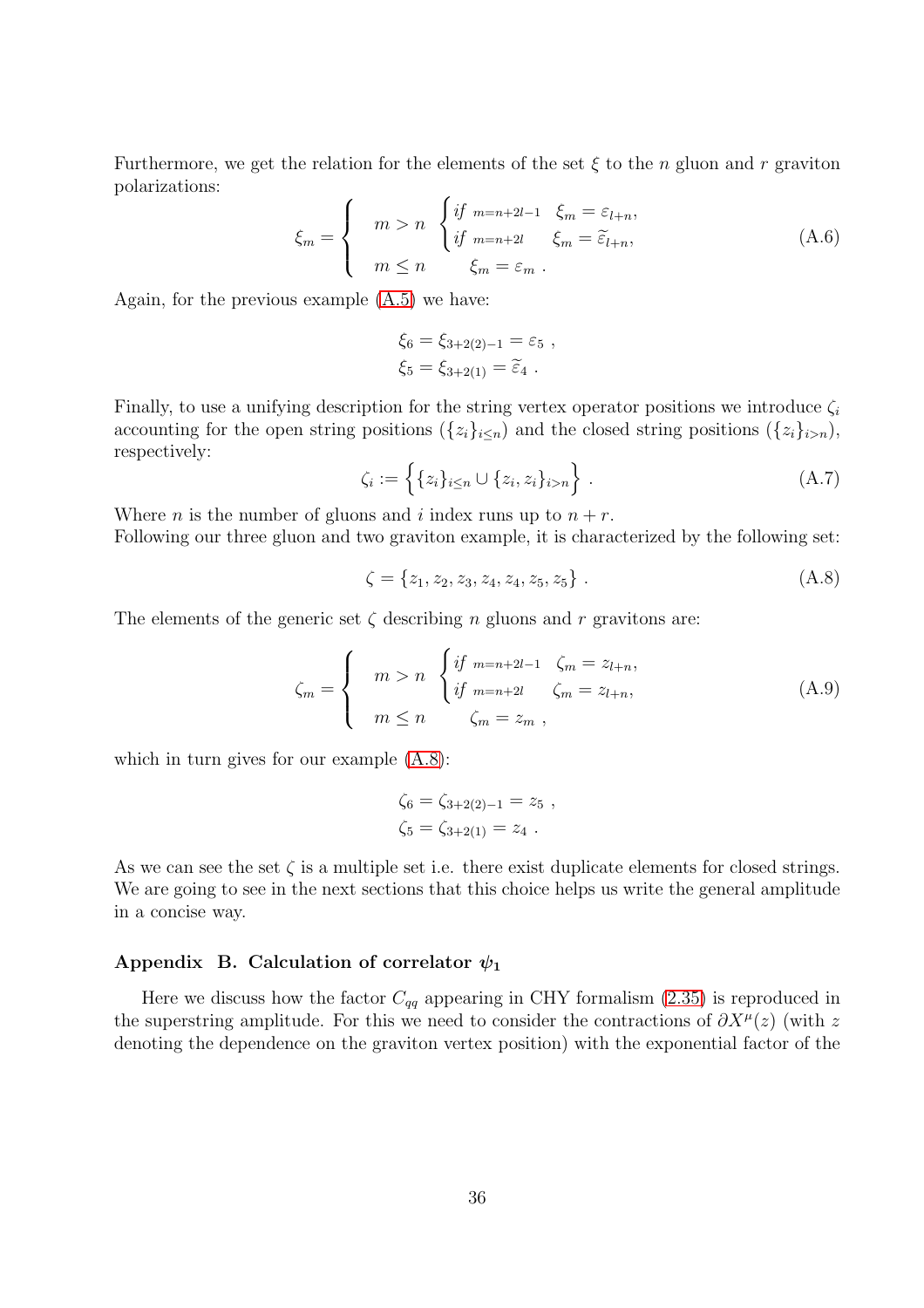Furthermore, we get the relation for the elements of the set $\xi$ to the $n$ gluon and $r$ graviton polarizations:

$$\xi_m = \begin{cases} \quad m > n \; \begin{cases} \textit{if} \;\; {\scriptstyle m=n+2l-1} \quad \xi_m = \varepsilon_{l+n}, \\ \textit{if} \;\; {\scriptstyle m=n+2l} \qquad \xi_m = \widetilde{\varepsilon}_{l+n}, \end{cases} \\ \quad m \leq n \qquad\quad \xi_m = \varepsilon_m \; . \end{cases} \tag{A.6}$$

Again, for the previous example (A.5) we have:

$$\xi_6 = \xi_{3+2(2)-1} = \varepsilon_5 \; ,$$
$$\xi_5 = \xi_{3+2(1)} = \widetilde{\varepsilon}_4 \; .$$

Finally, to use a unifying description for the string vertex operator positions we introduce $\zeta_i$ accounting for the open string positions ($\{z_i\}_{i\leq n}$) and the closed string positions ($\{z_i\}_{i>n}$), respectively:

$$\zeta_i := \Big\{ \{z_i\}_{i\leq n} \cup \{z_i, z_i\}_{i>n} \Big\} \; . \tag{A.7}$$

Where $n$ is the number of gluons and $i$ index runs up to $n+r$.
Following our three gluon and two graviton example, it is characterized by the following set:

$$\zeta = \{z_1, z_2, z_3, z_4, z_4, z_5, z_5\} \; . \tag{A.8}$$

The elements of the generic set $\zeta$ describing $n$ gluons and $r$ gravitons are:

$$\zeta_m = \begin{cases} \quad m > n \; \begin{cases} \textit{if} \;\; {\scriptstyle m=n+2l-1} \quad \zeta_m = z_{l+n}, \\ \textit{if} \;\; {\scriptstyle m=n+2l} \qquad \zeta_m = z_{l+n}, \end{cases} \\ \quad m \leq n \qquad\quad \zeta_m = z_m \; , \end{cases} \tag{A.9}$$

which in turn gives for our example (A.8):

$$\zeta_6 = \zeta_{3+2(2)-1} = z_5 \; ,$$
$$\zeta_5 = \zeta_{3+2(1)} = z_4 \; .$$

As we can see the set $\zeta$ is a multiple set i.e. there exist duplicate elements for closed strings. We are going to see in the next sections that this choice helps us write the general amplitude in a concise way.

## Appendix B. Calculation of correlator $\psi_1$

Here we discuss how the factor $C_{qq}$ appearing in CHY formalism (2.35) is reproduced in the superstring amplitude. For this we need to consider the contractions of $\partial X^\mu(z)$ (with $z$ denoting the dependence on the graviton vertex position) with the exponential factor of the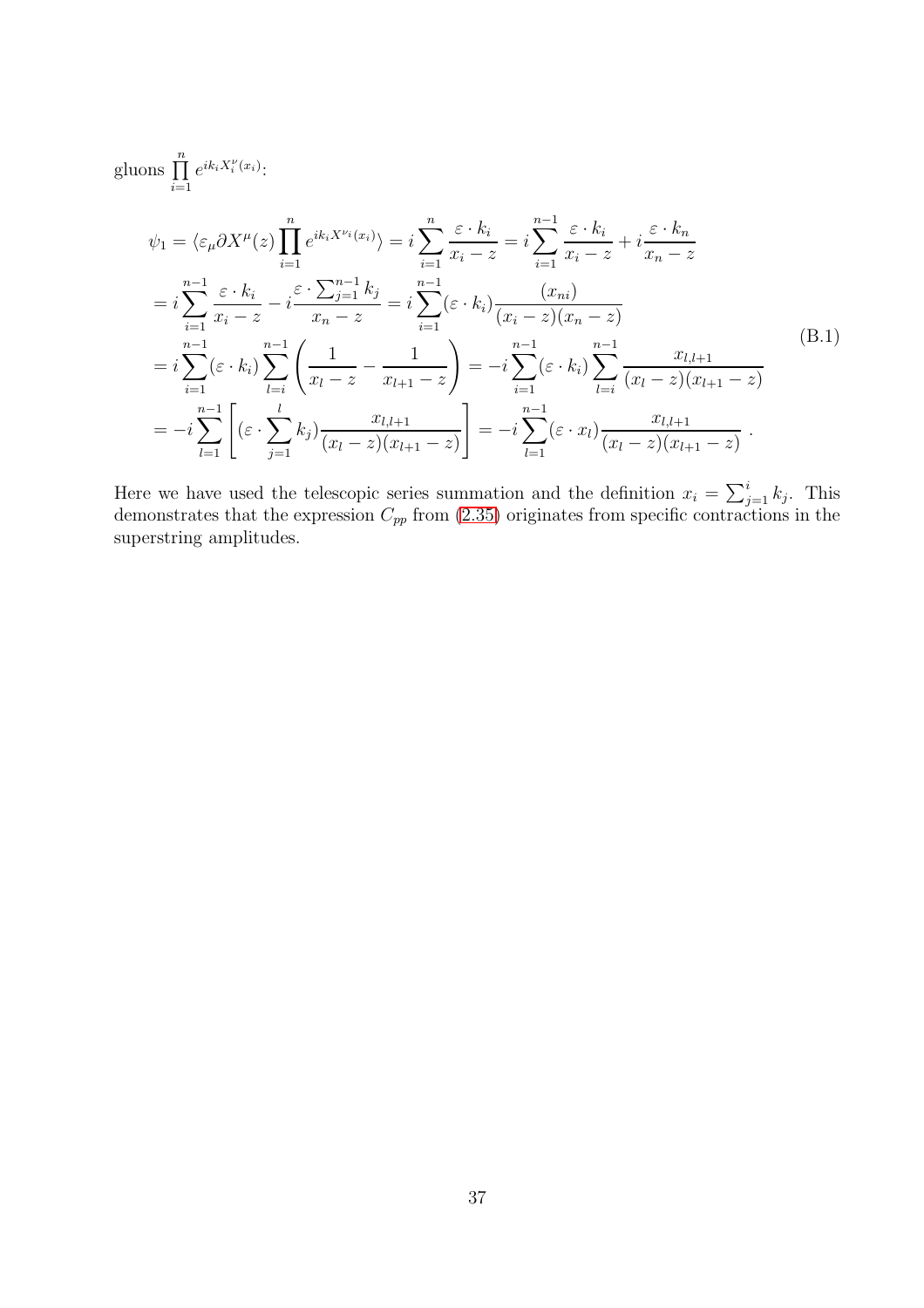gluons $\prod_{i=1}^{n} e^{ik_i X_i^\nu(x_i)}$:

$$
\begin{aligned}
\psi_1 &= \langle \varepsilon_\mu \partial X^\mu(z) \prod_{i=1}^{n} e^{ik_i X^{\nu_i}(x_i)} \rangle = i \sum_{i=1}^{n} \frac{\varepsilon \cdot k_i}{x_i - z} = i \sum_{i=1}^{n-1} \frac{\varepsilon \cdot k_i}{x_i - z} + i \frac{\varepsilon \cdot k_n}{x_n - z} \\
&= i \sum_{i=1}^{n-1} \frac{\varepsilon \cdot k_i}{x_i - z} - i \frac{\varepsilon \cdot \sum_{j=1}^{n-1} k_j}{x_n - z} = i \sum_{i=1}^{n-1} (\varepsilon \cdot k_i) \frac{(x_{ni})}{(x_i - z)(x_n - z)} \\
&= i \sum_{i=1}^{n-1} (\varepsilon \cdot k_i) \sum_{l=i}^{n-1} \left( \frac{1}{x_l - z} - \frac{1}{x_{l+1} - z} \right) = -i \sum_{i=1}^{n-1} (\varepsilon \cdot k_i) \sum_{l=i}^{n-1} \frac{x_{l,l+1}}{(x_l - z)(x_{l+1} - z)} \\
&= -i \sum_{l=1}^{n-1} \left[ (\varepsilon \cdot \sum_{j=1}^{l} k_j) \frac{x_{l,l+1}}{(x_l - z)(x_{l+1} - z)} \right] = -i \sum_{l=1}^{n-1} (\varepsilon \cdot x_l) \frac{x_{l,l+1}}{(x_l - z)(x_{l+1} - z)} \ .
\end{aligned}
\tag{B.1}
$$

Here we have used the telescopic series summation and the definition $x_i = \sum_{j=1}^{i} k_j$. This demonstrates that the expression $C_{pp}$ from (2.35) originates from specific contractions in the superstring amplitudes.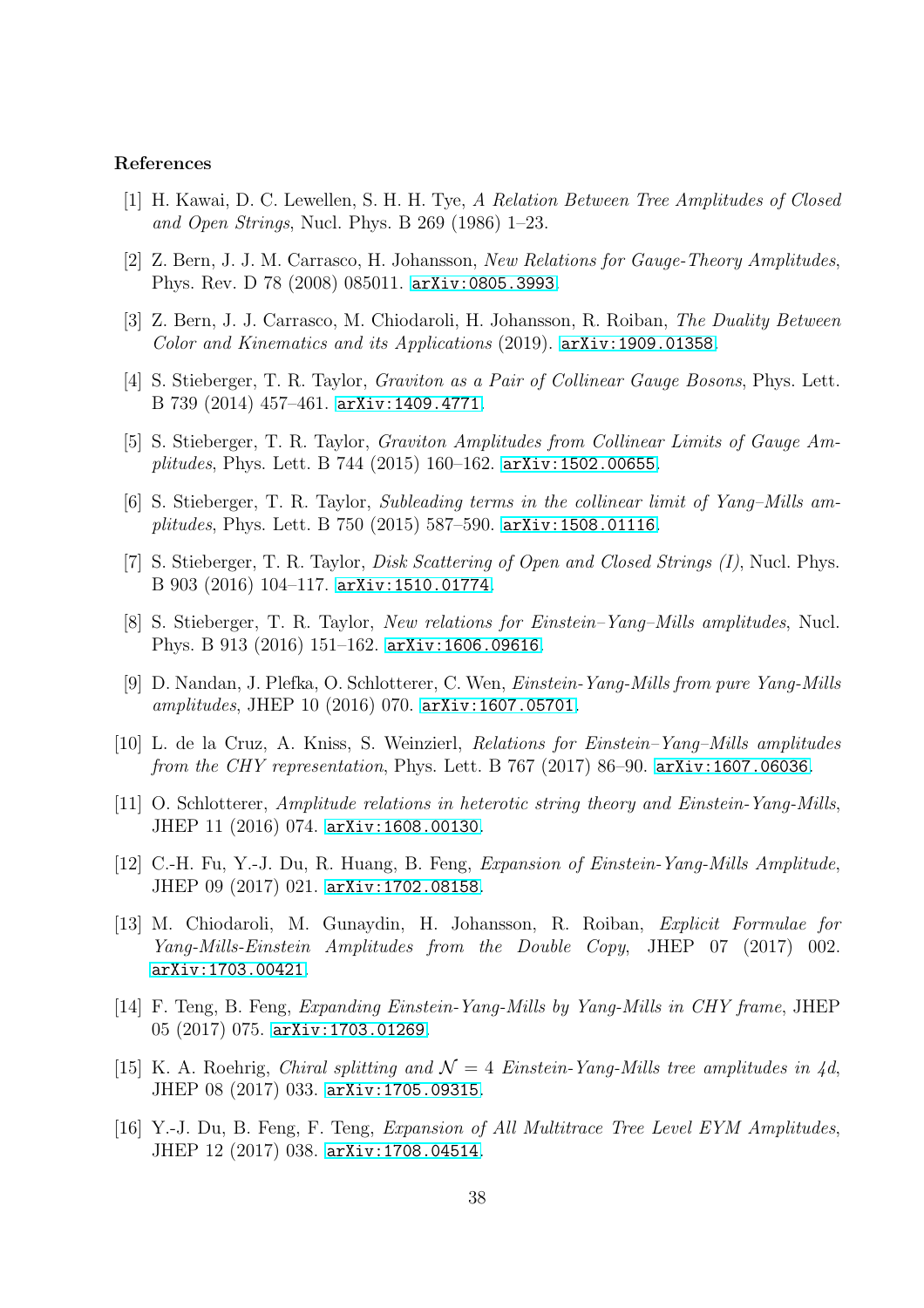# References

[1] H. Kawai, D. C. Lewellen, S. H. H. Tye, *A Relation Between Tree Amplitudes of Closed and Open Strings*, Nucl. Phys. B 269 (1986) 1–23.

[2] Z. Bern, J. J. M. Carrasco, H. Johansson, *New Relations for Gauge-Theory Amplitudes*, Phys. Rev. D 78 (2008) 085011. arXiv:0805.3993.

[3] Z. Bern, J. J. Carrasco, M. Chiodaroli, H. Johansson, R. Roiban, *The Duality Between Color and Kinematics and its Applications* (2019). arXiv:1909.01358.

[4] S. Stieberger, T. R. Taylor, *Graviton as a Pair of Collinear Gauge Bosons*, Phys. Lett. B 739 (2014) 457–461. arXiv:1409.4771.

[5] S. Stieberger, T. R. Taylor, *Graviton Amplitudes from Collinear Limits of Gauge Amplitudes*, Phys. Lett. B 744 (2015) 160–162. arXiv:1502.00655.

[6] S. Stieberger, T. R. Taylor, *Subleading terms in the collinear limit of Yang–Mills amplitudes*, Phys. Lett. B 750 (2015) 587–590. arXiv:1508.01116.

[7] S. Stieberger, T. R. Taylor, *Disk Scattering of Open and Closed Strings (I)*, Nucl. Phys. B 903 (2016) 104–117. arXiv:1510.01774.

[8] S. Stieberger, T. R. Taylor, *New relations for Einstein–Yang–Mills amplitudes*, Nucl. Phys. B 913 (2016) 151–162. arXiv:1606.09616.

[9] D. Nandan, J. Plefka, O. Schlotterer, C. Wen, *Einstein-Yang-Mills from pure Yang-Mills amplitudes*, JHEP 10 (2016) 070. arXiv:1607.05701.

[10] L. de la Cruz, A. Kniss, S. Weinzierl, *Relations for Einstein–Yang–Mills amplitudes from the CHY representation*, Phys. Lett. B 767 (2017) 86–90. arXiv:1607.06036.

[11] O. Schlotterer, *Amplitude relations in heterotic string theory and Einstein-Yang-Mills*, JHEP 11 (2016) 074. arXiv:1608.00130.

[12] C.-H. Fu, Y.-J. Du, R. Huang, B. Feng, *Expansion of Einstein-Yang-Mills Amplitude*, JHEP 09 (2017) 021. arXiv:1702.08158.

[13] M. Chiodaroli, M. Gunaydin, H. Johansson, R. Roiban, *Explicit Formulae for Yang-Mills-Einstein Amplitudes from the Double Copy*, JHEP 07 (2017) 002. arXiv:1703.00421.

[14] F. Teng, B. Feng, *Expanding Einstein-Yang-Mills by Yang-Mills in CHY frame*, JHEP 05 (2017) 075. arXiv:1703.01269.

[15] K. A. Roehrig, *Chiral splitting and $\mathcal{N} = 4$ Einstein-Yang-Mills tree amplitudes in 4d*, JHEP 08 (2017) 033. arXiv:1705.09315.

[16] Y.-J. Du, B. Feng, F. Teng, *Expansion of All Multitrace Tree Level EYM Amplitudes*, JHEP 12 (2017) 038. arXiv:1708.04514.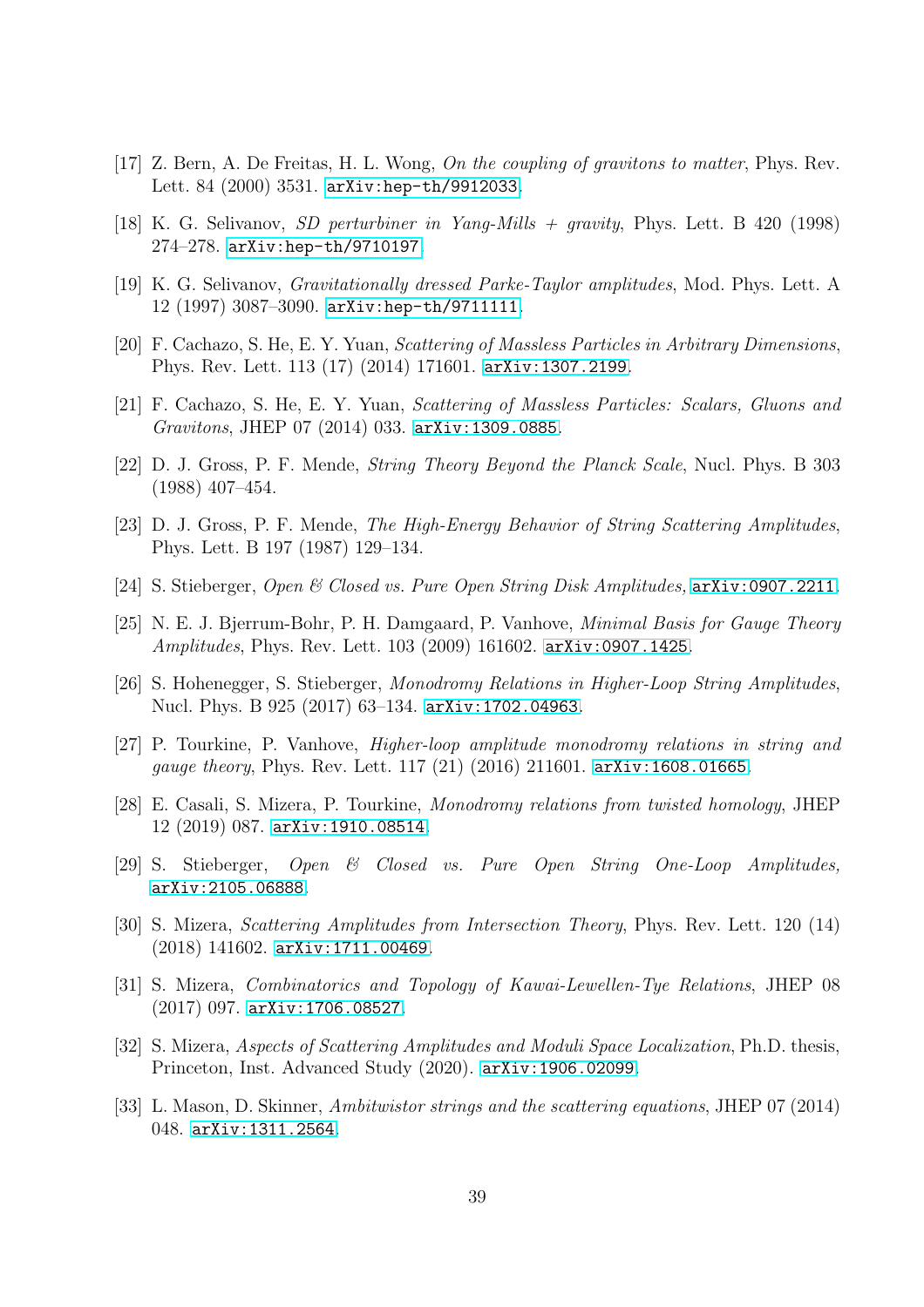[17] Z. Bern, A. De Freitas, H. L. Wong, *On the coupling of gravitons to matter*, Phys. Rev. Lett. 84 (2000) 3531. arXiv:hep-th/9912033.

[18] K. G. Selivanov, *SD perturbiner in Yang-Mills + gravity*, Phys. Lett. B 420 (1998) 274–278. arXiv:hep-th/9710197.

[19] K. G. Selivanov, *Gravitationally dressed Parke-Taylor amplitudes*, Mod. Phys. Lett. A 12 (1997) 3087–3090. arXiv:hep-th/9711111.

[20] F. Cachazo, S. He, E. Y. Yuan, *Scattering of Massless Particles in Arbitrary Dimensions*, Phys. Rev. Lett. 113 (17) (2014) 171601. arXiv:1307.2199.

[21] F. Cachazo, S. He, E. Y. Yuan, *Scattering of Massless Particles: Scalars, Gluons and Gravitons*, JHEP 07 (2014) 033. arXiv:1309.0885.

[22] D. J. Gross, P. F. Mende, *String Theory Beyond the Planck Scale*, Nucl. Phys. B 303 (1988) 407–454.

[23] D. J. Gross, P. F. Mende, *The High-Energy Behavior of String Scattering Amplitudes*, Phys. Lett. B 197 (1987) 129–134.

[24] S. Stieberger, *Open & Closed vs. Pure Open String Disk Amplitudes,* arXiv:0907.2211.

[25] N. E. J. Bjerrum-Bohr, P. H. Damgaard, P. Vanhove, *Minimal Basis for Gauge Theory Amplitudes*, Phys. Rev. Lett. 103 (2009) 161602. arXiv:0907.1425.

[26] S. Hohenegger, S. Stieberger, *Monodromy Relations in Higher-Loop String Amplitudes*, Nucl. Phys. B 925 (2017) 63–134. arXiv:1702.04963.

[27] P. Tourkine, P. Vanhove, *Higher-loop amplitude monodromy relations in string and gauge theory*, Phys. Rev. Lett. 117 (21) (2016) 211601. arXiv:1608.01665.

[28] E. Casali, S. Mizera, P. Tourkine, *Monodromy relations from twisted homology*, JHEP 12 (2019) 087. arXiv:1910.08514.

[29] S. Stieberger, *Open & Closed vs. Pure Open String One-Loop Amplitudes,* arXiv:2105.06888.

[30] S. Mizera, *Scattering Amplitudes from Intersection Theory*, Phys. Rev. Lett. 120 (14) (2018) 141602. arXiv:1711.00469.

[31] S. Mizera, *Combinatorics and Topology of Kawai-Lewellen-Tye Relations*, JHEP 08 (2017) 097. arXiv:1706.08527.

[32] S. Mizera, *Aspects of Scattering Amplitudes and Moduli Space Localization*, Ph.D. thesis, Princeton, Inst. Advanced Study (2020). arXiv:1906.02099.

[33] L. Mason, D. Skinner, *Ambitwistor strings and the scattering equations*, JHEP 07 (2014) 048. arXiv:1311.2564.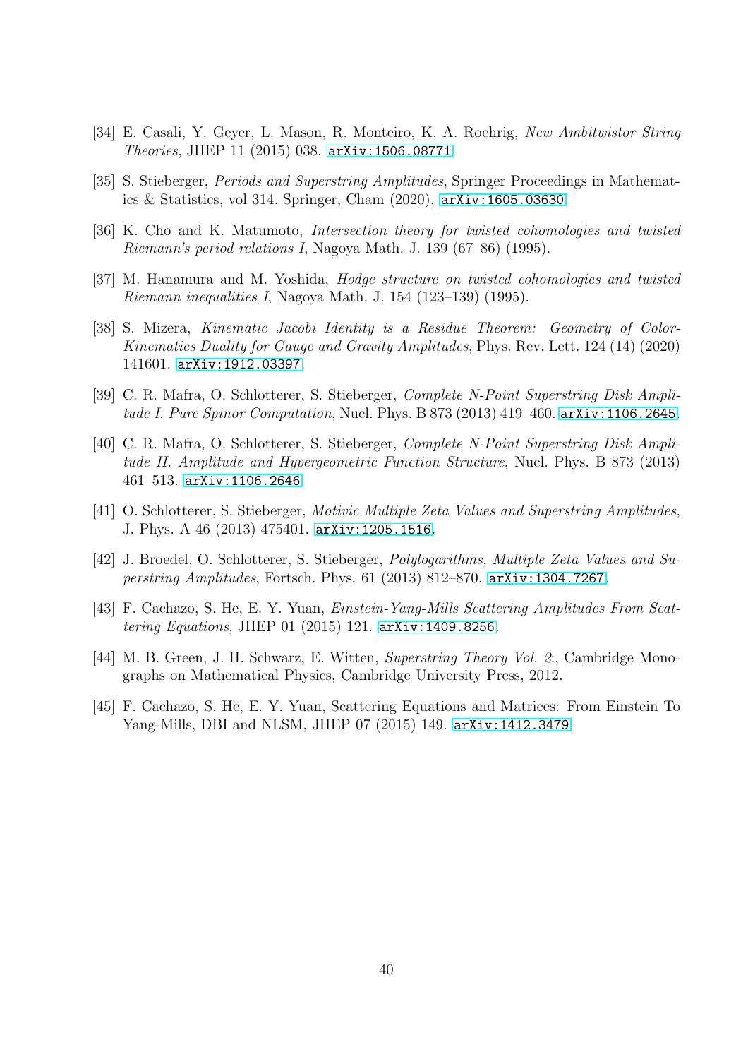[34] E. Casali, Y. Geyer, L. Mason, R. Monteiro, K. A. Roehrig, *New Ambitwistor String Theories*, JHEP 11 (2015) 038. arXiv:1506.08771.

[35] S. Stieberger, *Periods and Superstring Amplitudes*, Springer Proceedings in Mathematics & Statistics, vol 314. Springer, Cham (2020). arXiv:1605.03630.

[36] K. Cho and K. Matumoto, *Intersection theory for twisted cohomologies and twisted Riemann's period relations I*, Nagoya Math. J. 139 (67–86) (1995).

[37] M. Hanamura and M. Yoshida, *Hodge structure on twisted cohomologies and twisted Riemann inequalities I*, Nagoya Math. J. 154 (123–139) (1995).

[38] S. Mizera, *Kinematic Jacobi Identity is a Residue Theorem: Geometry of Color-Kinematics Duality for Gauge and Gravity Amplitudes*, Phys. Rev. Lett. 124 (14) (2020) 141601. arXiv:1912.03397.

[39] C. R. Mafra, O. Schlotterer, S. Stieberger, *Complete N-Point Superstring Disk Amplitude I. Pure Spinor Computation*, Nucl. Phys. B 873 (2013) 419–460. arXiv:1106.2645.

[40] C. R. Mafra, O. Schlotterer, S. Stieberger, *Complete N-Point Superstring Disk Amplitude II. Amplitude and Hypergeometric Function Structure*, Nucl. Phys. B 873 (2013) 461–513. arXiv:1106.2646.

[41] O. Schlotterer, S. Stieberger, *Motivic Multiple Zeta Values and Superstring Amplitudes*, J. Phys. A 46 (2013) 475401. arXiv:1205.1516.

[42] J. Broedel, O. Schlotterer, S. Stieberger, *Polylogarithms, Multiple Zeta Values and Superstring Amplitudes*, Fortsch. Phys. 61 (2013) 812–870. arXiv:1304.7267.

[43] F. Cachazo, S. He, E. Y. Yuan, *Einstein-Yang-Mills Scattering Amplitudes From Scattering Equations*, JHEP 01 (2015) 121. arXiv:1409.8256.

[44] M. B. Green, J. H. Schwarz, E. Witten, *Superstring Theory Vol. 2:*, Cambridge Monographs on Mathematical Physics, Cambridge University Press, 2012.

[45] F. Cachazo, S. He, E. Y. Yuan, Scattering Equations and Matrices: From Einstein To Yang-Mills, DBI and NLSM, JHEP 07 (2015) 149. arXiv:1412.3479.